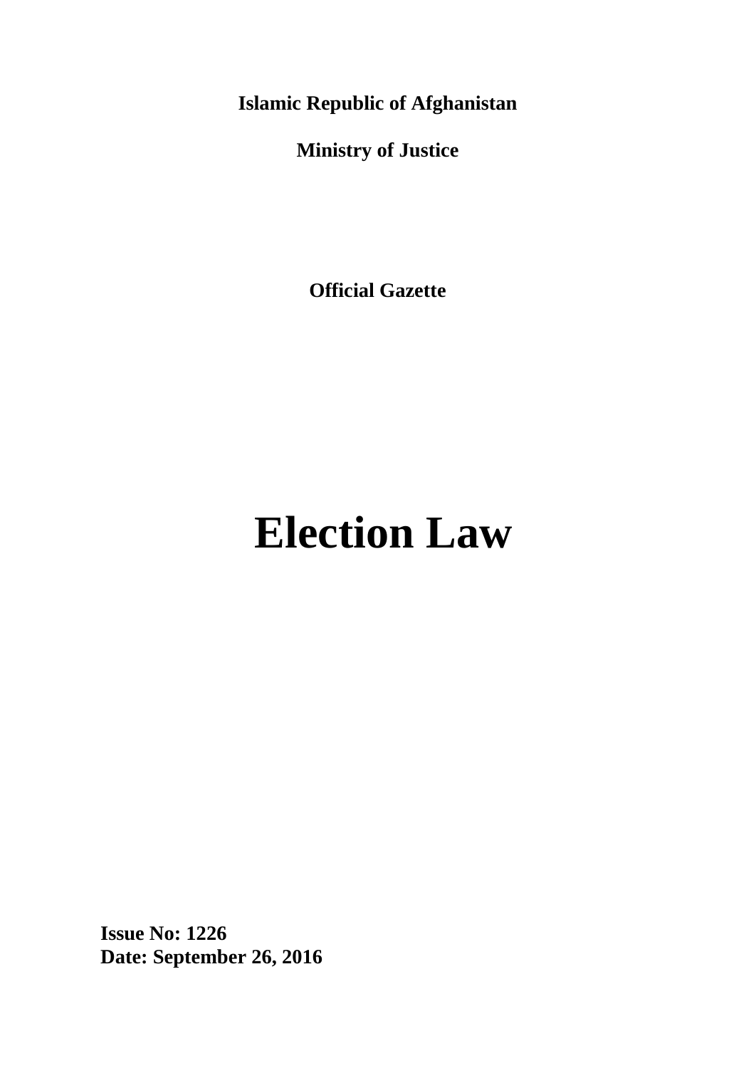**Islamic Republic of Afghanistan**

**Ministry of Justice**

**Official Gazette**

# Election Law

**Issue No: 1226**
**Date: September 26, 2016**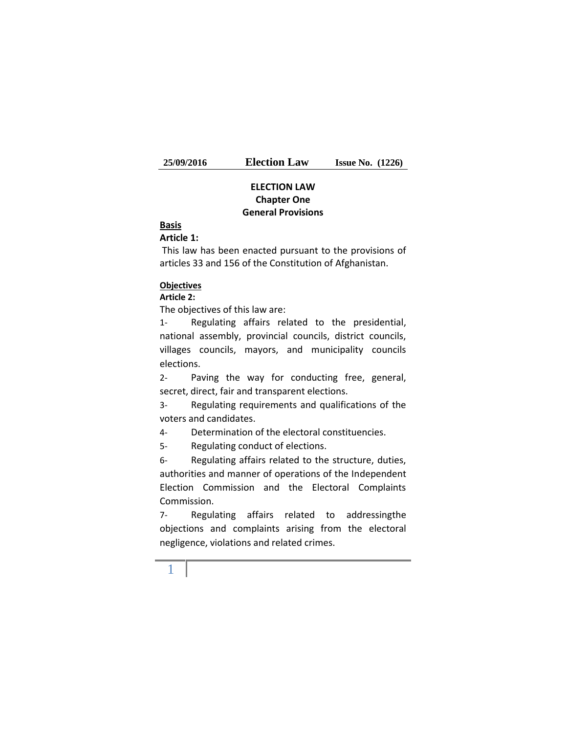# ELECTION LAW

## Chapter One

## General Provisions

**Basis**

**Article 1:**

This law has been enacted pursuant to the provisions of articles 33 and 156 of the Constitution of Afghanistan.

**Objectives**

**Article 2:**

The objectives of this law are:

1- Regulating affairs related to the presidential, national assembly, provincial councils, district councils, villages councils, mayors, and municipality councils elections.

2- Paving the way for conducting free, general, secret, direct, fair and transparent elections.

3- Regulating requirements and qualifications of the voters and candidates.

4- Determination of the electoral constituencies.

5- Regulating conduct of elections.

6- Regulating affairs related to the structure, duties, authorities and manner of operations of the Independent Election Commission and the Electoral Complaints Commission.

7- Regulating affairs related to addressingthe objections and complaints arising from the electoral negligence, violations and related crimes.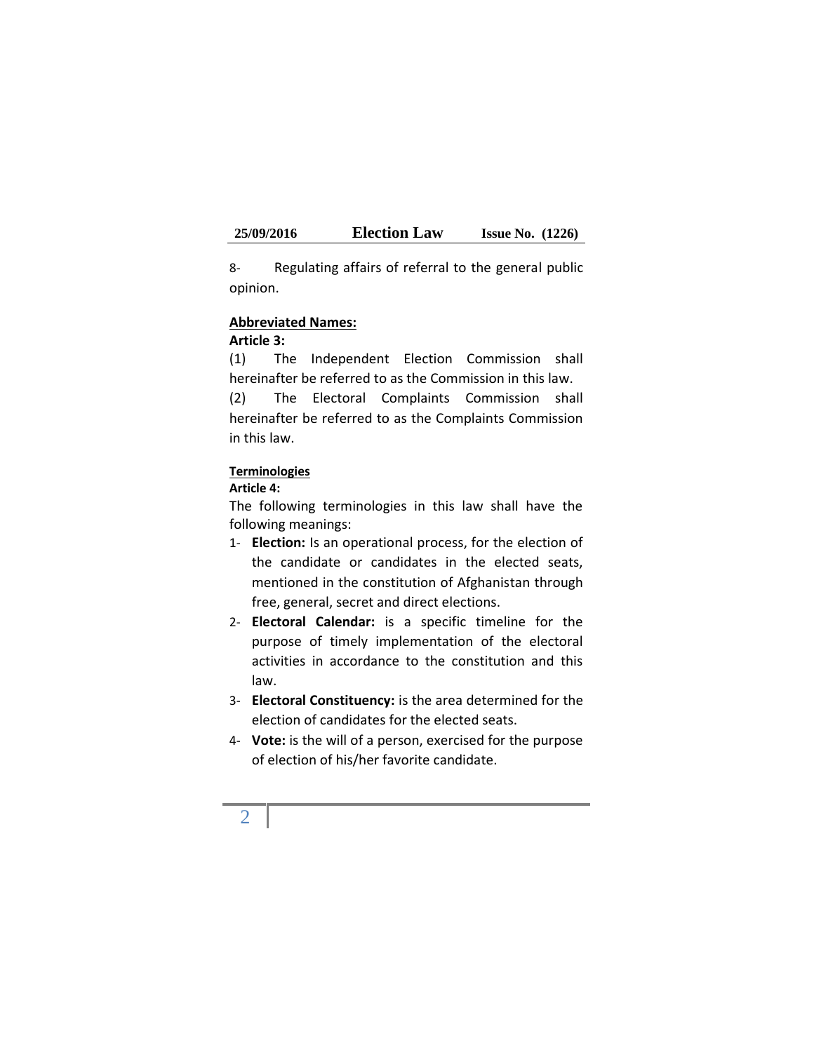8- Regulating affairs of referral to the general public opinion.

**Abbreviated Names:**

**Article 3:**

(1) The Independent Election Commission shall hereinafter be referred to as the Commission in this law.

(2) The Electoral Complaints Commission shall hereinafter be referred to as the Complaints Commission in this law.

**Terminologies**

**Article 4:**

The following terminologies in this law shall have the following meanings:

1- **Election:** Is an operational process, for the election of the candidate or candidates in the elected seats, mentioned in the constitution of Afghanistan through free, general, secret and direct elections.
2- **Electoral Calendar:** is a specific timeline for the purpose of timely implementation of the electoral activities in accordance to the constitution and this law.
3- **Electoral Constituency:** is the area determined for the election of candidates for the elected seats.
4- **Vote:** is the will of a person, exercised for the purpose of election of his/her favorite candidate.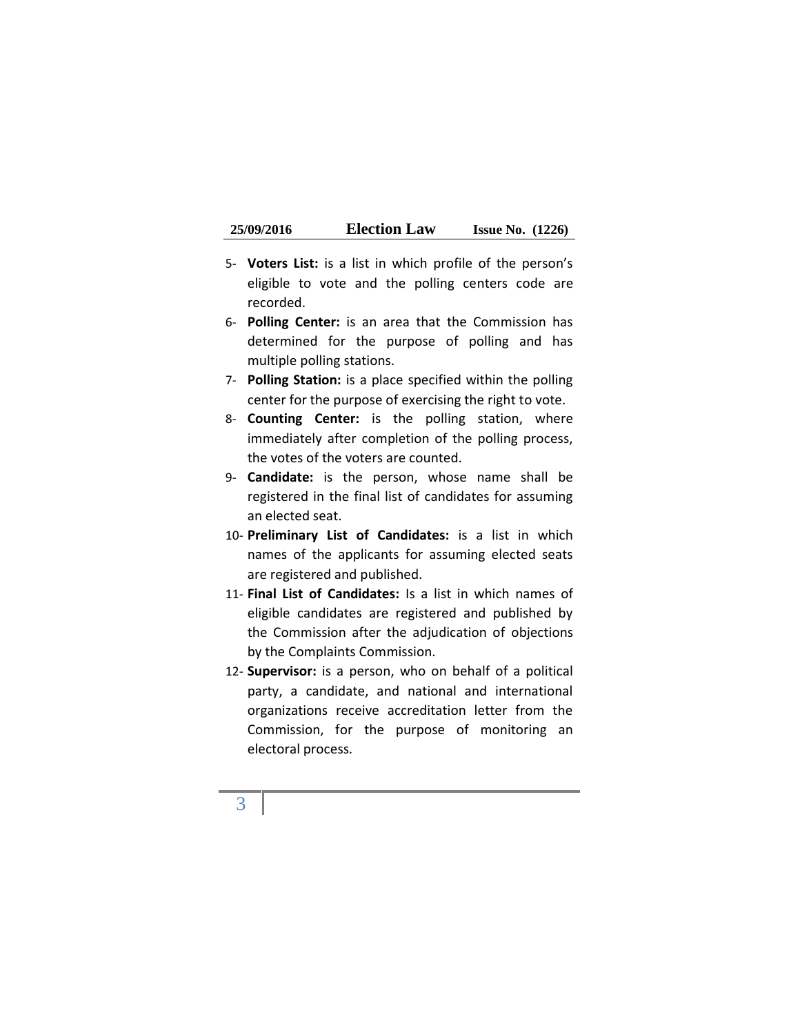5- **Voters List:** is a list in which profile of the person's eligible to vote and the polling centers code are recorded.
6- **Polling Center:** is an area that the Commission has determined for the purpose of polling and has multiple polling stations.
7- **Polling Station:** is a place specified within the polling center for the purpose of exercising the right to vote.
8- **Counting Center:** is the polling station, where immediately after completion of the polling process, the votes of the voters are counted.
9- **Candidate:** is the person, whose name shall be registered in the final list of candidates for assuming an elected seat.
10- **Preliminary List of Candidates:** is a list in which names of the applicants for assuming elected seats are registered and published.
11- **Final List of Candidates:** Is a list in which names of eligible candidates are registered and published by the Commission after the adjudication of objections by the Complaints Commission.
12- **Supervisor:** is a person, who on behalf of a political party, a candidate, and national and international organizations receive accreditation letter from the Commission, for the purpose of monitoring an electoral process.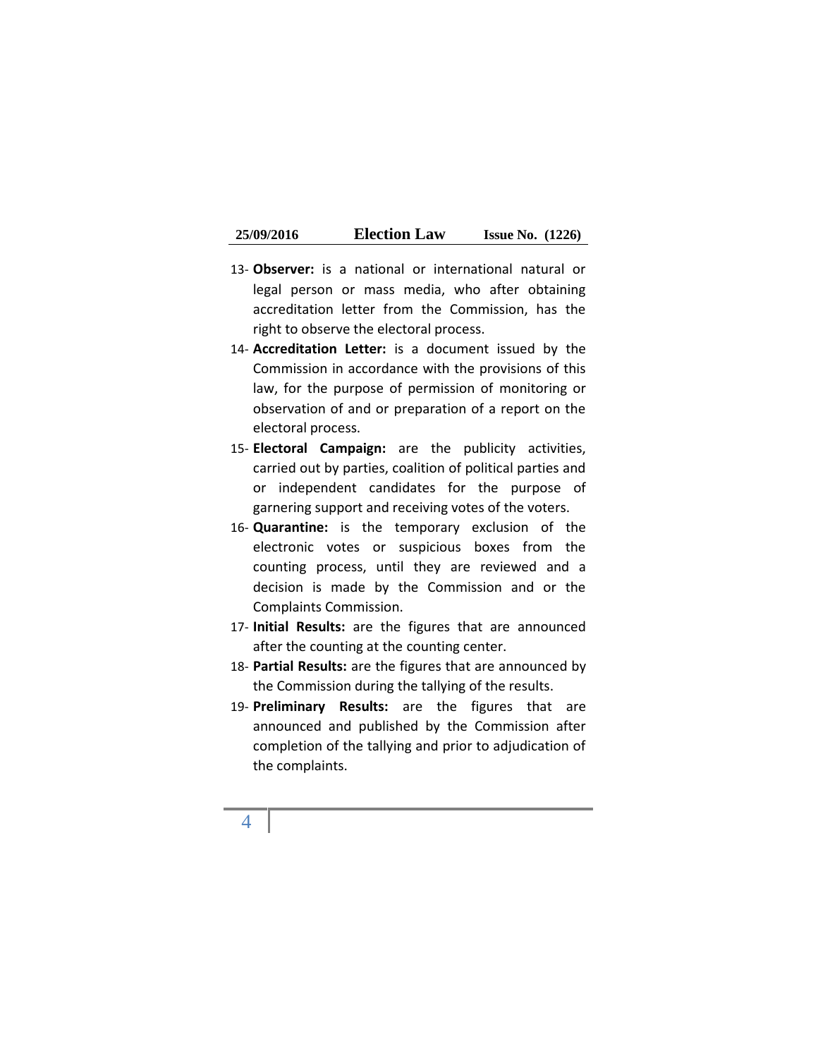13- **Observer:** is a national or international natural or legal person or mass media, who after obtaining accreditation letter from the Commission, has the right to observe the electoral process.
14- **Accreditation Letter:** is a document issued by the Commission in accordance with the provisions of this law, for the purpose of permission of monitoring or observation of and or preparation of a report on the electoral process.
15- **Electoral Campaign:** are the publicity activities, carried out by parties, coalition of political parties and or independent candidates for the purpose of garnering support and receiving votes of the voters.
16- **Quarantine:** is the temporary exclusion of the electronic votes or suspicious boxes from the counting process, until they are reviewed and a decision is made by the Commission and or the Complaints Commission.
17- **Initial Results:** are the figures that are announced after the counting at the counting center.
18- **Partial Results:** are the figures that are announced by the Commission during the tallying of the results.
19- **Preliminary Results:** are the figures that are announced and published by the Commission after completion of the tallying and prior to adjudication of the complaints.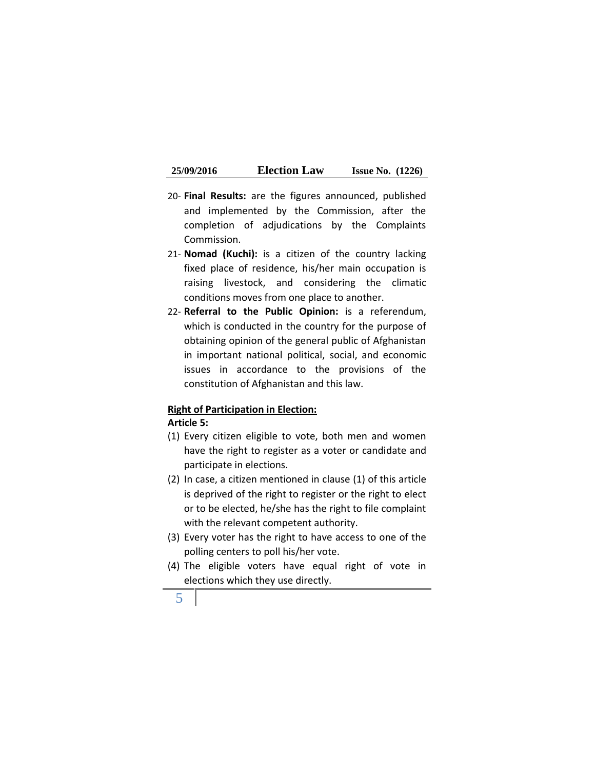20- **Final Results:** are the figures announced, published and implemented by the Commission, after the completion of adjudications by the Complaints Commission.

21- **Nomad (Kuchi):** is a citizen of the country lacking fixed place of residence, his/her main occupation is raising livestock, and considering the climatic conditions moves from one place to another.

22- **Referral to the Public Opinion:** is a referendum, which is conducted in the country for the purpose of obtaining opinion of the general public of Afghanistan in important national political, social, and economic issues in accordance to the provisions of the constitution of Afghanistan and this law.

**<u>Right of Participation in Election:</u>**

**Article 5:**

(1) Every citizen eligible to vote, both men and women have the right to register as a voter or candidate and participate in elections.

(2) In case, a citizen mentioned in clause (1) of this article is deprived of the right to register or the right to elect or to be elected, he/she has the right to file complaint with the relevant competent authority.

(3) Every voter has the right to have access to one of the polling centers to poll his/her vote.

(4) The eligible voters have equal right of vote in elections which they use directly.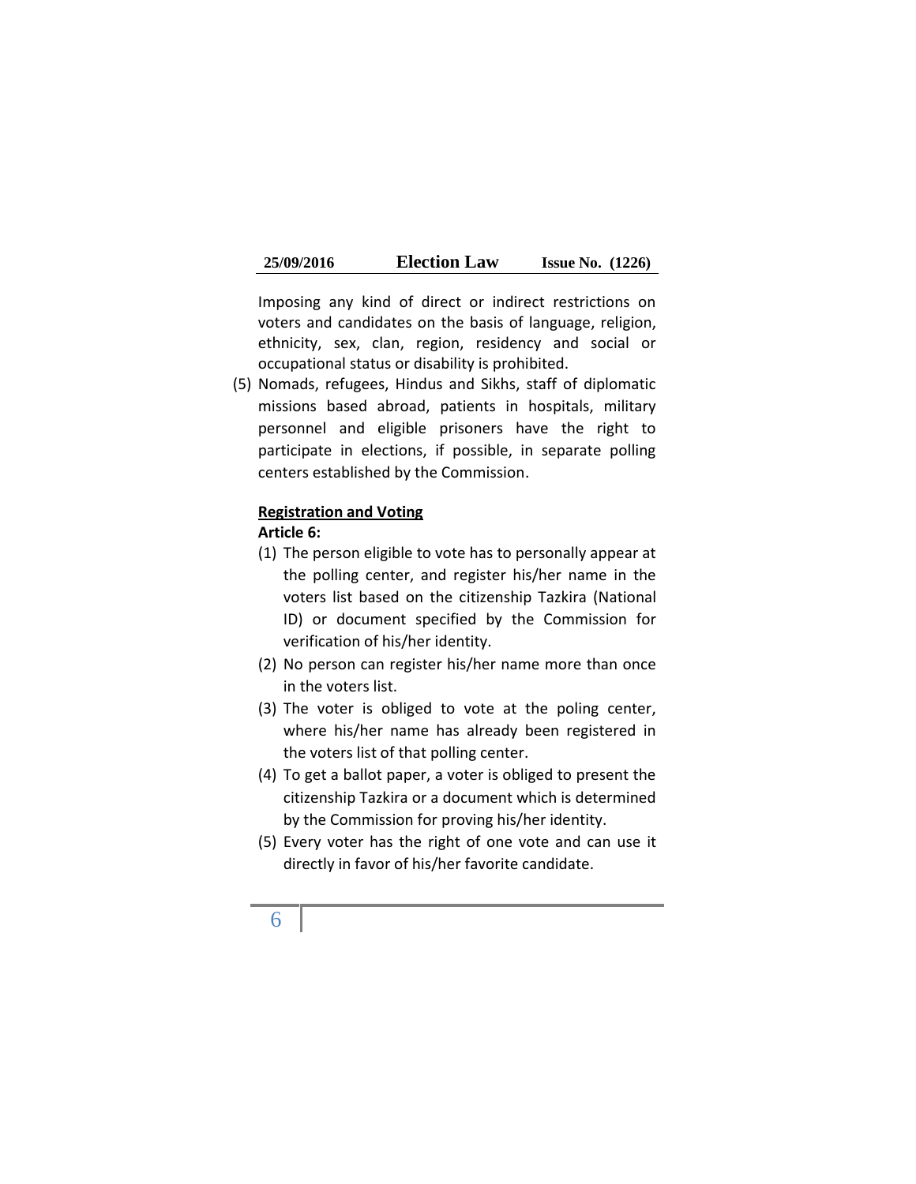Imposing any kind of direct or indirect restrictions on voters and candidates on the basis of language, religion, ethnicity, sex, clan, region, residency and social or occupational status or disability is prohibited.

(5) Nomads, refugees, Hindus and Sikhs, staff of diplomatic missions based abroad, patients in hospitals, military personnel and eligible prisoners have the right to participate in elections, if possible, in separate polling centers established by the Commission.

**Registration and Voting**

**Article 6:**

(1) The person eligible to vote has to personally appear at the polling center, and register his/her name in the voters list based on the citizenship Tazkira (National ID) or document specified by the Commission for verification of his/her identity.

(2) No person can register his/her name more than once in the voters list.

(3) The voter is obliged to vote at the poling center, where his/her name has already been registered in the voters list of that polling center.

(4) To get a ballot paper, a voter is obliged to present the citizenship Tazkira or a document which is determined by the Commission for proving his/her identity.

(5) Every voter has the right of one vote and can use it directly in favor of his/her favorite candidate.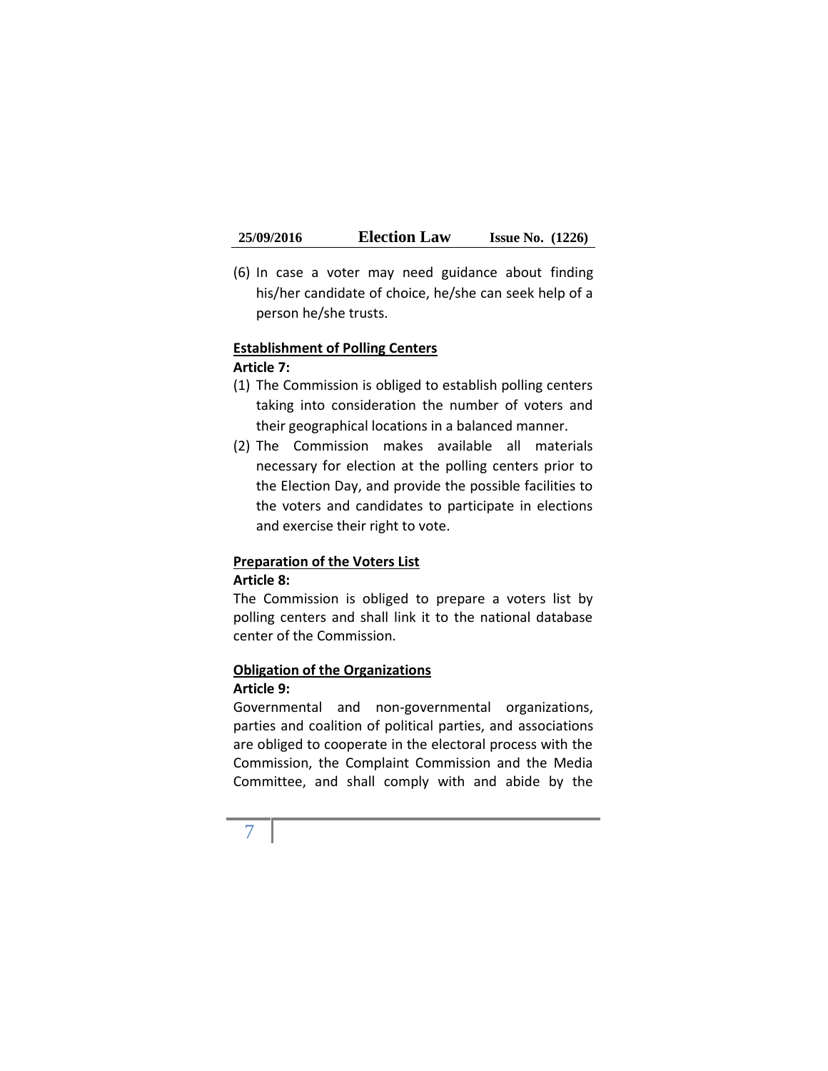(6) In case a voter may need guidance about finding his/her candidate of choice, he/she can seek help of a person he/she trusts.

**Establishment of Polling Centers**

**Article 7:**

(1) The Commission is obliged to establish polling centers taking into consideration the number of voters and their geographical locations in a balanced manner.

(2) The Commission makes available all materials necessary for election at the polling centers prior to the Election Day, and provide the possible facilities to the voters and candidates to participate in elections and exercise their right to vote.

**Preparation of the Voters List**

**Article 8:**

The Commission is obliged to prepare a voters list by polling centers and shall link it to the national database center of the Commission.

**Obligation of the Organizations**

**Article 9:**

Governmental and non-governmental organizations, parties and coalition of political parties, and associations are obliged to cooperate in the electoral process with the Commission, the Complaint Commission and the Media Committee, and shall comply with and abide by the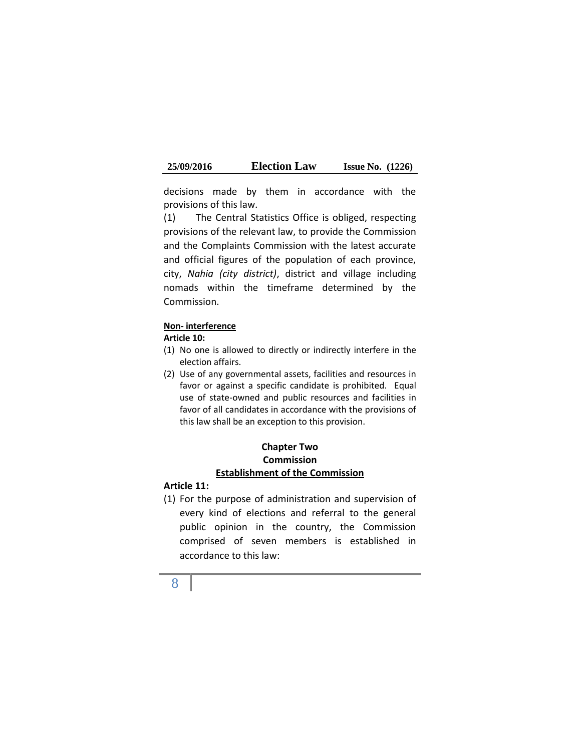decisions made by them in accordance with the provisions of this law.

(1) The Central Statistics Office is obliged, respecting provisions of the relevant law, to provide the Commission and the Complaints Commission with the latest accurate and official figures of the population of each province, city, *Nahia (city district)*, district and village including nomads within the timeframe determined by the Commission.

**Non- interference**

**Article 10:**

(1) No one is allowed to directly or indirectly interfere in the election affairs.

(2) Use of any governmental assets, facilities and resources in favor or against a specific candidate is prohibited. Equal use of state-owned and public resources and facilities in favor of all candidates in accordance with the provisions of this law shall be an exception to this provision.

## Chapter Two
## Commission
### Establishment of the Commission

**Article 11:**

(1) For the purpose of administration and supervision of every kind of elections and referral to the general public opinion in the country, the Commission comprised of seven members is established in accordance to this law: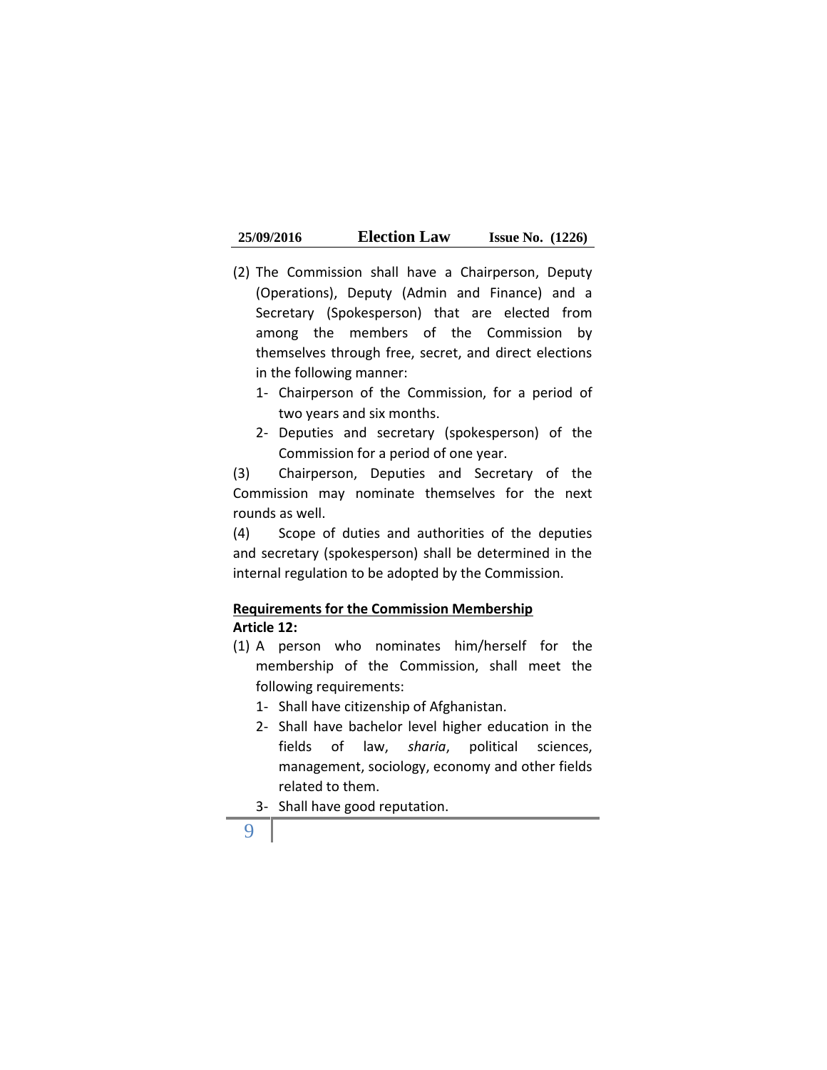(2) The Commission shall have a Chairperson, Deputy (Operations), Deputy (Admin and Finance) and a Secretary (Spokesperson) that are elected from among the members of the Commission by themselves through free, secret, and direct elections in the following manner:

   1- Chairperson of the Commission, for a period of two years and six months.
   2- Deputies and secretary (spokesperson) of the Commission for a period of one year.

(3) Chairperson, Deputies and Secretary of the Commission may nominate themselves for the next rounds as well.

(4) Scope of duties and authorities of the deputies and secretary (spokesperson) shall be determined in the internal regulation to be adopted by the Commission.

**Requirements for the Commission Membership**

**Article 12:**

(1) A person who nominates him/herself for the membership of the Commission, shall meet the following requirements:

   1- Shall have citizenship of Afghanistan.
   2- Shall have bachelor level higher education in the fields of law, *sharia*, political sciences, management, sociology, economy and other fields related to them.
   3- Shall have good reputation.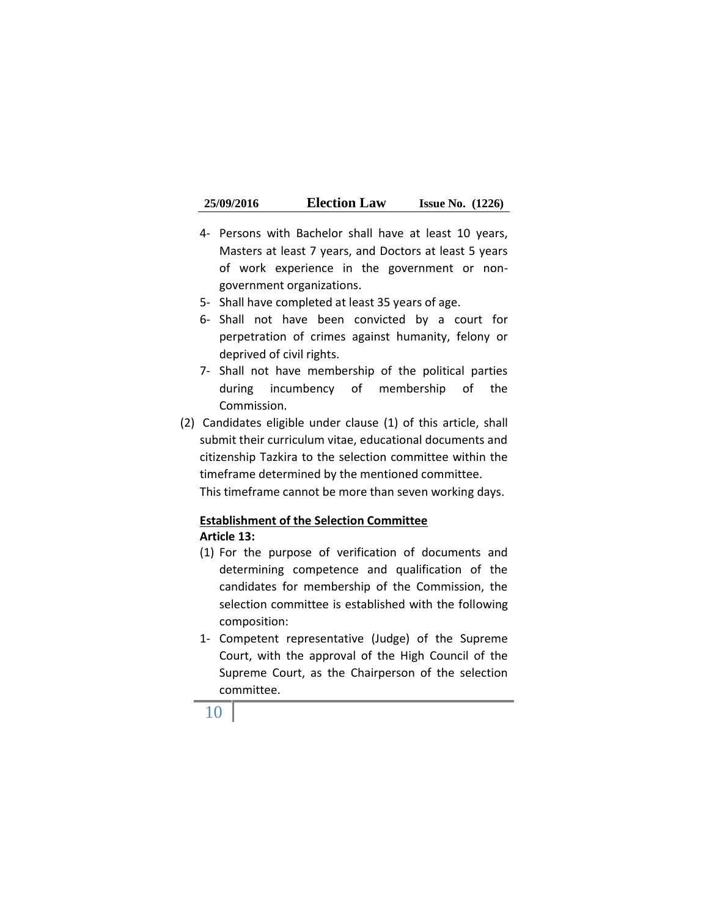4- Persons with Bachelor shall have at least 10 years, Masters at least 7 years, and Doctors at least 5 years of work experience in the government or non-government organizations.
5- Shall have completed at least 35 years of age.
6- Shall not have been convicted by a court for perpetration of crimes against humanity, felony or deprived of civil rights.
7- Shall not have membership of the political parties during incumbency of membership of the Commission.

(2) Candidates eligible under clause (1) of this article, shall submit their curriculum vitae, educational documents and citizenship Tazkira to the selection committee within the timeframe determined by the mentioned committee. This timeframe cannot be more than seven working days.

**Establishment of the Selection Committee**

**Article 13:**

(1) For the purpose of verification of documents and determining competence and qualification of the candidates for membership of the Commission, the selection committee is established with the following composition:

1- Competent representative (Judge) of the Supreme Court, with the approval of the High Council of the Supreme Court, as the Chairperson of the selection committee.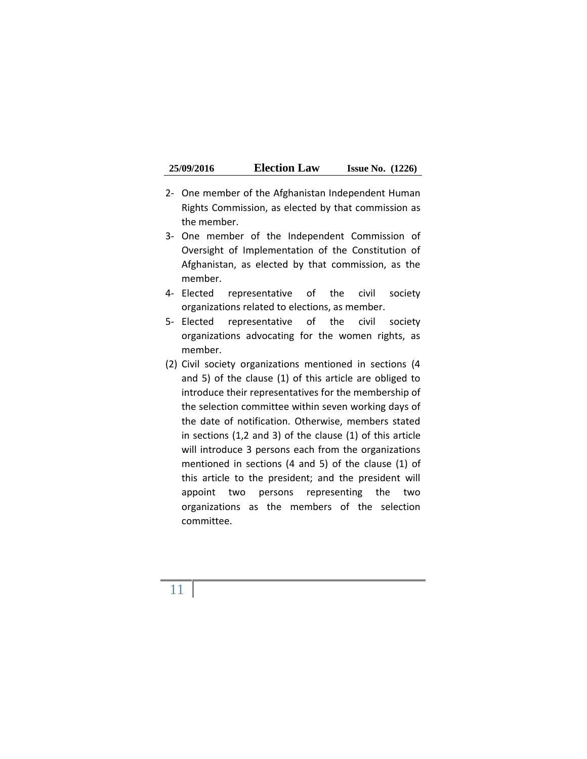2- One member of the Afghanistan Independent Human Rights Commission, as elected by that commission as the member.

3- One member of the Independent Commission of Oversight of Implementation of the Constitution of Afghanistan, as elected by that commission, as the member.

4- Elected representative of the civil society organizations related to elections, as member.

5- Elected representative of the civil society organizations advocating for the women rights, as member.

(2) Civil society organizations mentioned in sections (4 and 5) of the clause (1) of this article are obliged to introduce their representatives for the membership of the selection committee within seven working days of the date of notification. Otherwise, members stated in sections (1,2 and 3) of the clause (1) of this article will introduce 3 persons each from the organizations mentioned in sections (4 and 5) of the clause (1) of this article to the president; and the president will appoint two persons representing the two organizations as the members of the selection committee.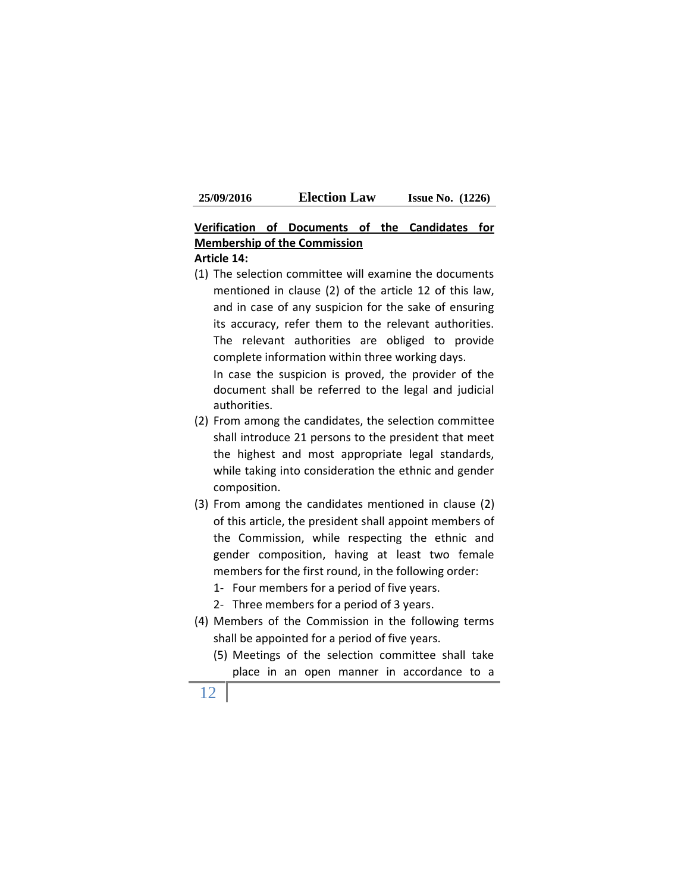**<u>Verification of Documents of the Candidates for Membership of the Commission</u>**

**Article 14:**

(1) The selection committee will examine the documents mentioned in clause (2) of the article 12 of this law, and in case of any suspicion for the sake of ensuring its accuracy, refer them to the relevant authorities. The relevant authorities are obliged to provide complete information within three working days.

   In case the suspicion is proved, the provider of the document shall be referred to the legal and judicial authorities.

(2) From among the candidates, the selection committee shall introduce 21 persons to the president that meet the highest and most appropriate legal standards, while taking into consideration the ethnic and gender composition.

(3) From among the candidates mentioned in clause (2) of this article, the president shall appoint members of the Commission, while respecting the ethnic and gender composition, having at least two female members for the first round, in the following order:

   1- Four members for a period of five years.

   2- Three members for a period of 3 years.

(4) Members of the Commission in the following terms shall be appointed for a period of five years.

(5) Meetings of the selection committee shall take place in an open manner in accordance to a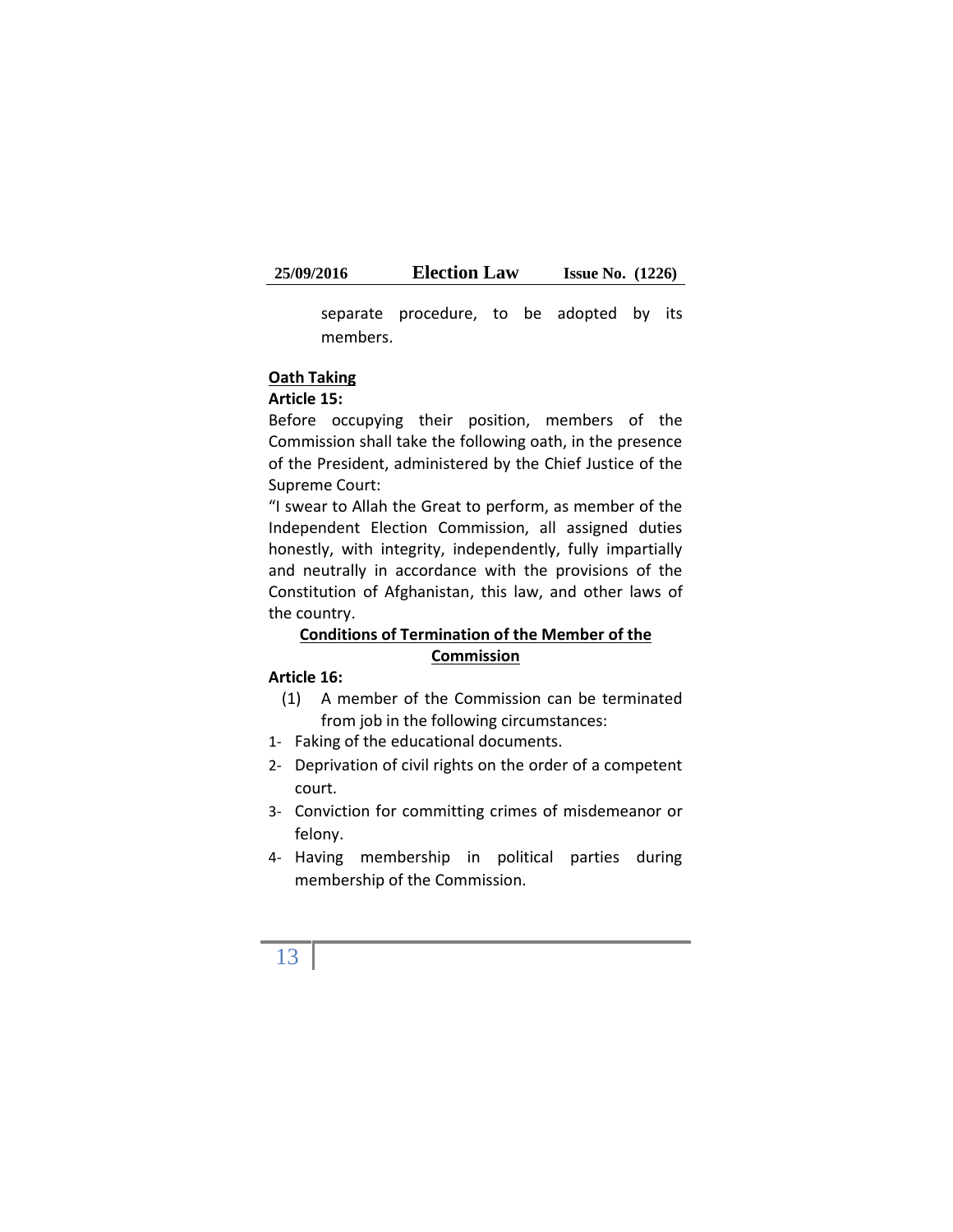separate procedure, to be adopted by its members.

**Oath Taking**

**Article 15:**

Before occupying their position, members of the Commission shall take the following oath, in the presence of the President, administered by the Chief Justice of the Supreme Court:

"I swear to Allah the Great to perform, as member of the Independent Election Commission, all assigned duties honestly, with integrity, independently, fully impartially and neutrally in accordance with the provisions of the Constitution of Afghanistan, this law, and other laws of the country.

**Conditions of Termination of the Member of the Commission**

**Article 16:**

(1) A member of the Commission can be terminated from job in the following circumstances:

1- Faking of the educational documents.
2- Deprivation of civil rights on the order of a competent court.
3- Conviction for committing crimes of misdemeanor or felony.
4- Having membership in political parties during membership of the Commission.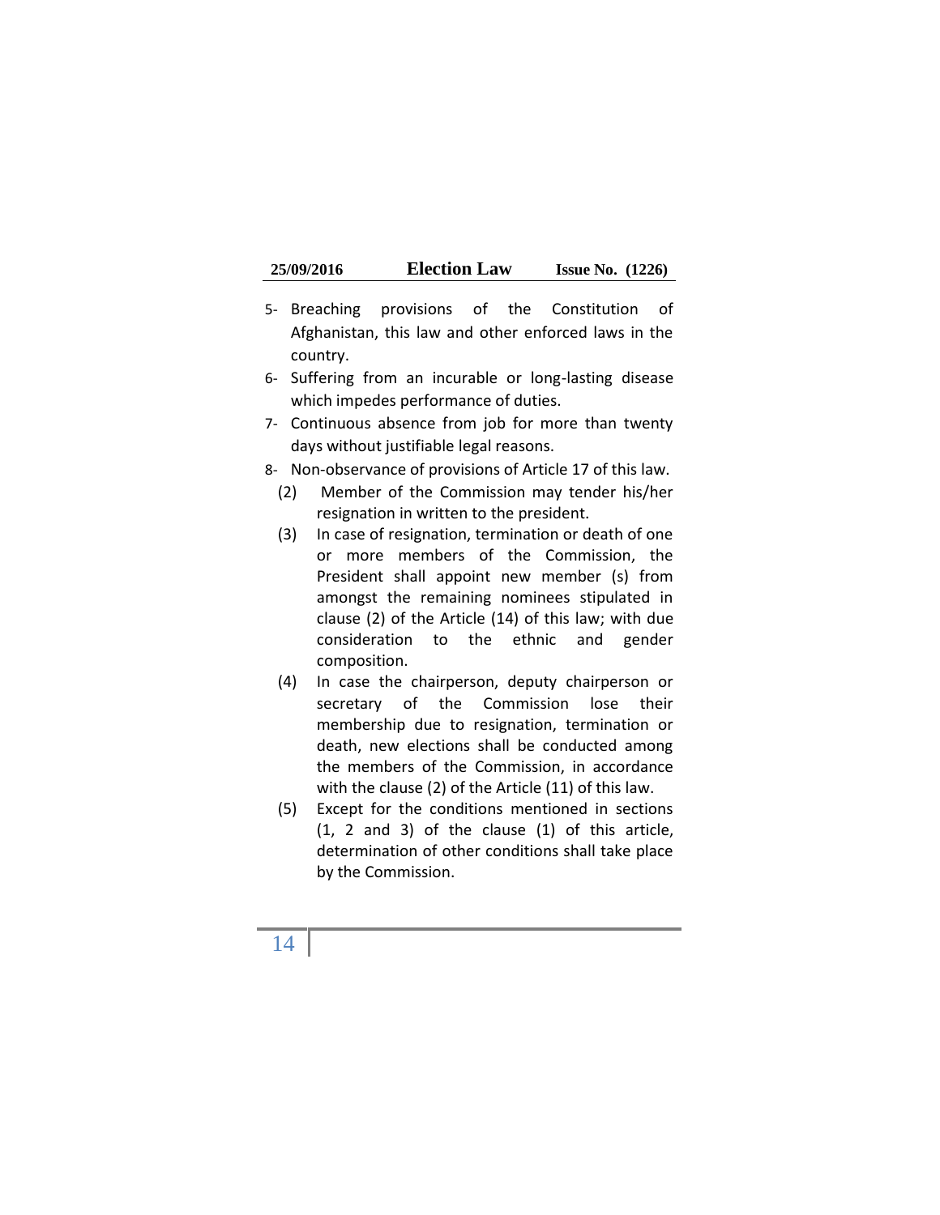5- Breaching provisions of the Constitution of Afghanistan, this law and other enforced laws in the country.
6- Suffering from an incurable or long-lasting disease which impedes performance of duties.
7- Continuous absence from job for more than twenty days without justifiable legal reasons.
8- Non-observance of provisions of Article 17 of this law.

(2) Member of the Commission may tender his/her resignation in written to the president.

(3) In case of resignation, termination or death of one or more members of the Commission, the President shall appoint new member (s) from amongst the remaining nominees stipulated in clause (2) of the Article (14) of this law; with due consideration to the ethnic and gender composition.

(4) In case the chairperson, deputy chairperson or secretary of the Commission lose their membership due to resignation, termination or death, new elections shall be conducted among the members of the Commission, in accordance with the clause (2) of the Article (11) of this law.

(5) Except for the conditions mentioned in sections (1, 2 and 3) of the clause (1) of this article, determination of other conditions shall take place by the Commission.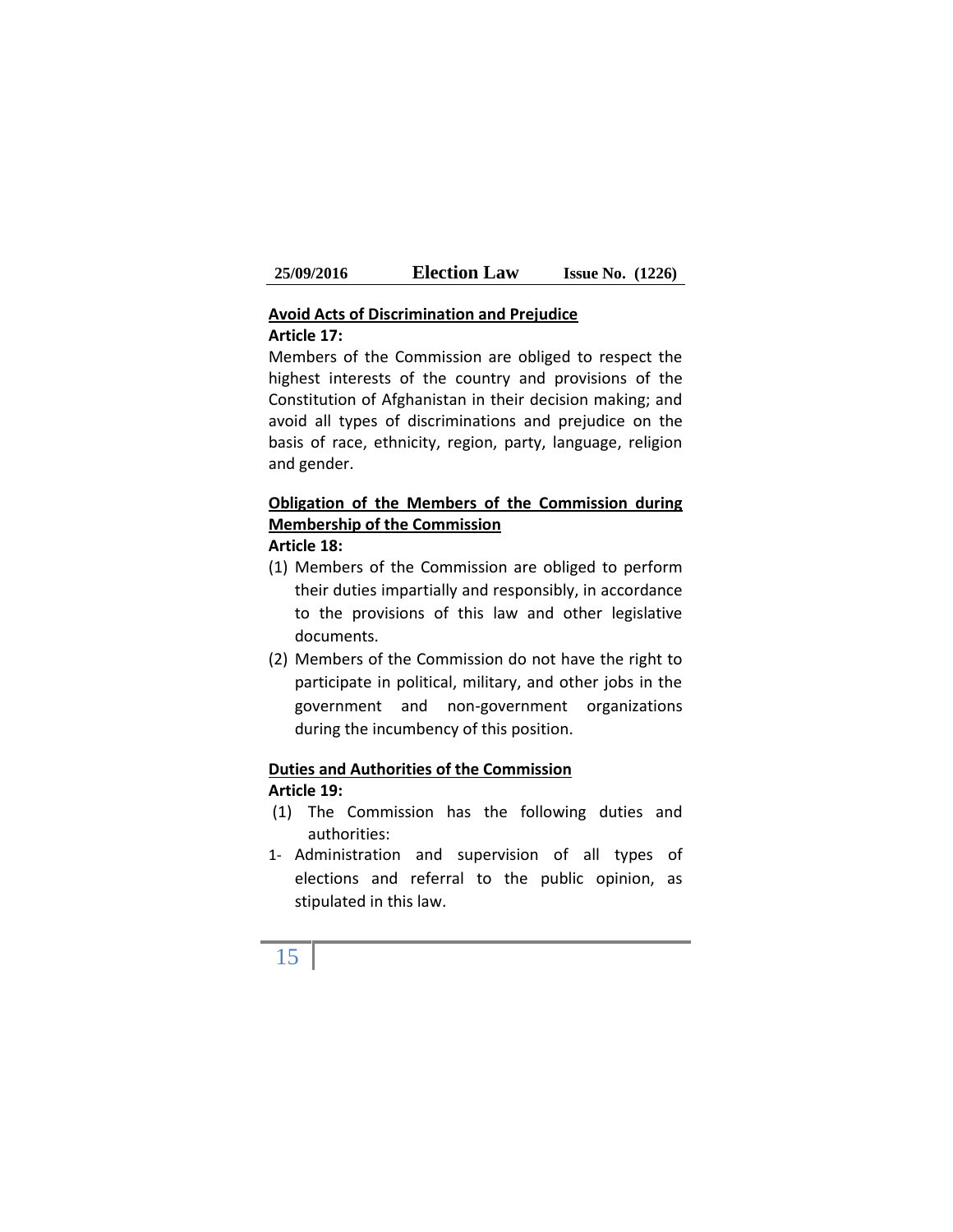**<u>Avoid Acts of Discrimination and Prejudice</u>**

**Article 17:**

Members of the Commission are obliged to respect the highest interests of the country and provisions of the Constitution of Afghanistan in their decision making; and avoid all types of discriminations and prejudice on the basis of race, ethnicity, region, party, language, religion and gender.

**<u>Obligation of the Members of the Commission during Membership of the Commission</u>**

**Article 18:**

(1) Members of the Commission are obliged to perform their duties impartially and responsibly, in accordance to the provisions of this law and other legislative documents.

(2) Members of the Commission do not have the right to participate in political, military, and other jobs in the government and non-government organizations during the incumbency of this position.

**<u>Duties and Authorities of the Commission</u>**

**Article 19:**

(1) The Commission has the following duties and authorities:

1- Administration and supervision of all types of elections and referral to the public opinion, as stipulated in this law.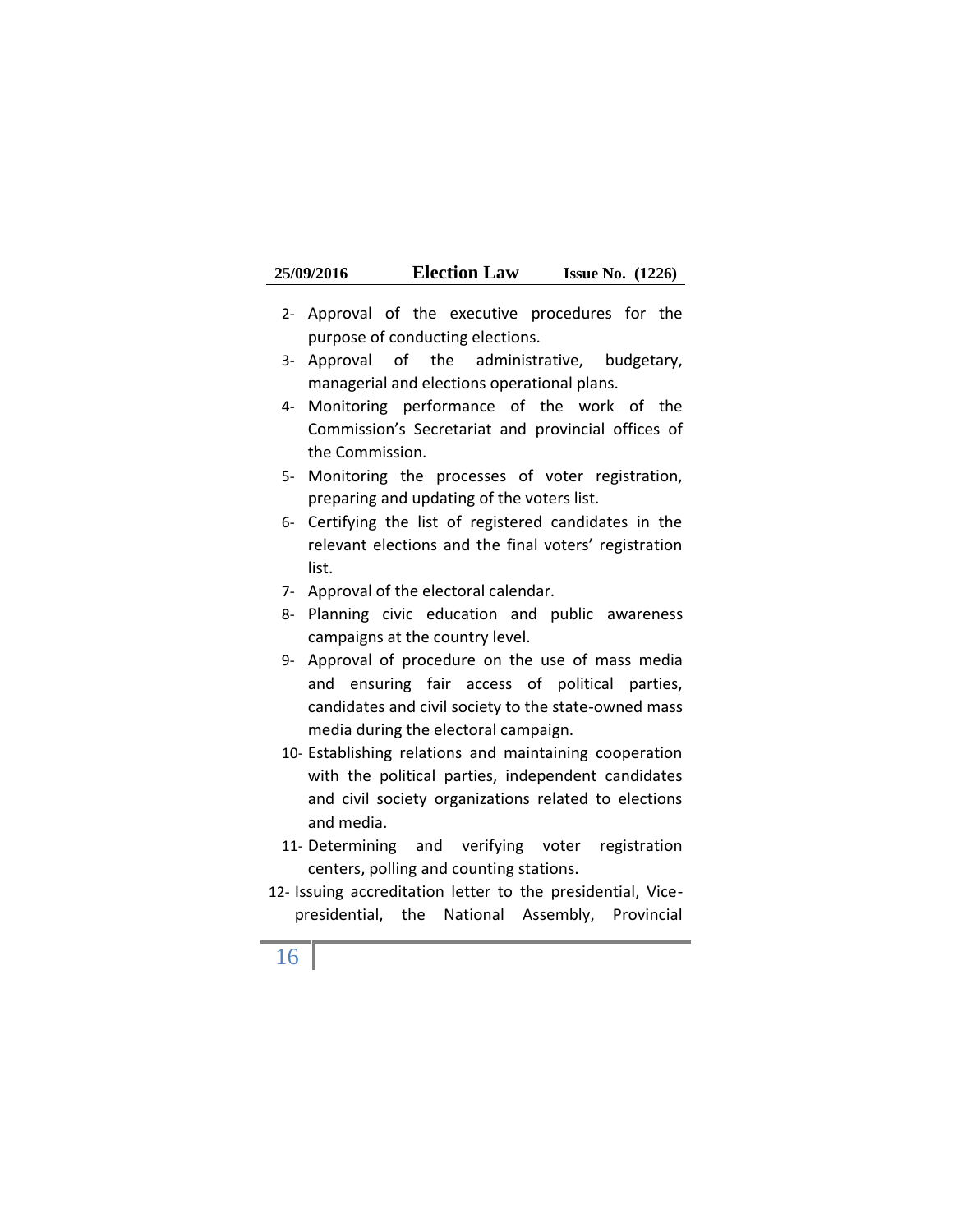2- Approval of the executive procedures for the purpose of conducting elections.
3- Approval of the administrative, budgetary, managerial and elections operational plans.
4- Monitoring performance of the work of the Commission's Secretariat and provincial offices of the Commission.
5- Monitoring the processes of voter registration, preparing and updating of the voters list.
6- Certifying the list of registered candidates in the relevant elections and the final voters' registration list.
7- Approval of the electoral calendar.
8- Planning civic education and public awareness campaigns at the country level.
9- Approval of procedure on the use of mass media and ensuring fair access of political parties, candidates and civil society to the state-owned mass media during the electoral campaign.
10- Establishing relations and maintaining cooperation with the political parties, independent candidates and civil society organizations related to elections and media.
11- Determining and verifying voter registration centers, polling and counting stations.
12- Issuing accreditation letter to the presidential, Vice-presidential, the National Assembly, Provincial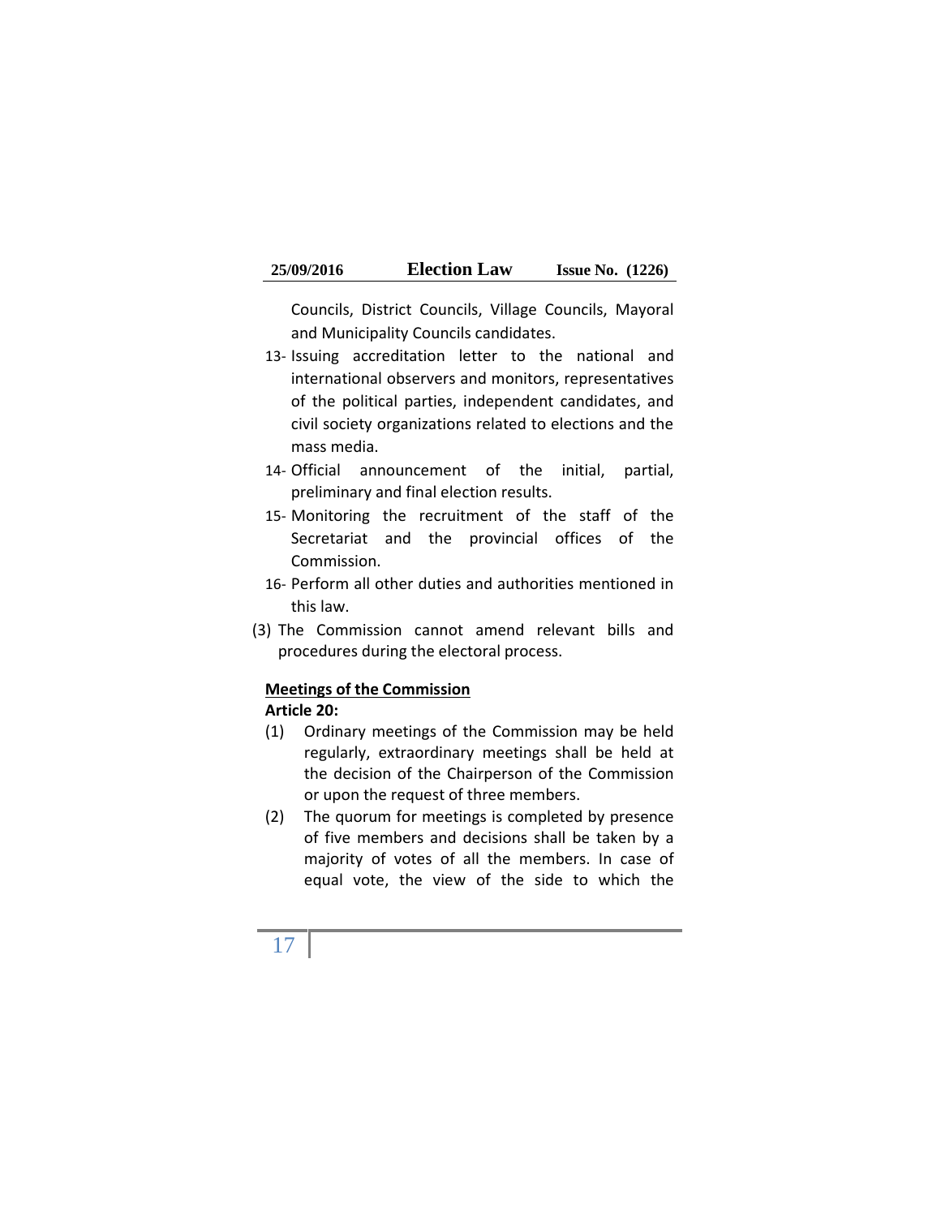Councils, District Councils, Village Councils, Mayoral and Municipality Councils candidates.

13- Issuing accreditation letter to the national and international observers and monitors, representatives of the political parties, independent candidates, and civil society organizations related to elections and the mass media.

14- Official announcement of the initial, partial, preliminary and final election results.

15- Monitoring the recruitment of the staff of the Secretariat and the provincial offices of the Commission.

16- Perform all other duties and authorities mentioned in this law.

(3) The Commission cannot amend relevant bills and procedures during the electoral process.

**Meetings of the Commission**

**Article 20:**

(1) Ordinary meetings of the Commission may be held regularly, extraordinary meetings shall be held at the decision of the Chairperson of the Commission or upon the request of three members.

(2) The quorum for meetings is completed by presence of five members and decisions shall be taken by a majority of votes of all the members. In case of equal vote, the view of the side to which the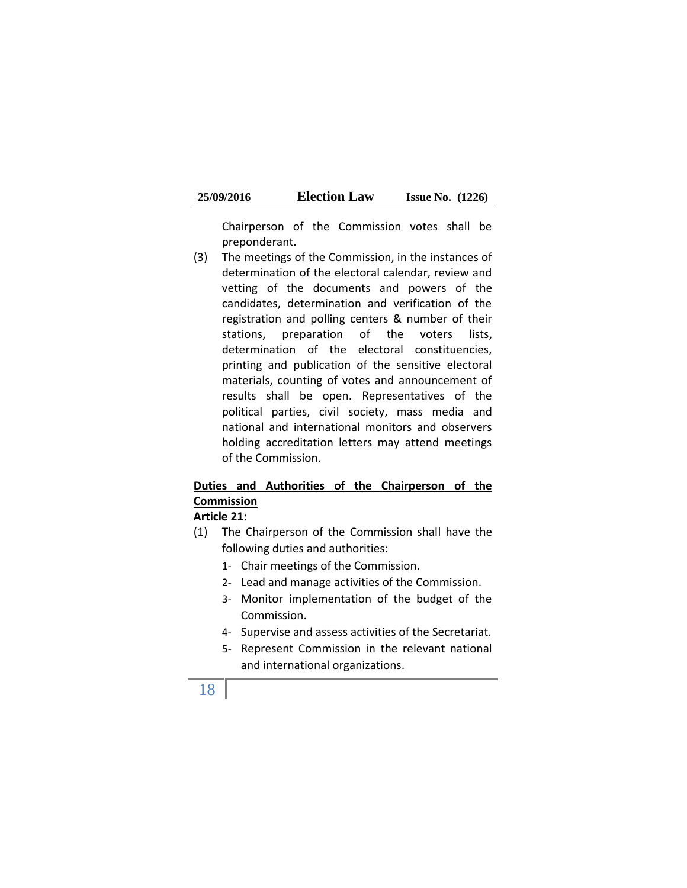Chairperson of the Commission votes shall be preponderant.

(3) The meetings of the Commission, in the instances of determination of the electoral calendar, review and vetting of the documents and powers of the candidates, determination and verification of the registration and polling centers & number of their stations, preparation of the voters lists, determination of the electoral constituencies, printing and publication of the sensitive electoral materials, counting of votes and announcement of results shall be open. Representatives of the political parties, civil society, mass media and national and international monitors and observers holding accreditation letters may attend meetings of the Commission.

**Duties and Authorities of the Chairperson of the Commission**

**Article 21:**

(1) The Chairperson of the Commission shall have the following duties and authorities:

1- Chair meetings of the Commission.
2- Lead and manage activities of the Commission.
3- Monitor implementation of the budget of the Commission.
4- Supervise and assess activities of the Secretariat.
5- Represent Commission in the relevant national and international organizations.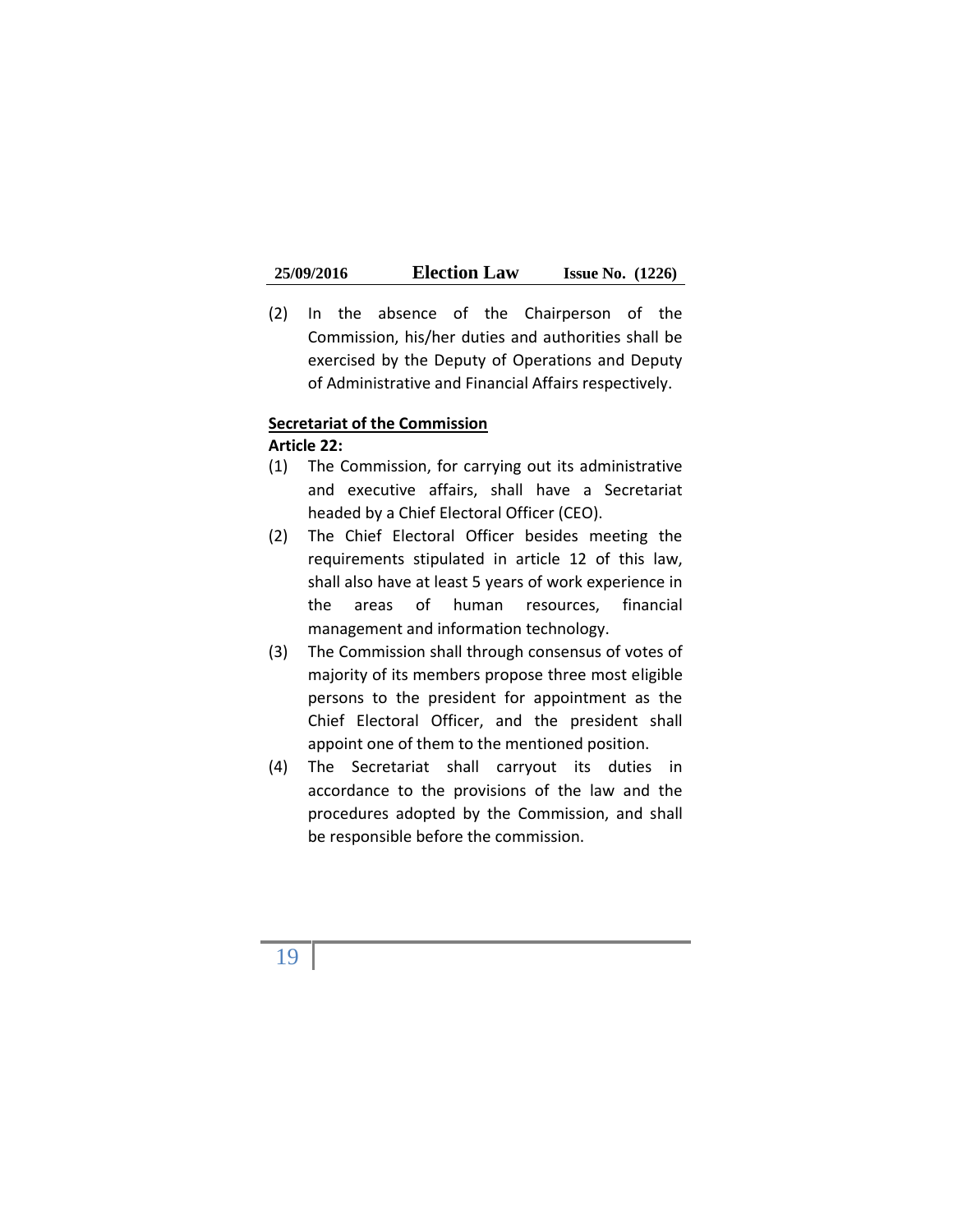(2) In the absence of the Chairperson of the Commission, his/her duties and authorities shall be exercised by the Deputy of Operations and Deputy of Administrative and Financial Affairs respectively.

**Secretariat of the Commission**

**Article 22:**

(1) The Commission, for carrying out its administrative and executive affairs, shall have a Secretariat headed by a Chief Electoral Officer (CEO).

(2) The Chief Electoral Officer besides meeting the requirements stipulated in article 12 of this law, shall also have at least 5 years of work experience in the areas of human resources, financial management and information technology.

(3) The Commission shall through consensus of votes of majority of its members propose three most eligible persons to the president for appointment as the Chief Electoral Officer, and the president shall appoint one of them to the mentioned position.

(4) The Secretariat shall carryout its duties in accordance to the provisions of the law and the procedures adopted by the Commission, and shall be responsible before the commission.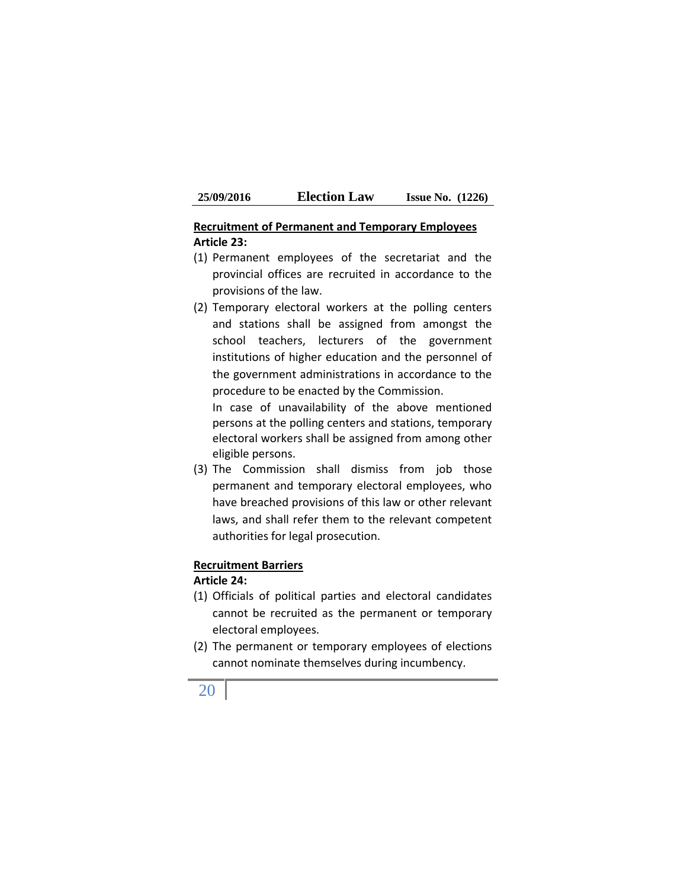**<u>Recruitment of Permanent and Temporary Employees</u>**

**Article 23:**

(1) Permanent employees of the secretariat and the provincial offices are recruited in accordance to the provisions of the law.

(2) Temporary electoral workers at the polling centers and stations shall be assigned from amongst the school teachers, lecturers of the government institutions of higher education and the personnel of the government administrations in accordance to the procedure to be enacted by the Commission.

In case of unavailability of the above mentioned persons at the polling centers and stations, temporary electoral workers shall be assigned from among other eligible persons.

(3) The Commission shall dismiss from job those permanent and temporary electoral employees, who have breached provisions of this law or other relevant laws, and shall refer them to the relevant competent authorities for legal prosecution.

**<u>Recruitment Barriers</u>**

**Article 24:**

(1) Officials of political parties and electoral candidates cannot be recruited as the permanent or temporary electoral employees.

(2) The permanent or temporary employees of elections cannot nominate themselves during incumbency.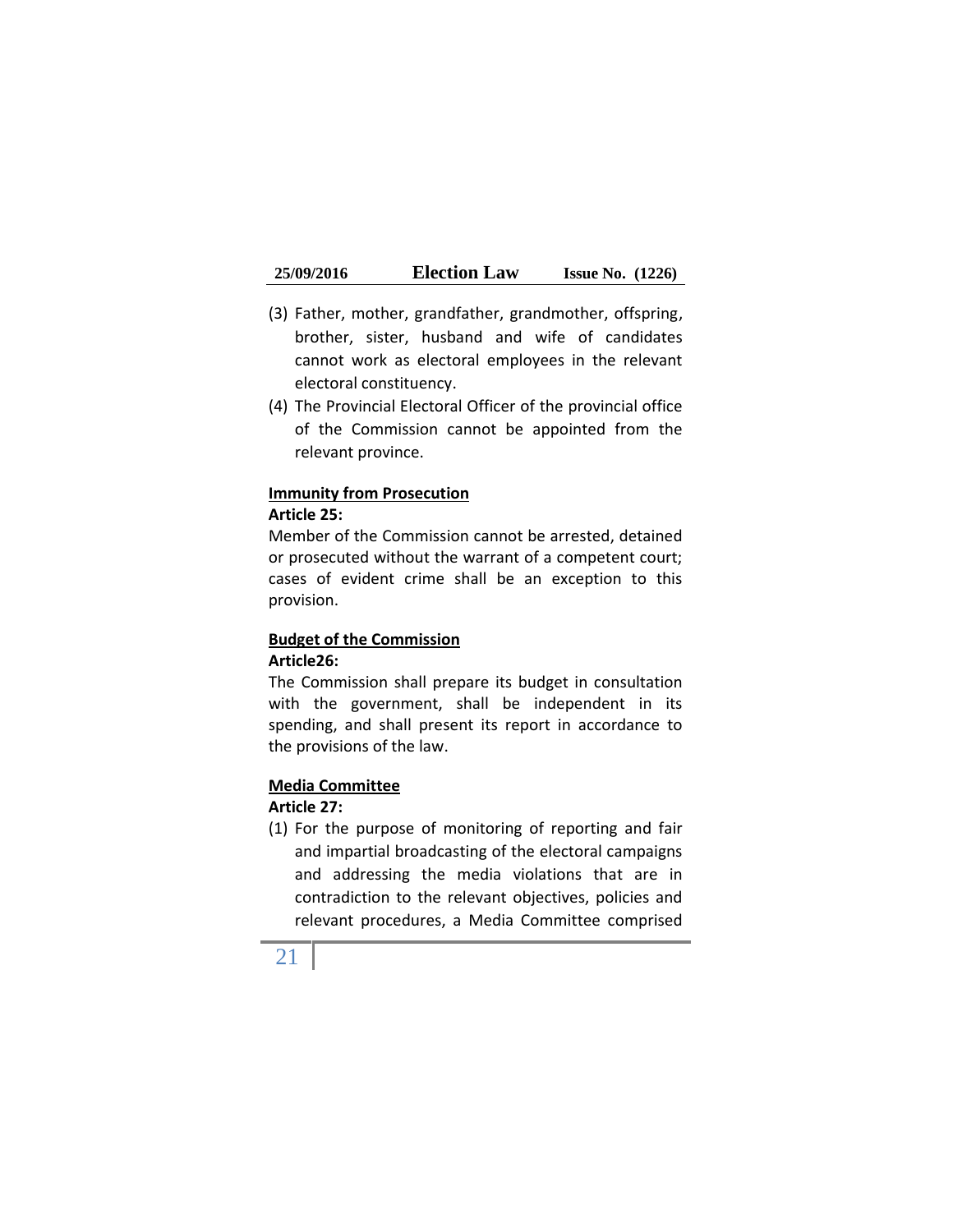(3) Father, mother, grandfather, grandmother, offspring, brother, sister, husband and wife of candidates cannot work as electoral employees in the relevant electoral constituency.

(4) The Provincial Electoral Officer of the provincial office of the Commission cannot be appointed from the relevant province.

**Immunity from Prosecution**

**Article 25:**

Member of the Commission cannot be arrested, detained or prosecuted without the warrant of a competent court; cases of evident crime shall be an exception to this provision.

**Budget of the Commission**

**Article26:**

The Commission shall prepare its budget in consultation with the government, shall be independent in its spending, and shall present its report in accordance to the provisions of the law.

**Media Committee**

**Article 27:**

(1) For the purpose of monitoring of reporting and fair and impartial broadcasting of the electoral campaigns and addressing the media violations that are in contradiction to the relevant objectives, policies and relevant procedures, a Media Committee comprised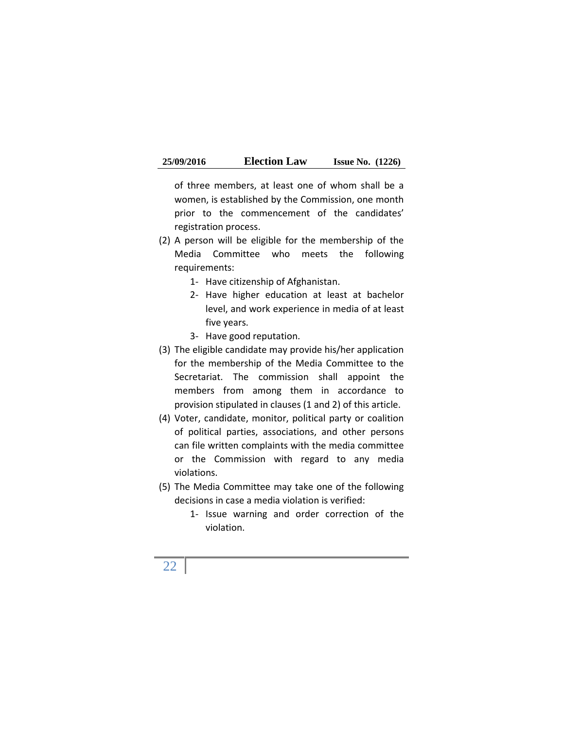of three members, at least one of whom shall be a women, is established by the Commission, one month prior to the commencement of the candidates' registration process.

(2) A person will be eligible for the membership of the Media Committee who meets the following requirements:

   1- Have citizenship of Afghanistan.
   2- Have higher education at least at bachelor level, and work experience in media of at least five years.
   3- Have good reputation.

(3) The eligible candidate may provide his/her application for the membership of the Media Committee to the Secretariat. The commission shall appoint the members from among them in accordance to provision stipulated in clauses (1 and 2) of this article.

(4) Voter, candidate, monitor, political party or coalition of political parties, associations, and other persons can file written complaints with the media committee or the Commission with regard to any media violations.

(5) The Media Committee may take one of the following decisions in case a media violation is verified:

   1- Issue warning and order correction of the violation.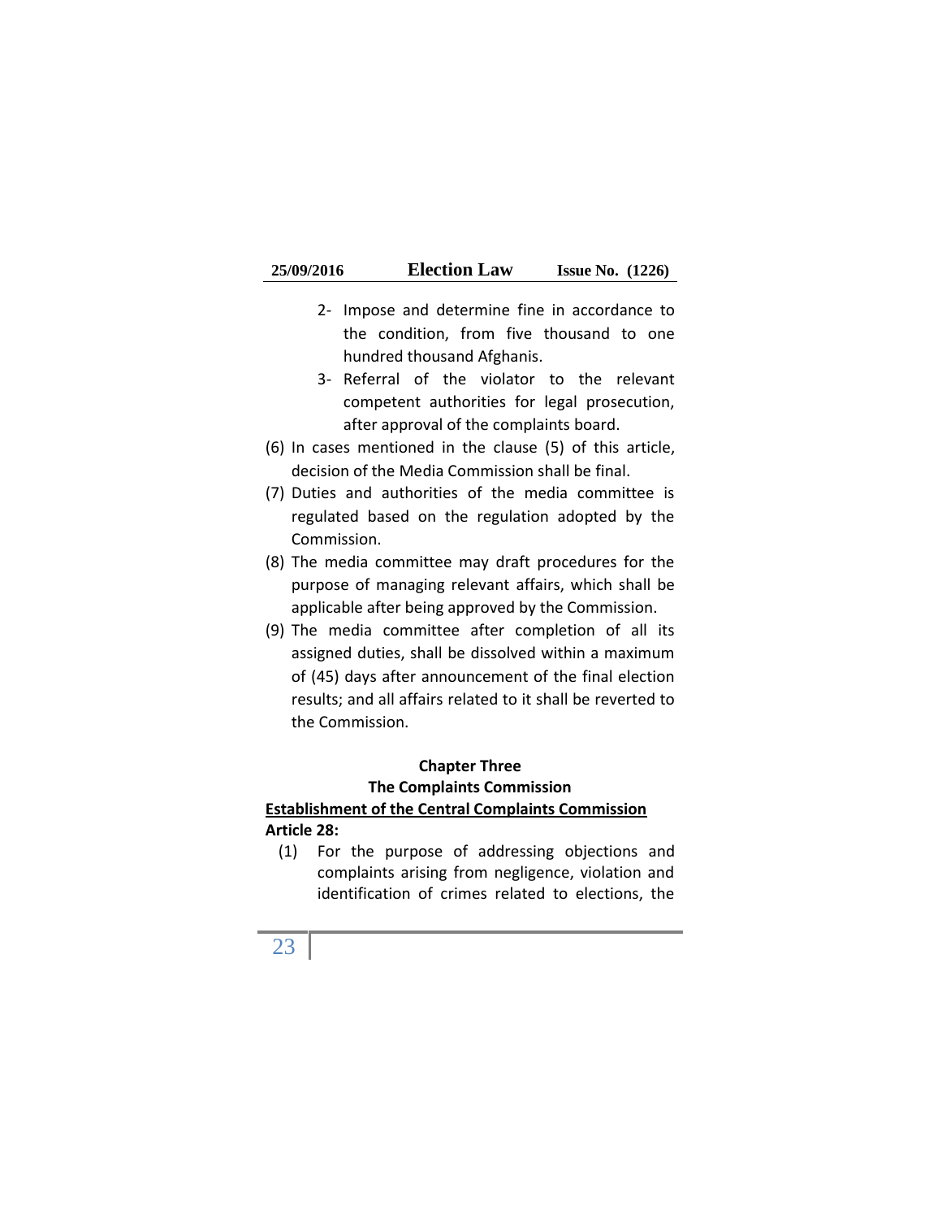2- Impose and determine fine in accordance to the condition, from five thousand to one hundred thousand Afghanis.

3- Referral of the violator to the relevant competent authorities for legal prosecution, after approval of the complaints board.

(6) In cases mentioned in the clause (5) of this article, decision of the Media Commission shall be final.

(7) Duties and authorities of the media committee is regulated based on the regulation adopted by the Commission.

(8) The media committee may draft procedures for the purpose of managing relevant affairs, which shall be applicable after being approved by the Commission.

(9) The media committee after completion of all its assigned duties, shall be dissolved within a maximum of (45) days after announcement of the final election results; and all affairs related to it shall be reverted to the Commission.

## Chapter Three

## The Complaints Commission

**<u>Establishment of the Central Complaints Commission</u>**

**Article 28:**

(1) For the purpose of addressing objections and complaints arising from negligence, violation and identification of crimes related to elections, the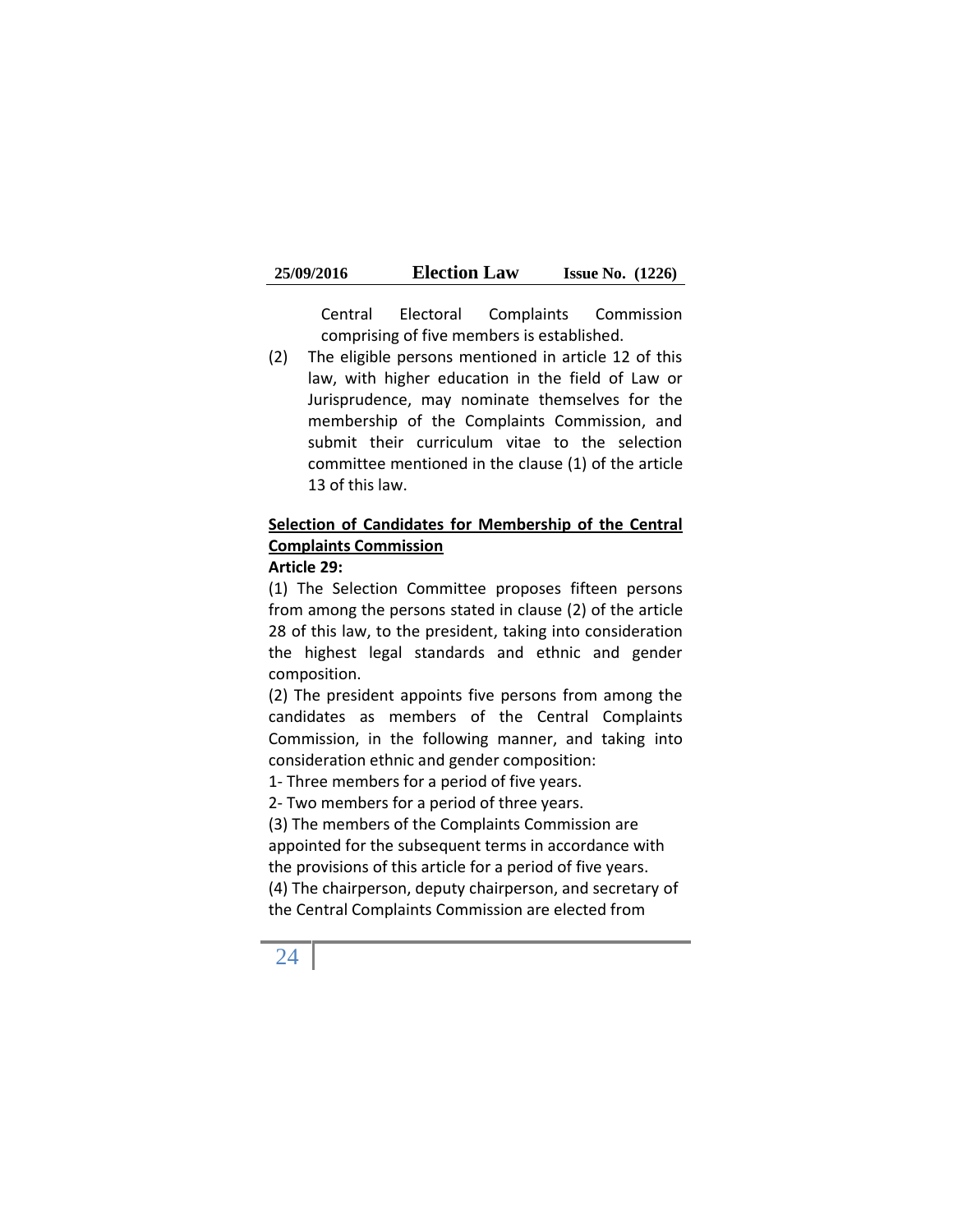Central Electoral Complaints Commission comprising of five members is established.

(2) The eligible persons mentioned in article 12 of this law, with higher education in the field of Law or Jurisprudence, may nominate themselves for the membership of the Complaints Commission, and submit their curriculum vitae to the selection committee mentioned in the clause (1) of the article 13 of this law.

**<u>Selection of Candidates for Membership of the Central Complaints Commission</u>**

**Article 29:**

(1) The Selection Committee proposes fifteen persons from among the persons stated in clause (2) of the article 28 of this law, to the president, taking into consideration the highest legal standards and ethnic and gender composition.

(2) The president appoints five persons from among the candidates as members of the Central Complaints Commission, in the following manner, and taking into consideration ethnic and gender composition:

1- Three members for a period of five years.

2- Two members for a period of three years.

(3) The members of the Complaints Commission are appointed for the subsequent terms in accordance with the provisions of this article for a period of five years.

(4) The chairperson, deputy chairperson, and secretary of the Central Complaints Commission are elected from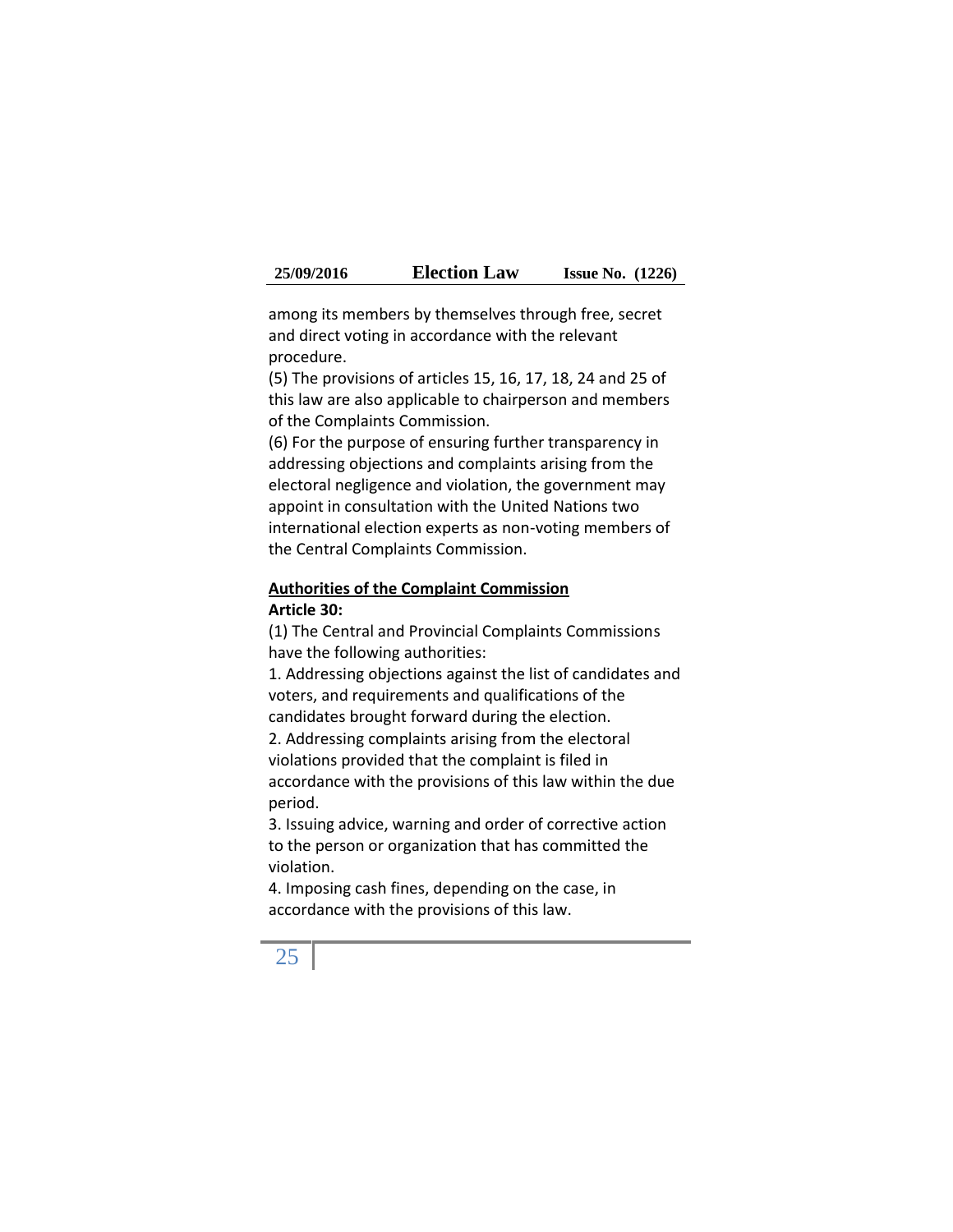among its members by themselves through free, secret and direct voting in accordance with the relevant procedure.

(5) The provisions of articles 15, 16, 17, 18, 24 and 25 of this law are also applicable to chairperson and members of the Complaints Commission.

(6) For the purpose of ensuring further transparency in addressing objections and complaints arising from the electoral negligence and violation, the government may appoint in consultation with the United Nations two international election experts as non-voting members of the Central Complaints Commission.

**Authorities of the Complaint Commission**

**Article 30:**

(1) The Central and Provincial Complaints Commissions have the following authorities:

1. Addressing objections against the list of candidates and voters, and requirements and qualifications of the candidates brought forward during the election.
2. Addressing complaints arising from the electoral violations provided that the complaint is filed in accordance with the provisions of this law within the due period.
3. Issuing advice, warning and order of corrective action to the person or organization that has committed the violation.
4. Imposing cash fines, depending on the case, in accordance with the provisions of this law.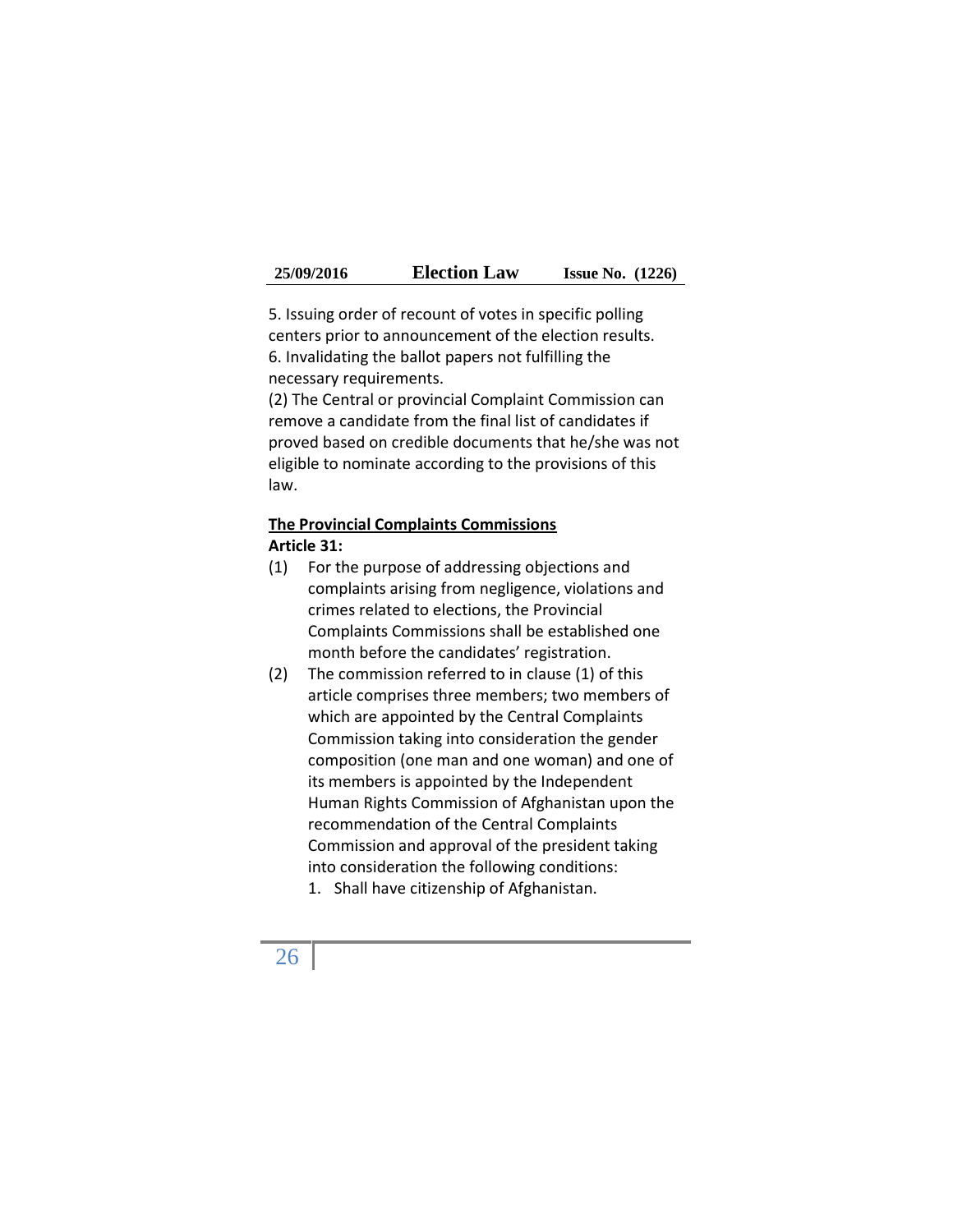5. Issuing order of recount of votes in specific polling centers prior to announcement of the election results.
6. Invalidating the ballot papers not fulfilling the necessary requirements.

(2) The Central or provincial Complaint Commission can remove a candidate from the final list of candidates if proved based on credible documents that he/she was not eligible to nominate according to the provisions of this law.

**The Provincial Complaints Commissions**

**Article 31:**

(1) For the purpose of addressing objections and complaints arising from negligence, violations and crimes related to elections, the Provincial Complaints Commissions shall be established one month before the candidates' registration.

(2) The commission referred to in clause (1) of this article comprises three members; two members of which are appointed by the Central Complaints Commission taking into consideration the gender composition (one man and one woman) and one of its members is appointed by the Independent Human Rights Commission of Afghanistan upon the recommendation of the Central Complaints Commission and approval of the president taking into consideration the following conditions:

1. Shall have citizenship of Afghanistan.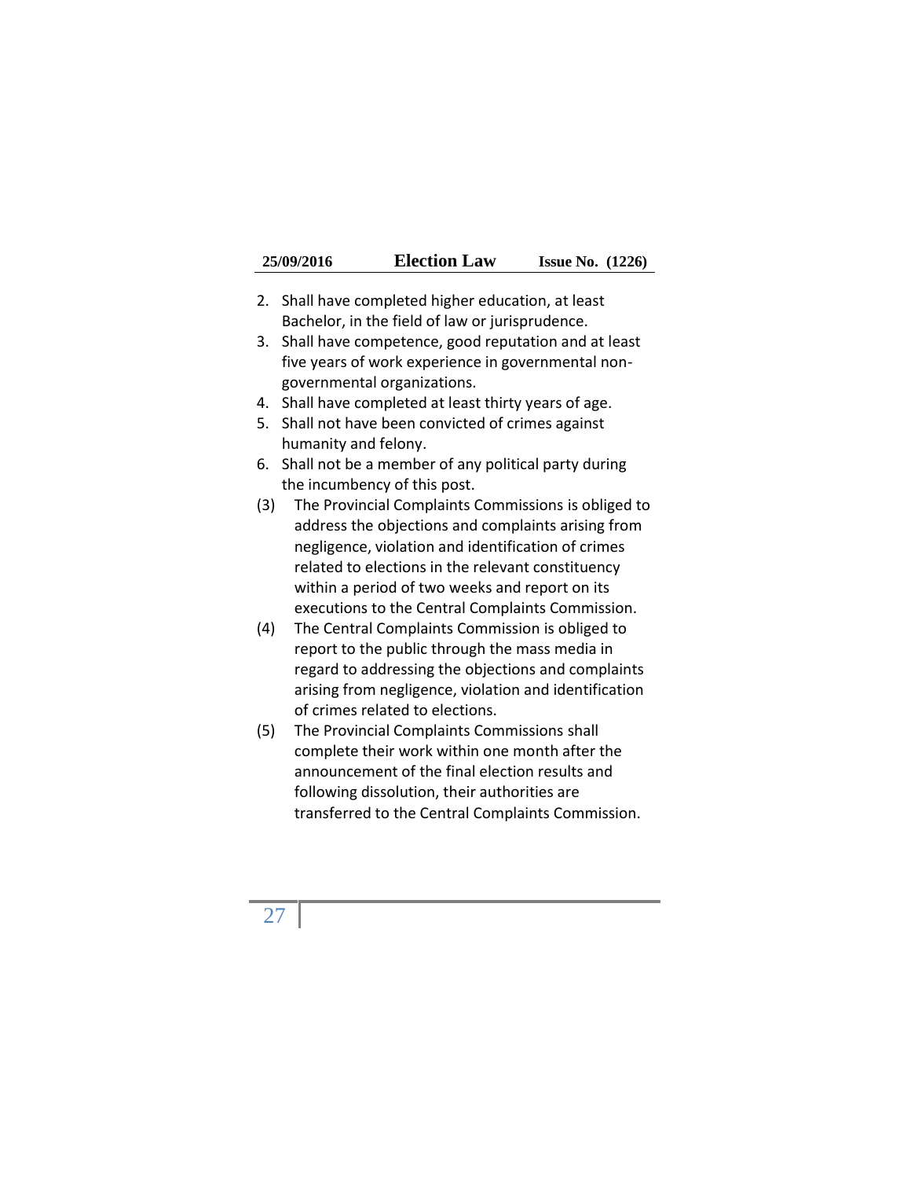2. Shall have completed higher education, at least Bachelor, in the field of law or jurisprudence.
3. Shall have competence, good reputation and at least five years of work experience in governmental non-governmental organizations.
4. Shall have completed at least thirty years of age.
5. Shall not have been convicted of crimes against humanity and felony.
6. Shall not be a member of any political party during the incumbency of this post.

(3) The Provincial Complaints Commissions is obliged to address the objections and complaints arising from negligence, violation and identification of crimes related to elections in the relevant constituency within a period of two weeks and report on its executions to the Central Complaints Commission.

(4) The Central Complaints Commission is obliged to report to the public through the mass media in regard to addressing the objections and complaints arising from negligence, violation and identification of crimes related to elections.

(5) The Provincial Complaints Commissions shall complete their work within one month after the announcement of the final election results and following dissolution, their authorities are transferred to the Central Complaints Commission.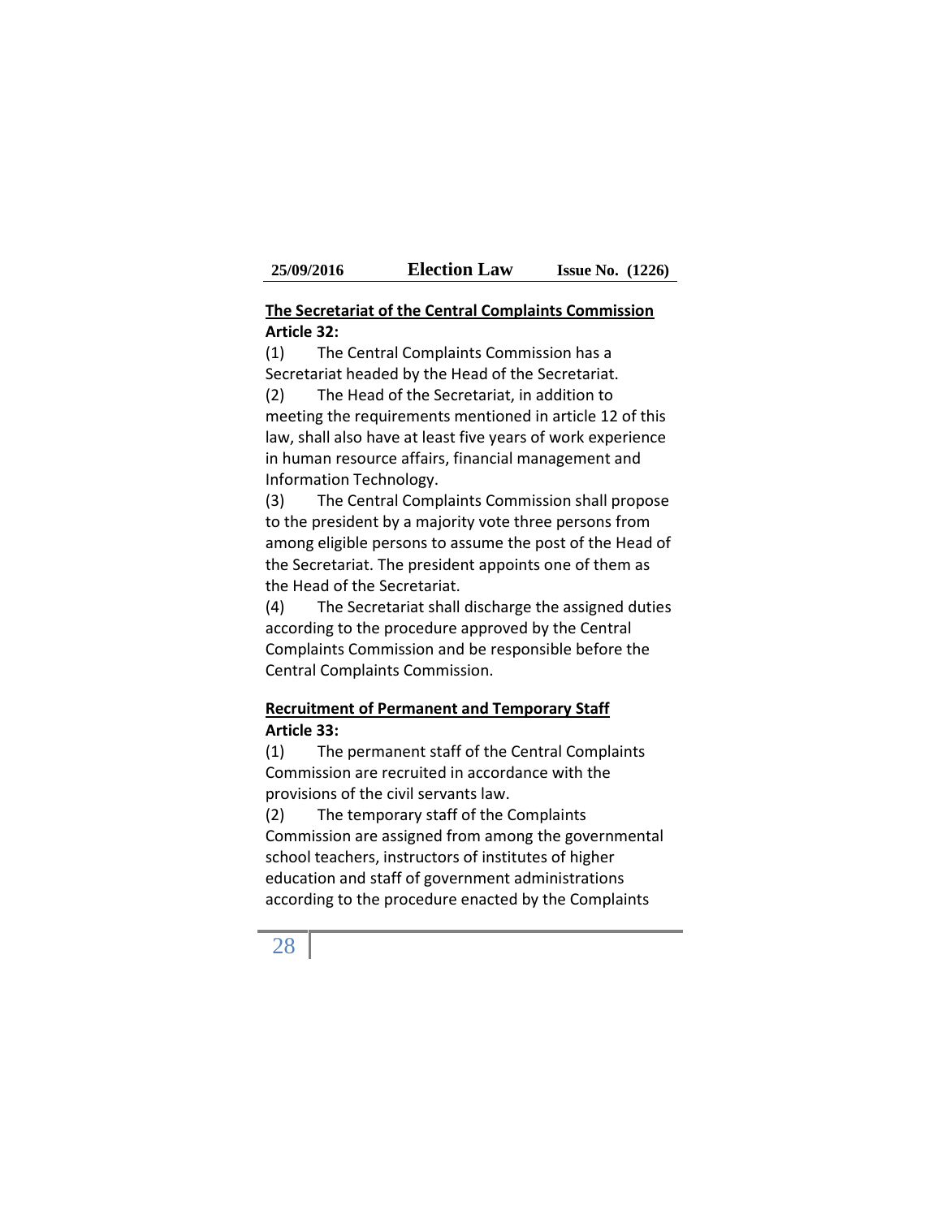**The Secretariat of the Central Complaints Commission**

**Article 32:**

(1) The Central Complaints Commission has a Secretariat headed by the Head of the Secretariat.

(2) The Head of the Secretariat, in addition to meeting the requirements mentioned in article 12 of this law, shall also have at least five years of work experience in human resource affairs, financial management and Information Technology.

(3) The Central Complaints Commission shall propose to the president by a majority vote three persons from among eligible persons to assume the post of the Head of the Secretariat. The president appoints one of them as the Head of the Secretariat.

(4) The Secretariat shall discharge the assigned duties according to the procedure approved by the Central Complaints Commission and be responsible before the Central Complaints Commission.

**Recruitment of Permanent and Temporary Staff**

**Article 33:**

(1) The permanent staff of the Central Complaints Commission are recruited in accordance with the provisions of the civil servants law.

(2) The temporary staff of the Complaints Commission are assigned from among the governmental school teachers, instructors of institutes of higher education and staff of government administrations according to the procedure enacted by the Complaints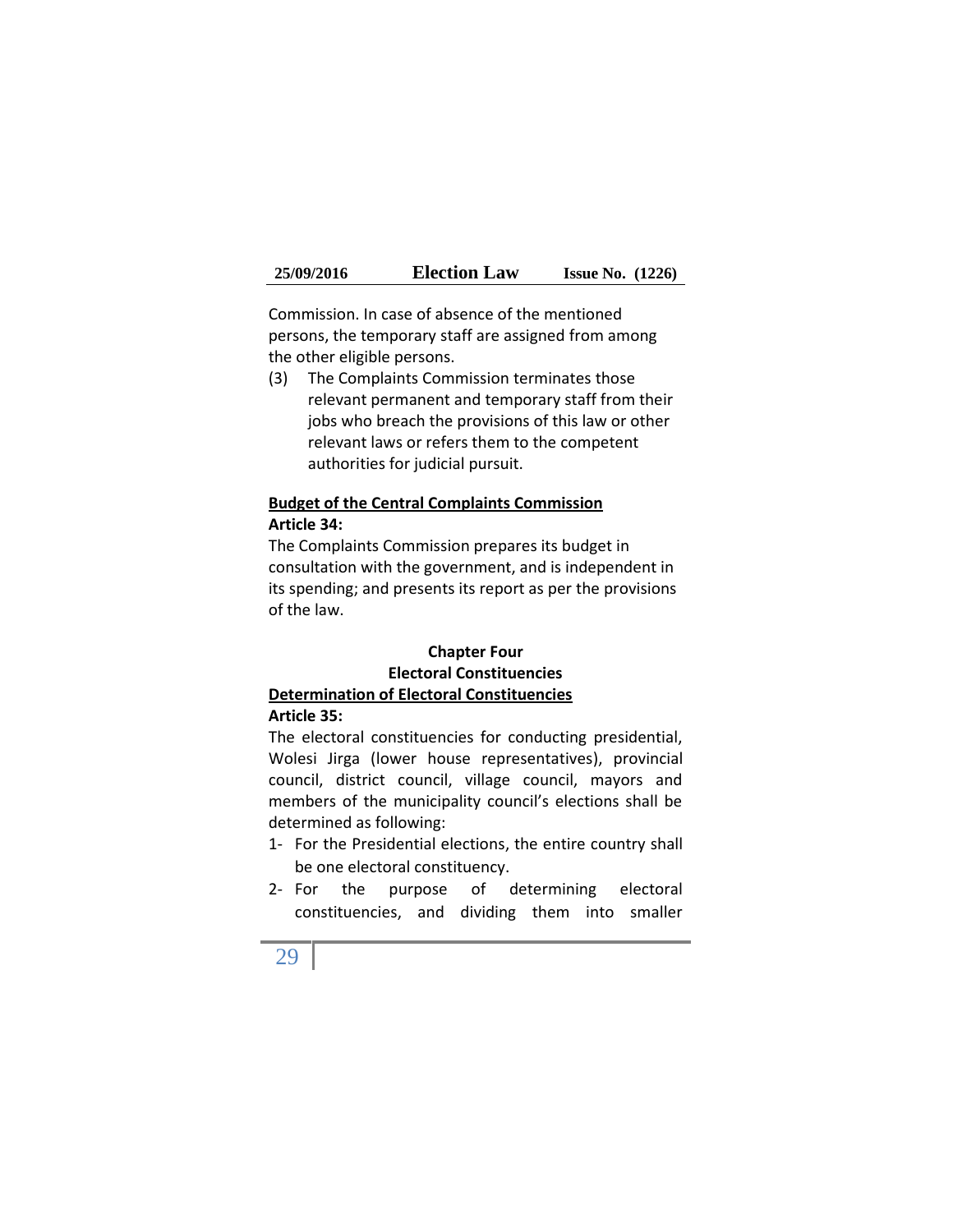Commission. In case of absence of the mentioned persons, the temporary staff are assigned from among the other eligible persons.

(3) The Complaints Commission terminates those relevant permanent and temporary staff from their jobs who breach the provisions of this law or other relevant laws or refers them to the competent authorities for judicial pursuit.

**Budget of the Central Complaints Commission**

**Article 34:**

The Complaints Commission prepares its budget in consultation with the government, and is independent in its spending; and presents its report as per the provisions of the law.

## Chapter Four

## Electoral Constituencies

**Determination of Electoral Constituencies**

**Article 35:**

The electoral constituencies for conducting presidential, Wolesi Jirga (lower house representatives), provincial council, district council, village council, mayors and members of the municipality council's elections shall be determined as following:

1- For the Presidential elections, the entire country shall be one electoral constituency.

2- For the purpose of determining electoral constituencies, and dividing them into smaller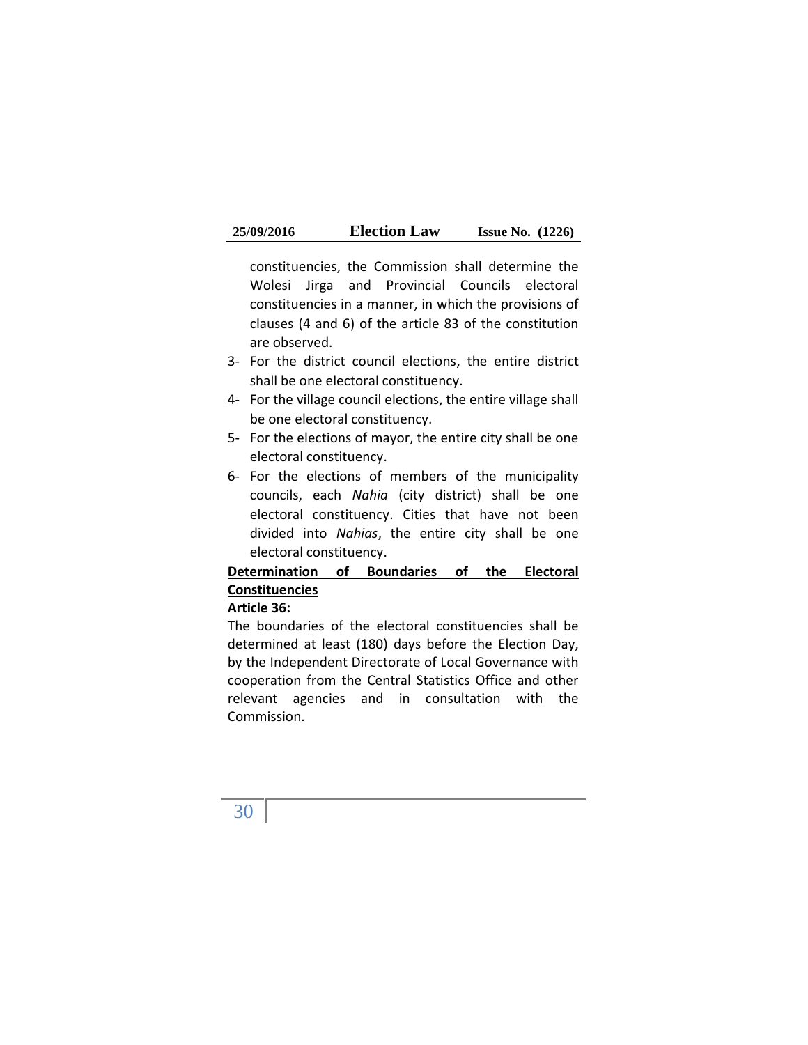constituencies, the Commission shall determine the Wolesi Jirga and Provincial Councils electoral constituencies in a manner, in which the provisions of clauses (4 and 6) of the article 83 of the constitution are observed.

3- For the district council elections, the entire district shall be one electoral constituency.
4- For the village council elections, the entire village shall be one electoral constituency.
5- For the elections of mayor, the entire city shall be one electoral constituency.
6- For the elections of members of the municipality councils, each *Nahia* (city district) shall be one electoral constituency. Cities that have not been divided into *Nahias*, the entire city shall be one electoral constituency.

**Determination of Boundaries of the Electoral Constituencies**

**Article 36:**

The boundaries of the electoral constituencies shall be determined at least (180) days before the Election Day, by the Independent Directorate of Local Governance with cooperation from the Central Statistics Office and other relevant agencies and in consultation with the Commission.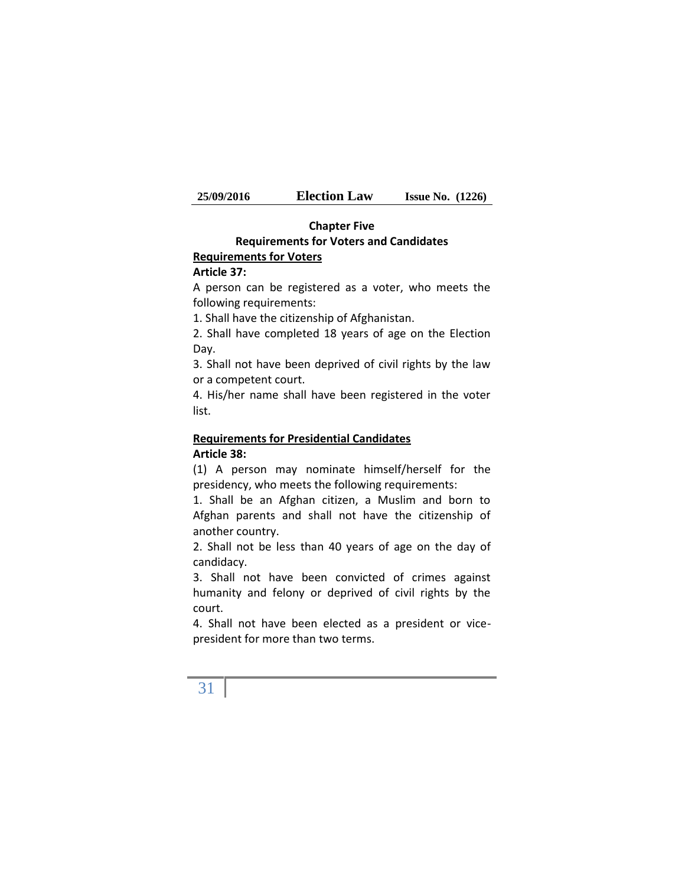## Chapter Five

## Requirements for Voters and Candidates

### Requirements for Voters

**Article 37:**

A person can be registered as a voter, who meets the following requirements:

1. Shall have the citizenship of Afghanistan.
2. Shall have completed 18 years of age on the Election Day.
3. Shall not have been deprived of civil rights by the law or a competent court.
4. His/her name shall have been registered in the voter list.

### Requirements for Presidential Candidates

**Article 38:**

(1) A person may nominate himself/herself for the presidency, who meets the following requirements:

1. Shall be an Afghan citizen, a Muslim and born to Afghan parents and shall not have the citizenship of another country.
2. Shall not be less than 40 years of age on the day of candidacy.
3. Shall not have been convicted of crimes against humanity and felony or deprived of civil rights by the court.
4. Shall not have been elected as a president or vice-president for more than two terms.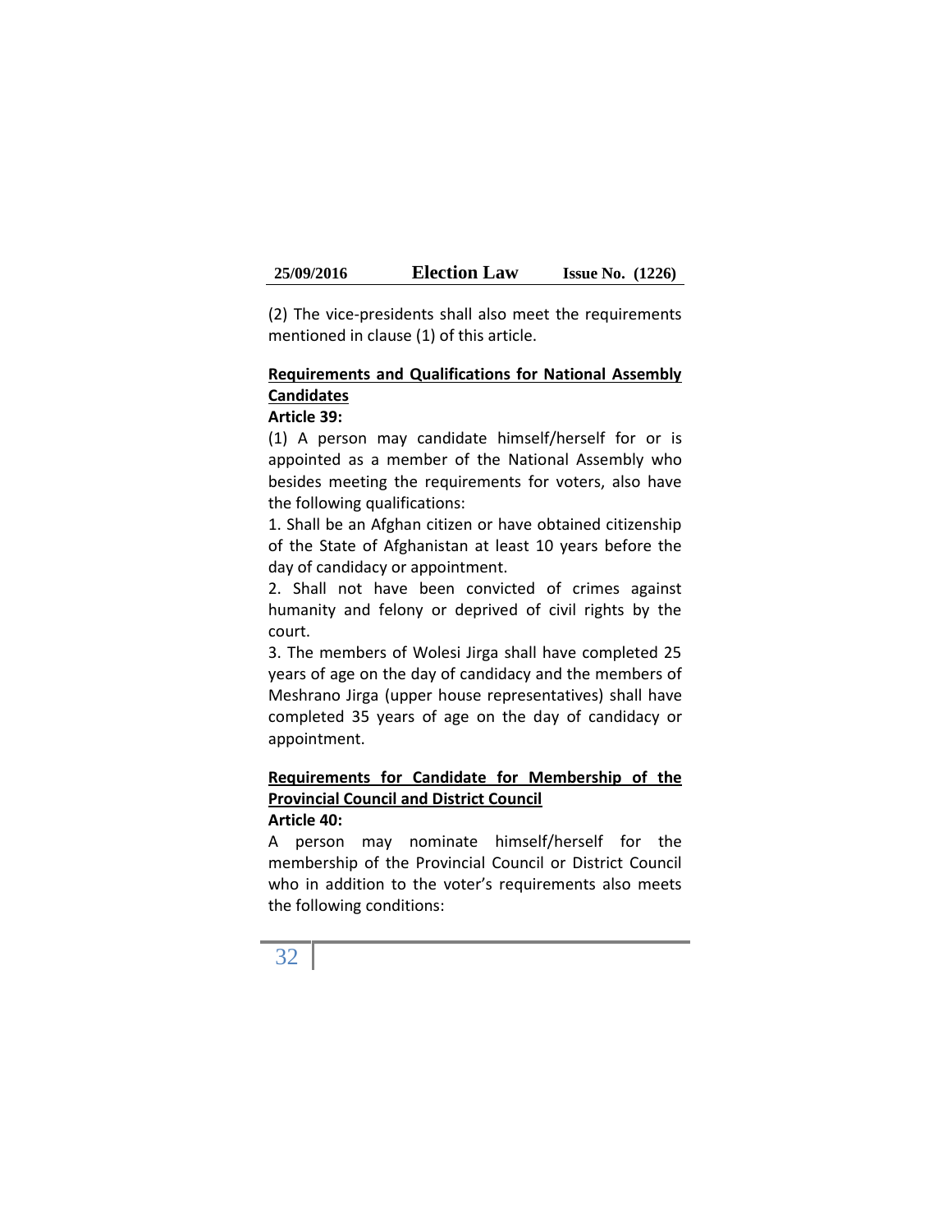(2) The vice-presidents shall also meet the requirements mentioned in clause (1) of this article.

**Requirements and Qualifications for National Assembly Candidates**

**Article 39:**

(1) A person may candidate himself/herself for or is appointed as a member of the National Assembly who besides meeting the requirements for voters, also have the following qualifications:

1. Shall be an Afghan citizen or have obtained citizenship of the State of Afghanistan at least 10 years before the day of candidacy or appointment.
2. Shall not have been convicted of crimes against humanity and felony or deprived of civil rights by the court.
3. The members of Wolesi Jirga shall have completed 25 years of age on the day of candidacy and the members of Meshrano Jirga (upper house representatives) shall have completed 35 years of age on the day of candidacy or appointment.

**Requirements for Candidate for Membership of the Provincial Council and District Council**

**Article 40:**

A person may nominate himself/herself for the membership of the Provincial Council or District Council who in addition to the voter's requirements also meets the following conditions: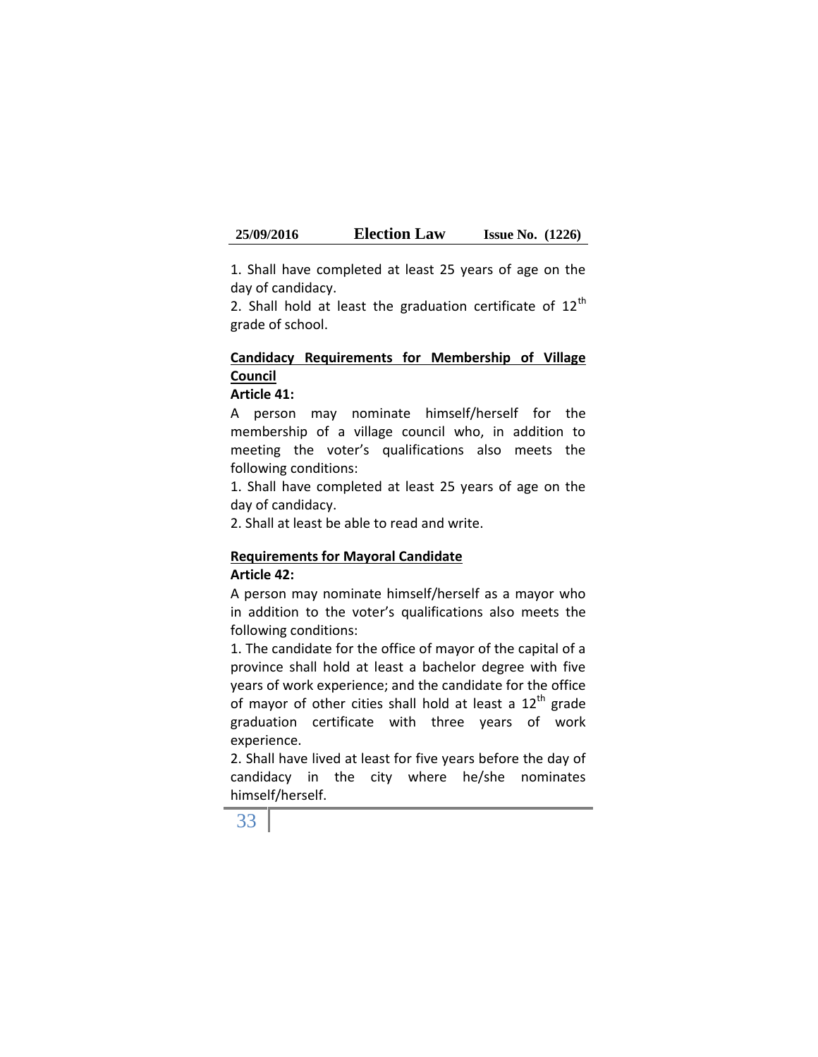1. Shall have completed at least 25 years of age on the day of candidacy.
2. Shall hold at least the graduation certificate of $12^{th}$ grade of school.

**Candidacy Requirements for Membership of Village Council**

**Article 41:**

A person may nominate himself/herself for the membership of a village council who, in addition to meeting the voter's qualifications also meets the following conditions:

1. Shall have completed at least 25 years of age on the day of candidacy.
2. Shall at least be able to read and write.

**Requirements for Mayoral Candidate**

**Article 42:**

A person may nominate himself/herself as a mayor who in addition to the voter's qualifications also meets the following conditions:

1. The candidate for the office of mayor of the capital of a province shall hold at least a bachelor degree with five years of work experience; and the candidate for the office of mayor of other cities shall hold at least a $12^{th}$ grade graduation certificate with three years of work experience.
2. Shall have lived at least for five years before the day of candidacy in the city where he/she nominates himself/herself.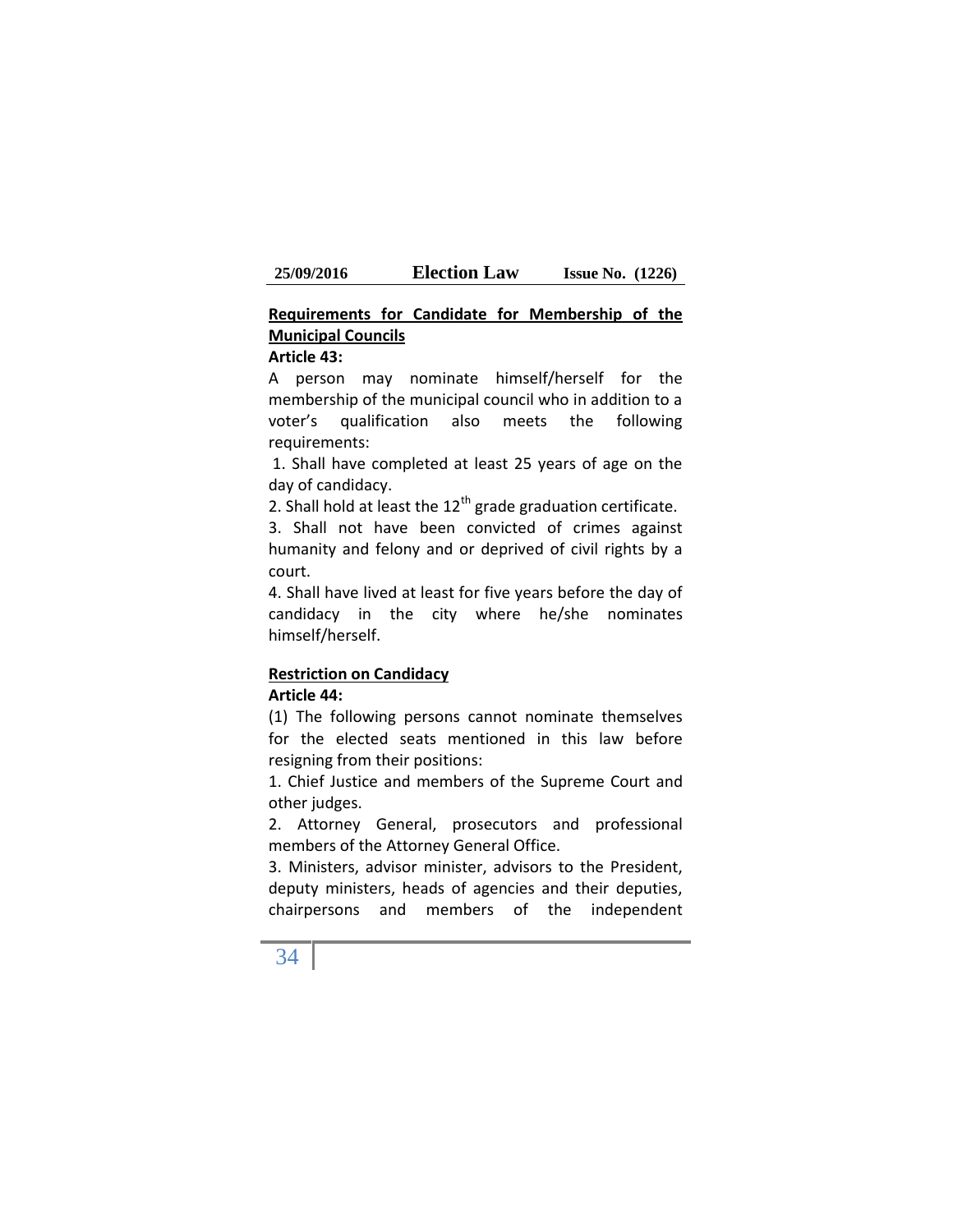**Requirements for Candidate for Membership of the Municipal Councils**

**Article 43:**

A person may nominate himself/herself for the membership of the municipal council who in addition to a voter's qualification also meets the following requirements:

1. Shall have completed at least 25 years of age on the day of candidacy.
2. Shall hold at least the 12th grade graduation certificate.
3. Shall not have been convicted of crimes against humanity and felony and or deprived of civil rights by a court.
4. Shall have lived at least for five years before the day of candidacy in the city where he/she nominates himself/herself.

**Restriction on Candidacy**

**Article 44:**

(1) The following persons cannot nominate themselves for the elected seats mentioned in this law before resigning from their positions:

1. Chief Justice and members of the Supreme Court and other judges.
2. Attorney General, prosecutors and professional members of the Attorney General Office.
3. Ministers, advisor minister, advisors to the President, deputy ministers, heads of agencies and their deputies, chairpersons and members of the independent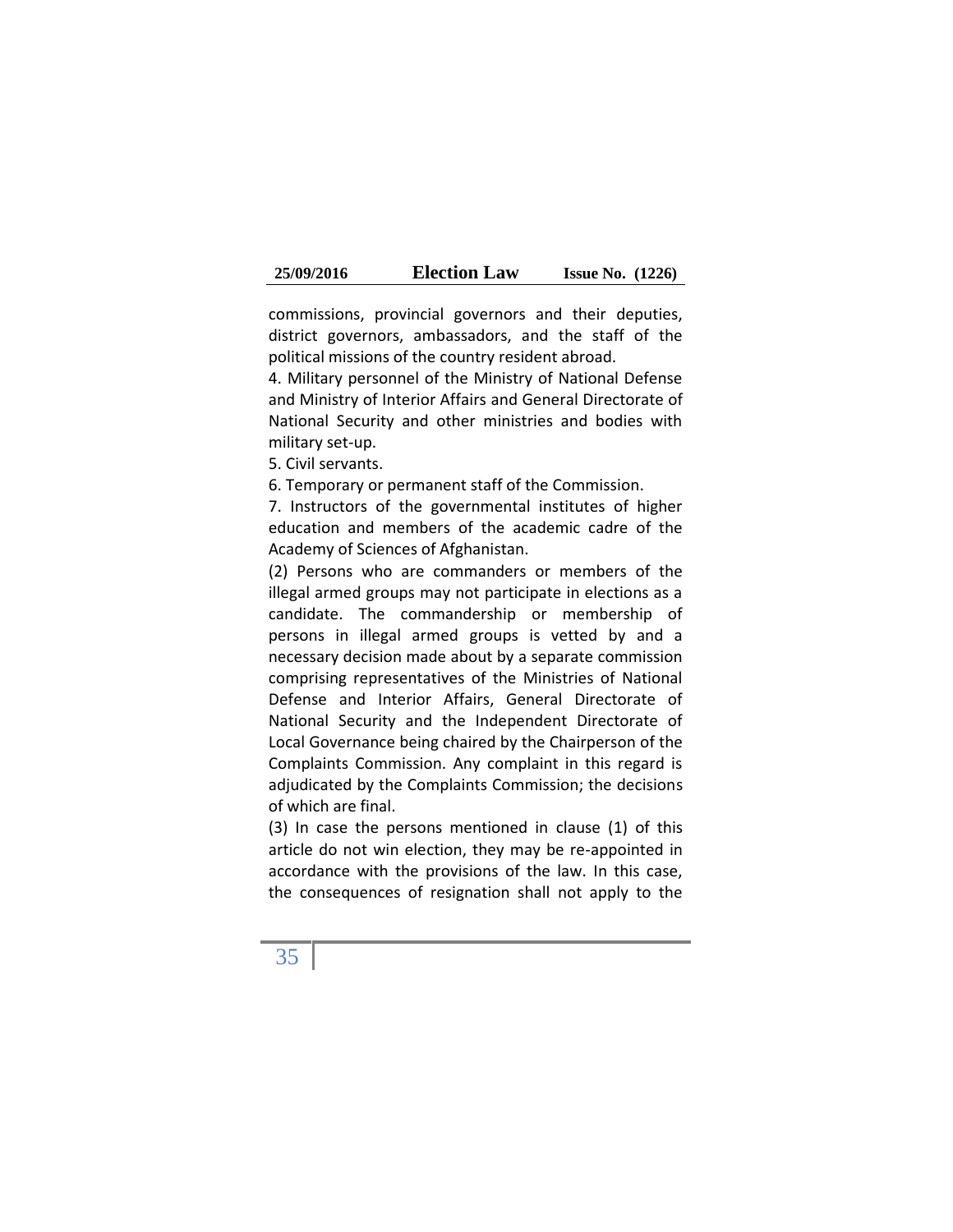commissions, provincial governors and their deputies, district governors, ambassadors, and the staff of the political missions of the country resident abroad.

4. Military personnel of the Ministry of National Defense and Ministry of Interior Affairs and General Directorate of National Security and other ministries and bodies with military set-up.

5. Civil servants.

6. Temporary or permanent staff of the Commission.

7. Instructors of the governmental institutes of higher education and members of the academic cadre of the Academy of Sciences of Afghanistan.

(2) Persons who are commanders or members of the illegal armed groups may not participate in elections as a candidate. The commandership or membership of persons in illegal armed groups is vetted by and a necessary decision made about by a separate commission comprising representatives of the Ministries of National Defense and Interior Affairs, General Directorate of National Security and the Independent Directorate of Local Governance being chaired by the Chairperson of the Complaints Commission. Any complaint in this regard is adjudicated by the Complaints Commission; the decisions of which are final.

(3) In case the persons mentioned in clause (1) of this article do not win election, they may be re-appointed in accordance with the provisions of the law. In this case, the consequences of resignation shall not apply to the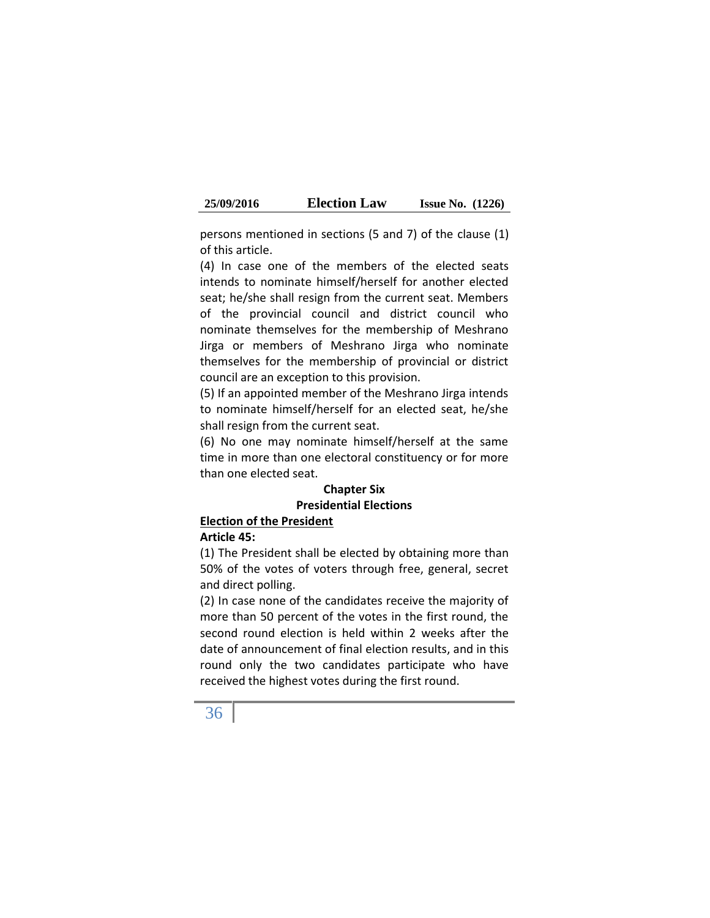persons mentioned in sections (5 and 7) of the clause (1) of this article.

(4) In case one of the members of the elected seats intends to nominate himself/herself for another elected seat; he/she shall resign from the current seat. Members of the provincial council and district council who nominate themselves for the membership of Meshrano Jirga or members of Meshrano Jirga who nominate themselves for the membership of provincial or district council are an exception to this provision.

(5) If an appointed member of the Meshrano Jirga intends to nominate himself/herself for an elected seat, he/she shall resign from the current seat.

(6) No one may nominate himself/herself at the same time in more than one electoral constituency or for more than one elected seat.

## Chapter Six

## Presidential Elections

**Election of the President**

**Article 45:**

(1) The President shall be elected by obtaining more than 50% of the votes of voters through free, general, secret and direct polling.

(2) In case none of the candidates receive the majority of more than 50 percent of the votes in the first round, the second round election is held within 2 weeks after the date of announcement of final election results, and in this round only the two candidates participate who have received the highest votes during the first round.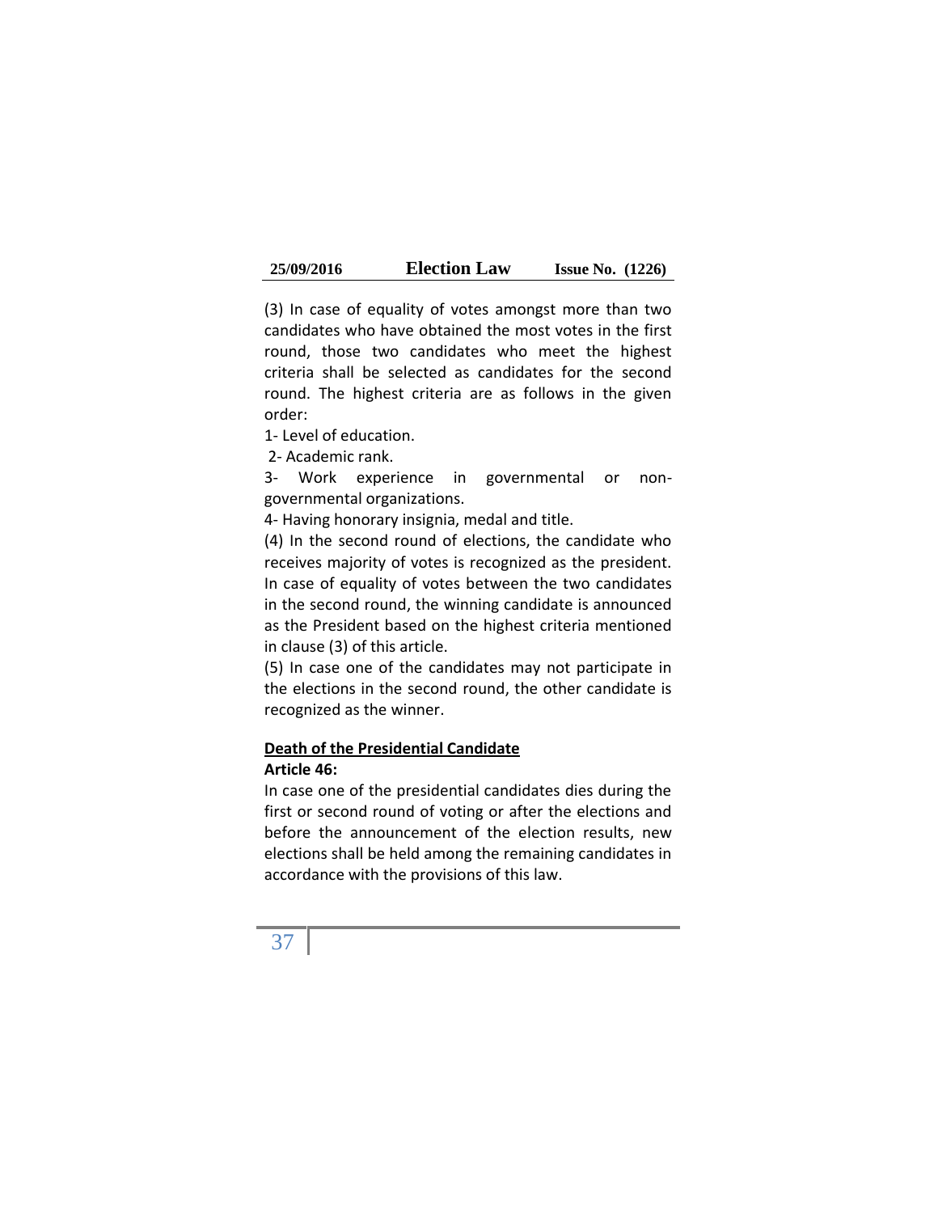(3) In case of equality of votes amongst more than two candidates who have obtained the most votes in the first round, those two candidates who meet the highest criteria shall be selected as candidates for the second round. The highest criteria are as follows in the given order:

1- Level of education.

2- Academic rank.

3- Work experience in governmental or non-governmental organizations.

4- Having honorary insignia, medal and title.

(4) In the second round of elections, the candidate who receives majority of votes is recognized as the president. In case of equality of votes between the two candidates in the second round, the winning candidate is announced as the President based on the highest criteria mentioned in clause (3) of this article.

(5) In case one of the candidates may not participate in the elections in the second round, the other candidate is recognized as the winner.

**<u>Death of the Presidential Candidate</u>**

**Article 46:**

In case one of the presidential candidates dies during the first or second round of voting or after the elections and before the announcement of the election results, new elections shall be held among the remaining candidates in accordance with the provisions of this law.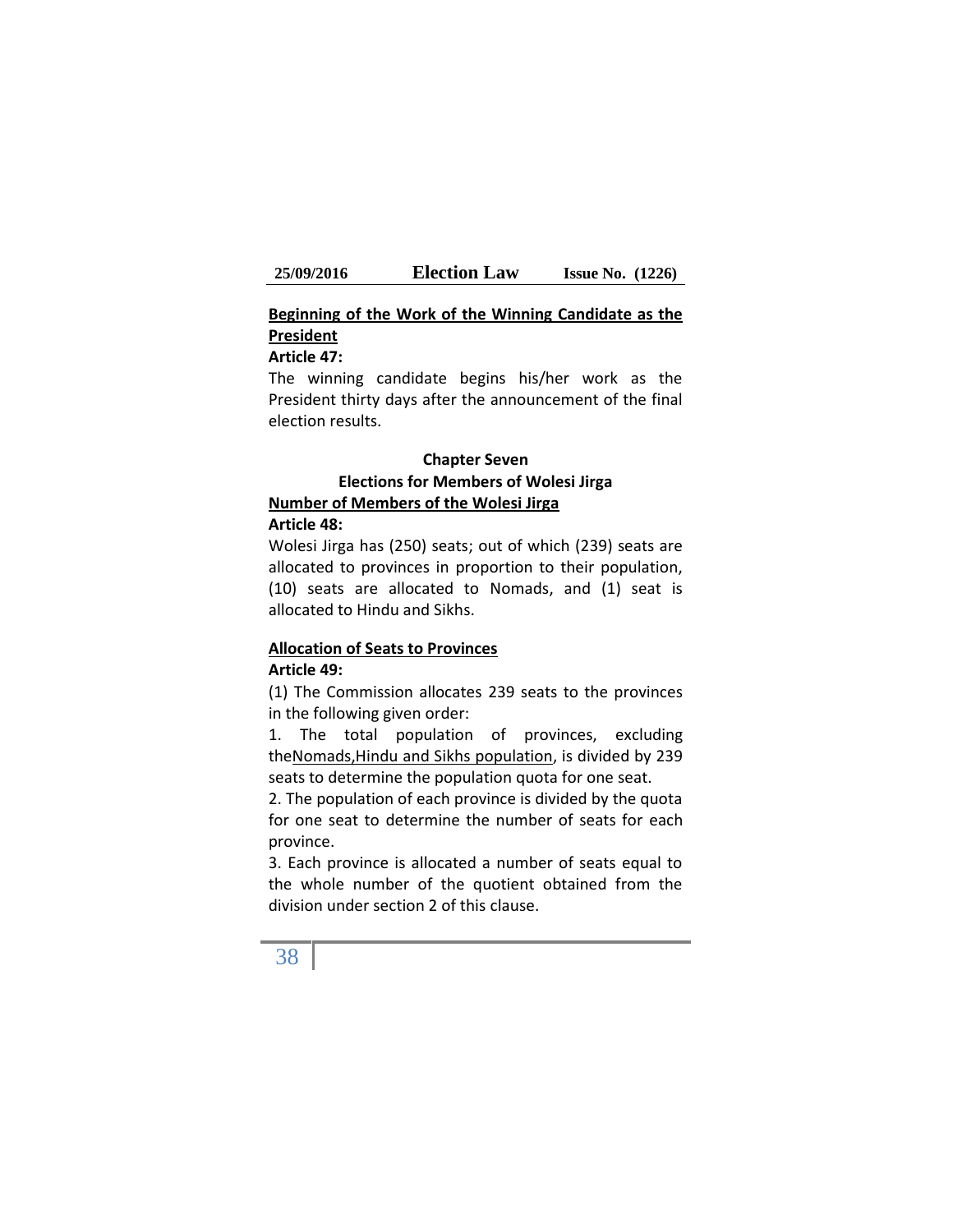**Beginning of the Work of the Winning Candidate as the President**

**Article 47:**

The winning candidate begins his/her work as the President thirty days after the announcement of the final election results.

**Chapter Seven**

**Elections for Members of Wolesi Jirga**

**Number of Members of the Wolesi Jirga**

**Article 48:**

Wolesi Jirga has (250) seats; out of which (239) seats are allocated to provinces in proportion to their population, (10) seats are allocated to Nomads, and (1) seat is allocated to Hindu and Sikhs.

**Allocation of Seats to Provinces**

**Article 49:**

(1) The Commission allocates 239 seats to the provinces in the following given order:

1. The total population of provinces, excluding theNomads,Hindu and Sikhs population, is divided by 239 seats to determine the population quota for one seat.

2. The population of each province is divided by the quota for one seat to determine the number of seats for each province.

3. Each province is allocated a number of seats equal to the whole number of the quotient obtained from the division under section 2 of this clause.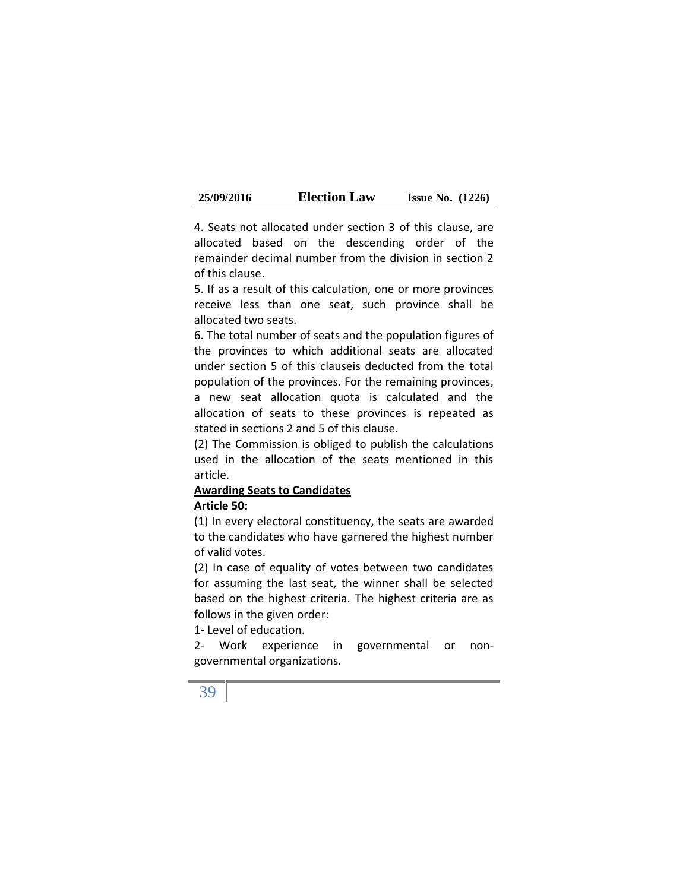4. Seats not allocated under section 3 of this clause, are allocated based on the descending order of the remainder decimal number from the division in section 2 of this clause.

5. If as a result of this calculation, one or more provinces receive less than one seat, such province shall be allocated two seats.

6. The total number of seats and the population figures of the provinces to which additional seats are allocated under section 5 of this clauseis deducted from the total population of the provinces. For the remaining provinces, a new seat allocation quota is calculated and the allocation of seats to these provinces is repeated as stated in sections 2 and 5 of this clause.

(2) The Commission is obliged to publish the calculations used in the allocation of the seats mentioned in this article.

**Awarding Seats to Candidates**

**Article 50:**

(1) In every electoral constituency, the seats are awarded to the candidates who have garnered the highest number of valid votes.

(2) In case of equality of votes between two candidates for assuming the last seat, the winner shall be selected based on the highest criteria. The highest criteria are as follows in the given order:

1- Level of education.

2- Work experience in governmental or non-governmental organizations.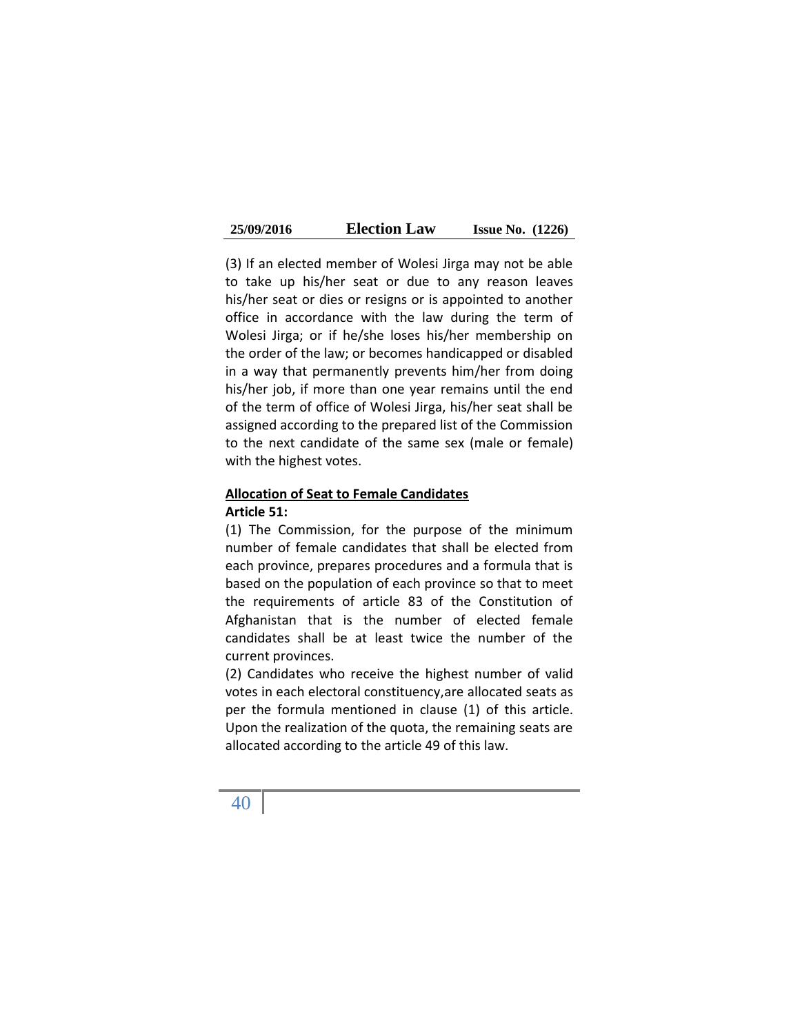(3) If an elected member of Wolesi Jirga may not be able to take up his/her seat or due to any reason leaves his/her seat or dies or resigns or is appointed to another office in accordance with the law during the term of Wolesi Jirga; or if he/she loses his/her membership on the order of the law; or becomes handicapped or disabled in a way that permanently prevents him/her from doing his/her job, if more than one year remains until the end of the term of office of Wolesi Jirga, his/her seat shall be assigned according to the prepared list of the Commission to the next candidate of the same sex (male or female) with the highest votes.

**Allocation of Seat to Female Candidates**

**Article 51:**

(1) The Commission, for the purpose of the minimum number of female candidates that shall be elected from each province, prepares procedures and a formula that is based on the population of each province so that to meet the requirements of article 83 of the Constitution of Afghanistan that is the number of elected female candidates shall be at least twice the number of the current provinces.

(2) Candidates who receive the highest number of valid votes in each electoral constituency,are allocated seats as per the formula mentioned in clause (1) of this article. Upon the realization of the quota, the remaining seats are allocated according to the article 49 of this law.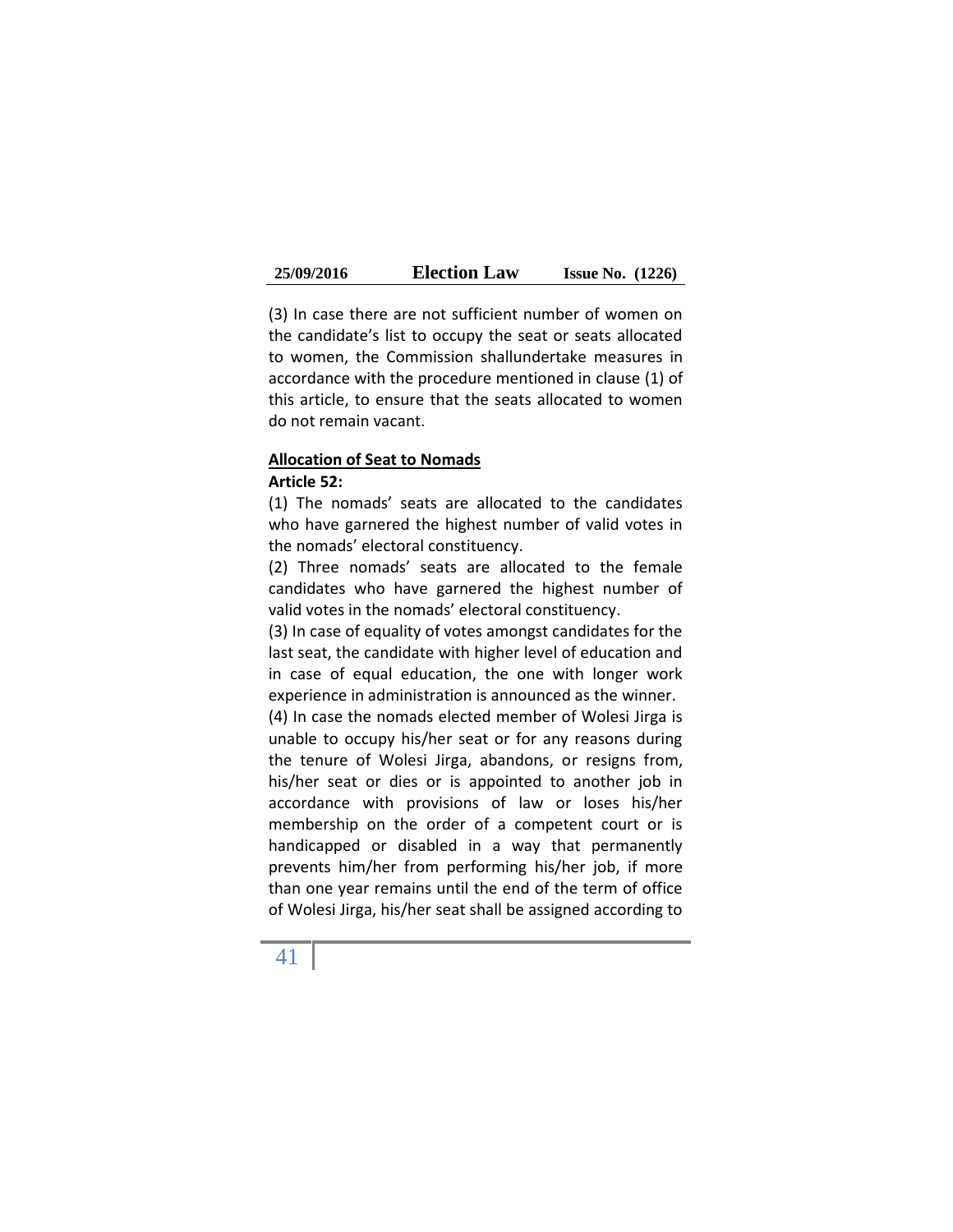(3) In case there are not sufficient number of women on the candidate's list to occupy the seat or seats allocated to women, the Commission shallundertake measures in accordance with the procedure mentioned in clause (1) of this article, to ensure that the seats allocated to women do not remain vacant.

**Allocation of Seat to Nomads**

**Article 52:**

(1) The nomads' seats are allocated to the candidates who have garnered the highest number of valid votes in the nomads' electoral constituency.

(2) Three nomads' seats are allocated to the female candidates who have garnered the highest number of valid votes in the nomads' electoral constituency.

(3) In case of equality of votes amongst candidates for the last seat, the candidate with higher level of education and in case of equal education, the one with longer work experience in administration is announced as the winner.

(4) In case the nomads elected member of Wolesi Jirga is unable to occupy his/her seat or for any reasons during the tenure of Wolesi Jirga, abandons, or resigns from, his/her seat or dies or is appointed to another job in accordance with provisions of law or loses his/her membership on the order of a competent court or is handicapped or disabled in a way that permanently prevents him/her from performing his/her job, if more than one year remains until the end of the term of office of Wolesi Jirga, his/her seat shall be assigned according to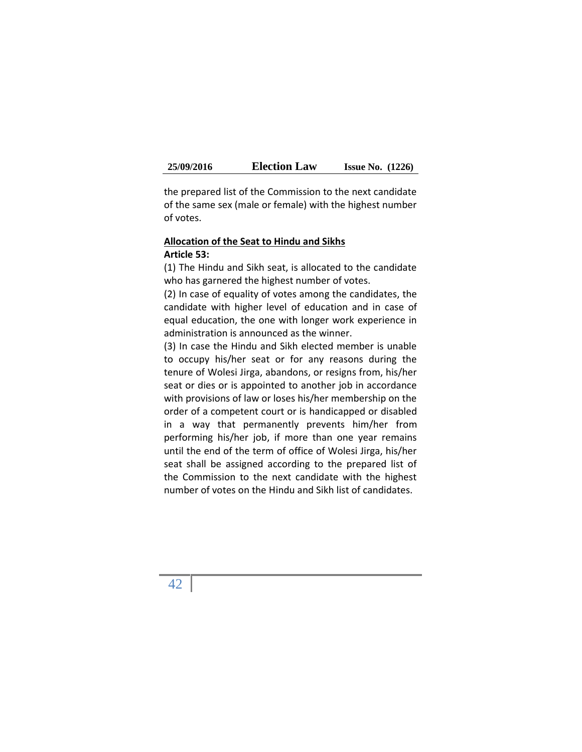the prepared list of the Commission to the next candidate of the same sex (male or female) with the highest number of votes.

**Allocation of the Seat to Hindu and Sikhs**

**Article 53:**

(1) The Hindu and Sikh seat, is allocated to the candidate who has garnered the highest number of votes.

(2) In case of equality of votes among the candidates, the candidate with higher level of education and in case of equal education, the one with longer work experience in administration is announced as the winner.

(3) In case the Hindu and Sikh elected member is unable to occupy his/her seat or for any reasons during the tenure of Wolesi Jirga, abandons, or resigns from, his/her seat or dies or is appointed to another job in accordance with provisions of law or loses his/her membership on the order of a competent court or is handicapped or disabled in a way that permanently prevents him/her from performing his/her job, if more than one year remains until the end of the term of office of Wolesi Jirga, his/her seat shall be assigned according to the prepared list of the Commission to the next candidate with the highest number of votes on the Hindu and Sikh list of candidates.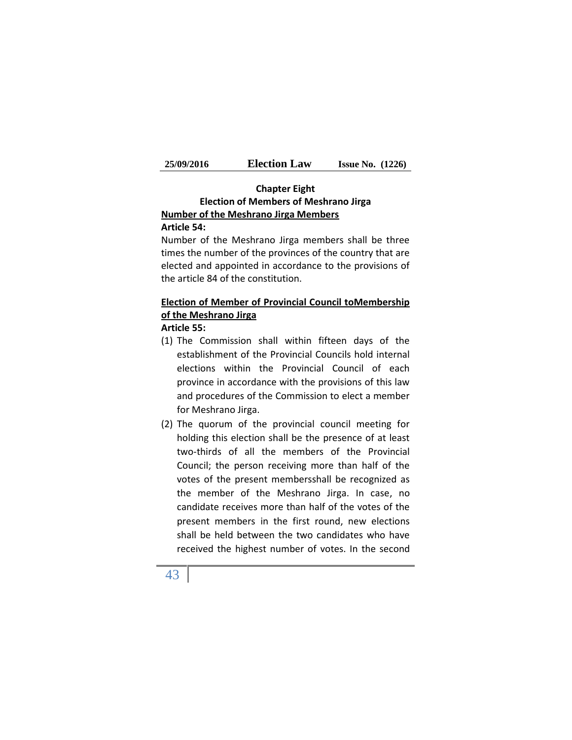## Chapter Eight

## Election of Members of Meshrano Jirga

**Number of the Meshrano Jirga Members**

**Article 54:**

Number of the Meshrano Jirga members shall be three times the number of the provinces of the country that are elected and appointed in accordance to the provisions of the article 84 of the constitution.

**Election of Member of Provincial Council toMembership of the Meshrano Jirga**

**Article 55:**

(1) The Commission shall within fifteen days of the establishment of the Provincial Councils hold internal elections within the Provincial Council of each province in accordance with the provisions of this law and procedures of the Commission to elect a member for Meshrano Jirga.

(2) The quorum of the provincial council meeting for holding this election shall be the presence of at least two-thirds of all the members of the Provincial Council; the person receiving more than half of the votes of the present membersshall be recognized as the member of the Meshrano Jirga. In case, no candidate receives more than half of the votes of the present members in the first round, new elections shall be held between the two candidates who have received the highest number of votes. In the second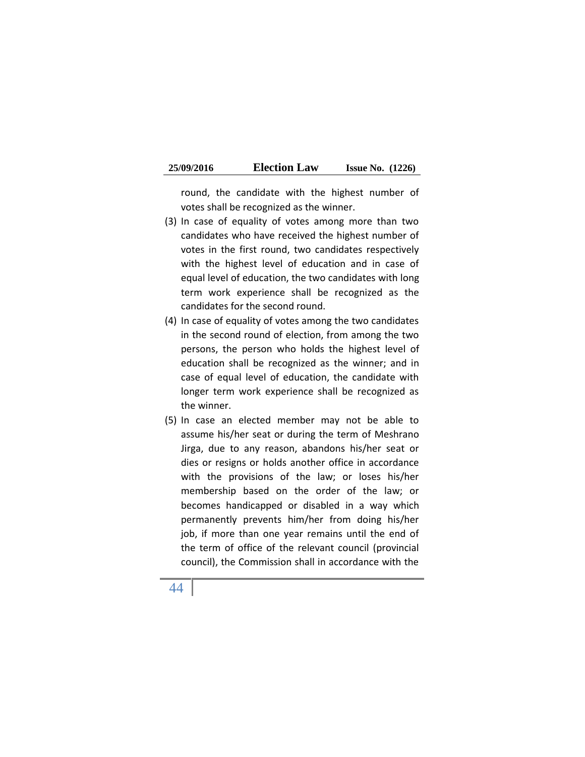round, the candidate with the highest number of votes shall be recognized as the winner.

(3) In case of equality of votes among more than two candidates who have received the highest number of votes in the first round, two candidates respectively with the highest level of education and in case of equal level of education, the two candidates with long term work experience shall be recognized as the candidates for the second round.

(4) In case of equality of votes among the two candidates in the second round of election, from among the two persons, the person who holds the highest level of education shall be recognized as the winner; and in case of equal level of education, the candidate with longer term work experience shall be recognized as the winner.

(5) In case an elected member may not be able to assume his/her seat or during the term of Meshrano Jirga, due to any reason, abandons his/her seat or dies or resigns or holds another office in accordance with the provisions of the law; or loses his/her membership based on the order of the law; or becomes handicapped or disabled in a way which permanently prevents him/her from doing his/her job, if more than one year remains until the end of the term of office of the relevant council (provincial council), the Commission shall in accordance with the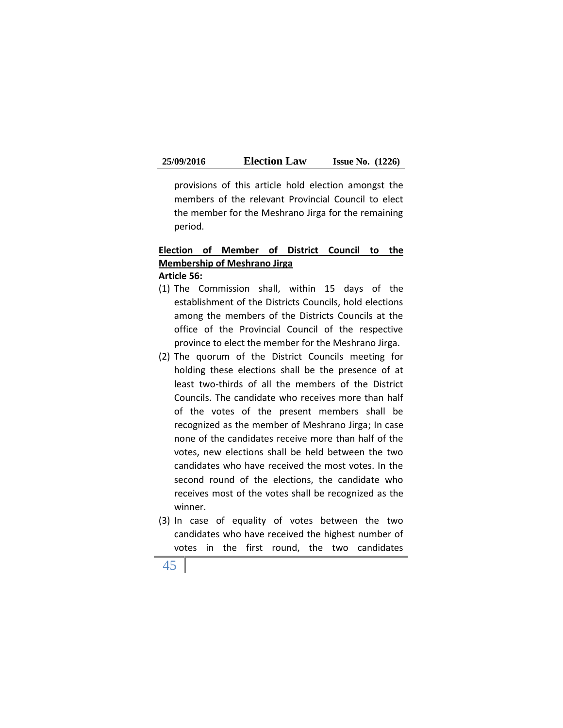provisions of this article hold election amongst the members of the relevant Provincial Council to elect the member for the Meshrano Jirga for the remaining period.

**Election of Member of District Council to the Membership of Meshrano Jirga**

**Article 56:**

(1) The Commission shall, within 15 days of the establishment of the Districts Councils, hold elections among the members of the Districts Councils at the office of the Provincial Council of the respective province to elect the member for the Meshrano Jirga.

(2) The quorum of the District Councils meeting for holding these elections shall be the presence of at least two-thirds of all the members of the District Councils. The candidate who receives more than half of the votes of the present members shall be recognized as the member of Meshrano Jirga; In case none of the candidates receive more than half of the votes, new elections shall be held between the two candidates who have received the most votes. In the second round of the elections, the candidate who receives most of the votes shall be recognized as the winner.

(3) In case of equality of votes between the two candidates who have received the highest number of votes in the first round, the two candidates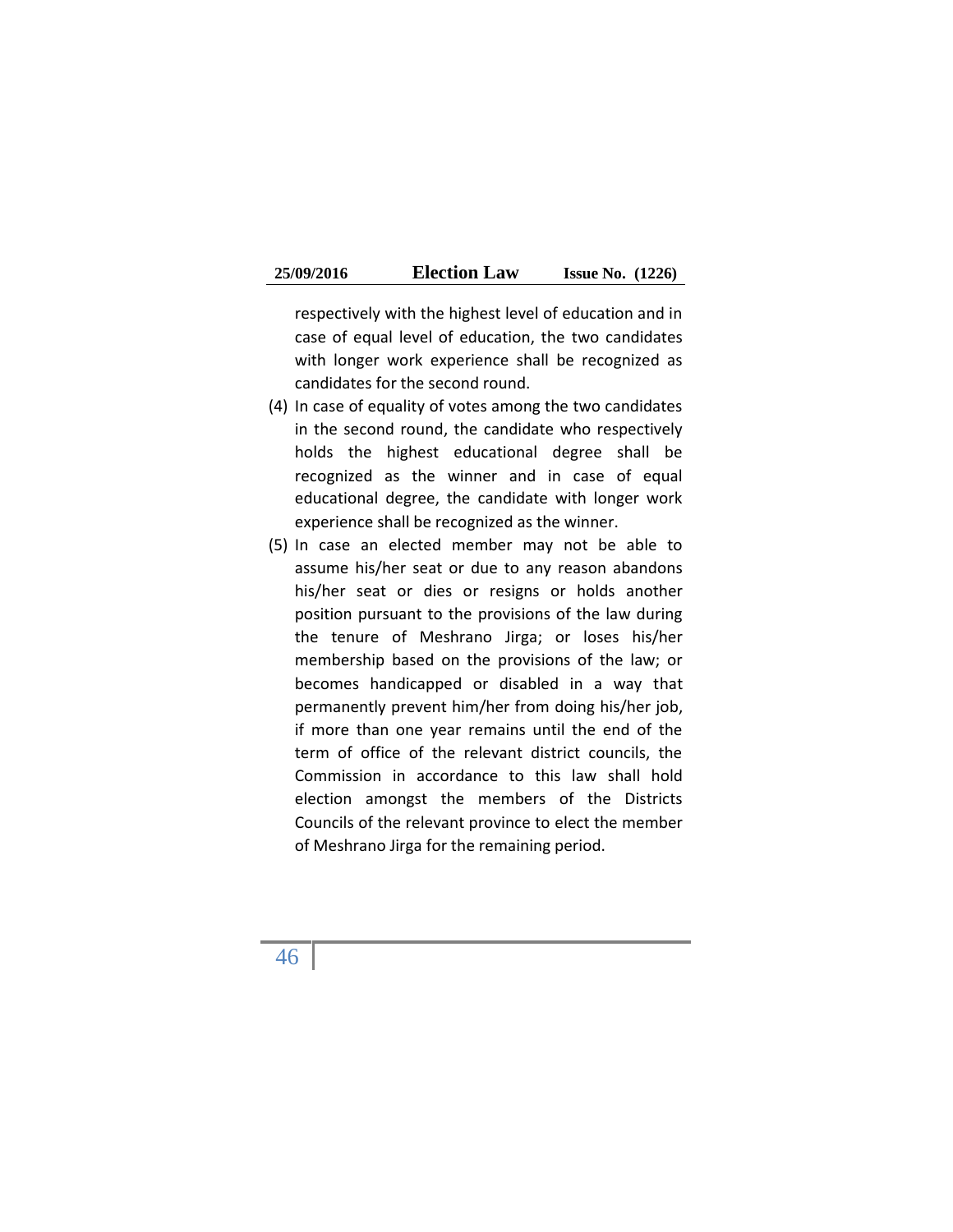respectively with the highest level of education and in case of equal level of education, the two candidates with longer work experience shall be recognized as candidates for the second round.

(4) In case of equality of votes among the two candidates in the second round, the candidate who respectively holds the highest educational degree shall be recognized as the winner and in case of equal educational degree, the candidate with longer work experience shall be recognized as the winner.

(5) In case an elected member may not be able to assume his/her seat or due to any reason abandons his/her seat or dies or resigns or holds another position pursuant to the provisions of the law during the tenure of Meshrano Jirga; or loses his/her membership based on the provisions of the law; or becomes handicapped or disabled in a way that permanently prevent him/her from doing his/her job, if more than one year remains until the end of the term of office of the relevant district councils, the Commission in accordance to this law shall hold election amongst the members of the Districts Councils of the relevant province to elect the member of Meshrano Jirga for the remaining period.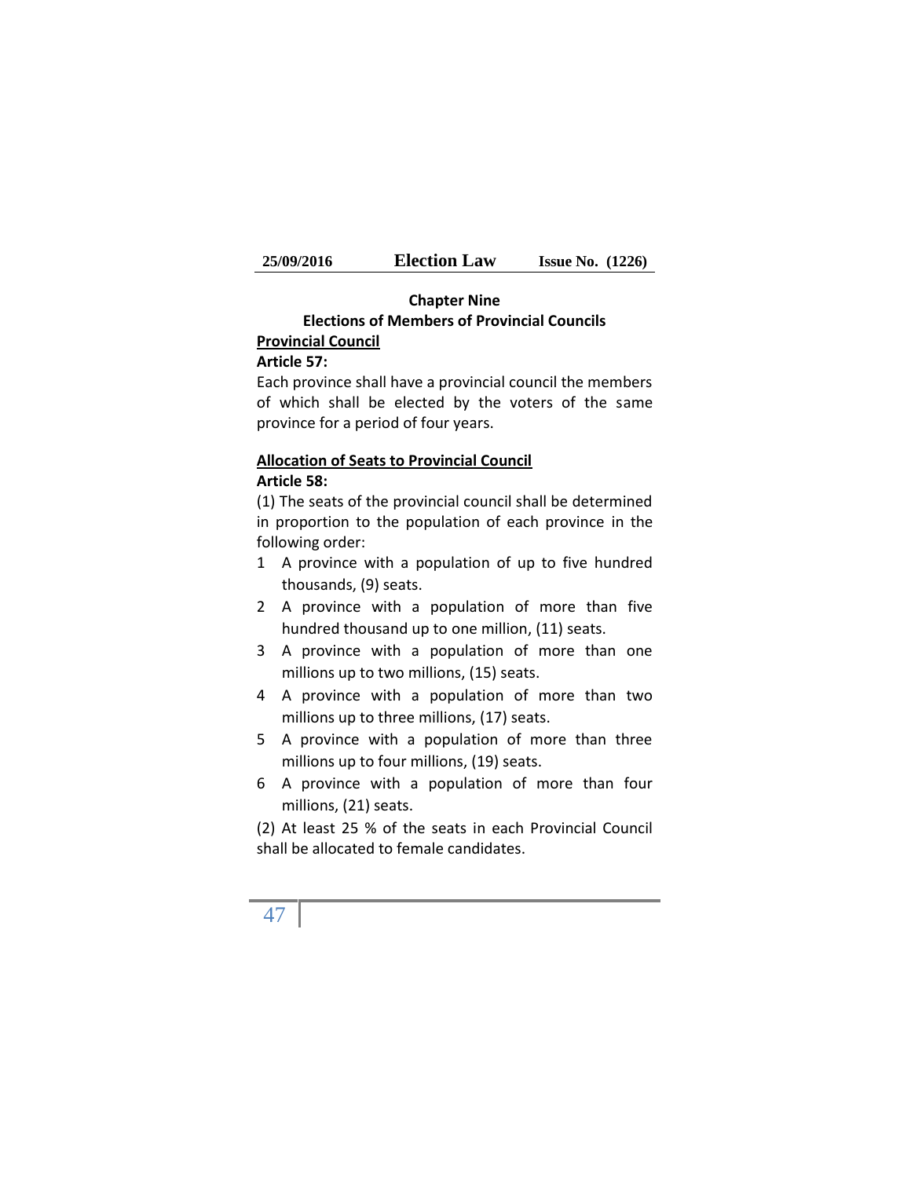## Chapter Nine

## Elections of Members of Provincial Councils

**<u>Provincial Council</u>**

**Article 57:**

Each province shall have a provincial council the members of which shall be elected by the voters of the same province for a period of four years.

**<u>Allocation of Seats to Provincial Council</u>**

**Article 58:**

(1) The seats of the provincial council shall be determined in proportion to the population of each province in the following order:

1 A province with a population of up to five hundred thousands, (9) seats.
2 A province with a population of more than five hundred thousand up to one million, (11) seats.
3 A province with a population of more than one millions up to two millions, (15) seats.
4 A province with a population of more than two millions up to three millions, (17) seats.
5 A province with a population of more than three millions up to four millions, (19) seats.
6 A province with a population of more than four millions, (21) seats.

(2) At least 25 % of the seats in each Provincial Council shall be allocated to female candidates.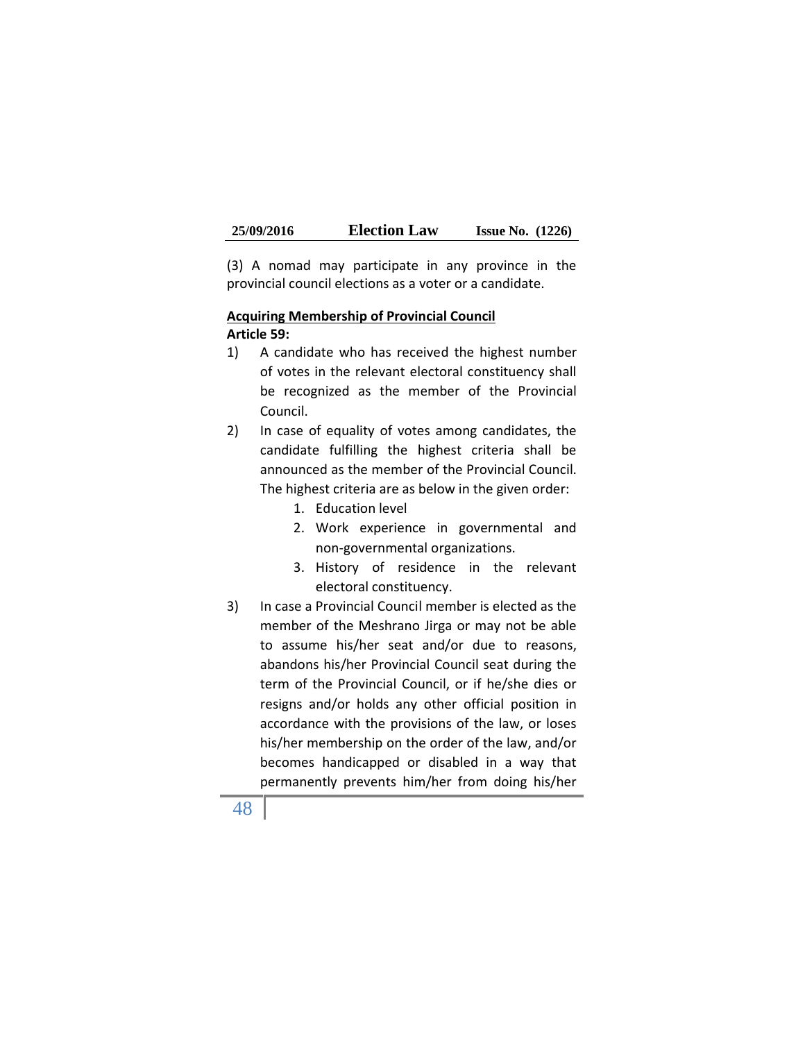(3) A nomad may participate in any province in the provincial council elections as a voter or a candidate.

**Acquiring Membership of Provincial Council**

**Article 59:**

1) A candidate who has received the highest number of votes in the relevant electoral constituency shall be recognized as the member of the Provincial Council.
2) In case of equality of votes among candidates, the candidate fulfilling the highest criteria shall be announced as the member of the Provincial Council. The highest criteria are as below in the given order:
   1. Education level
   2. Work experience in governmental and non-governmental organizations.
   3. History of residence in the relevant electoral constituency.
3) In case a Provincial Council member is elected as the member of the Meshrano Jirga or may not be able to assume his/her seat and/or due to reasons, abandons his/her Provincial Council seat during the term of the Provincial Council, or if he/she dies or resigns and/or holds any other official position in accordance with the provisions of the law, or loses his/her membership on the order of the law, and/or becomes handicapped or disabled in a way that permanently prevents him/her from doing his/her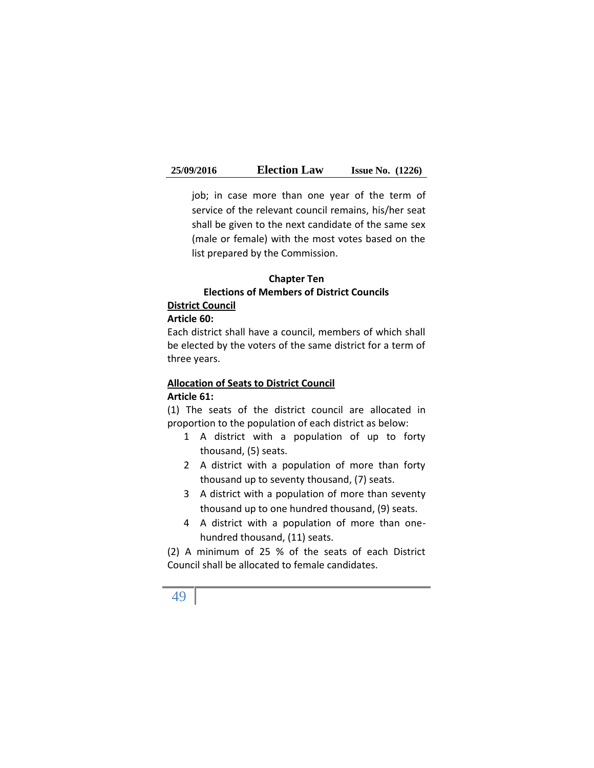job; in case more than one year of the term of service of the relevant council remains, his/her seat shall be given to the next candidate of the same sex (male or female) with the most votes based on the list prepared by the Commission.

## Chapter Ten

## Elections of Members of District Councils

**<u>District Council</u>**

**Article 60:**

Each district shall have a council, members of which shall be elected by the voters of the same district for a term of three years.

**<u>Allocation of Seats to District Council</u>**

**Article 61:**

(1) The seats of the district council are allocated in proportion to the population of each district as below:

1. A district with a population of up to forty thousand, (5) seats.
2. A district with a population of more than forty thousand up to seventy thousand, (7) seats.
3. A district with a population of more than seventy thousand up to one hundred thousand, (9) seats.
4. A district with a population of more than one-hundred thousand, (11) seats.

(2) A minimum of 25 % of the seats of each District Council shall be allocated to female candidates.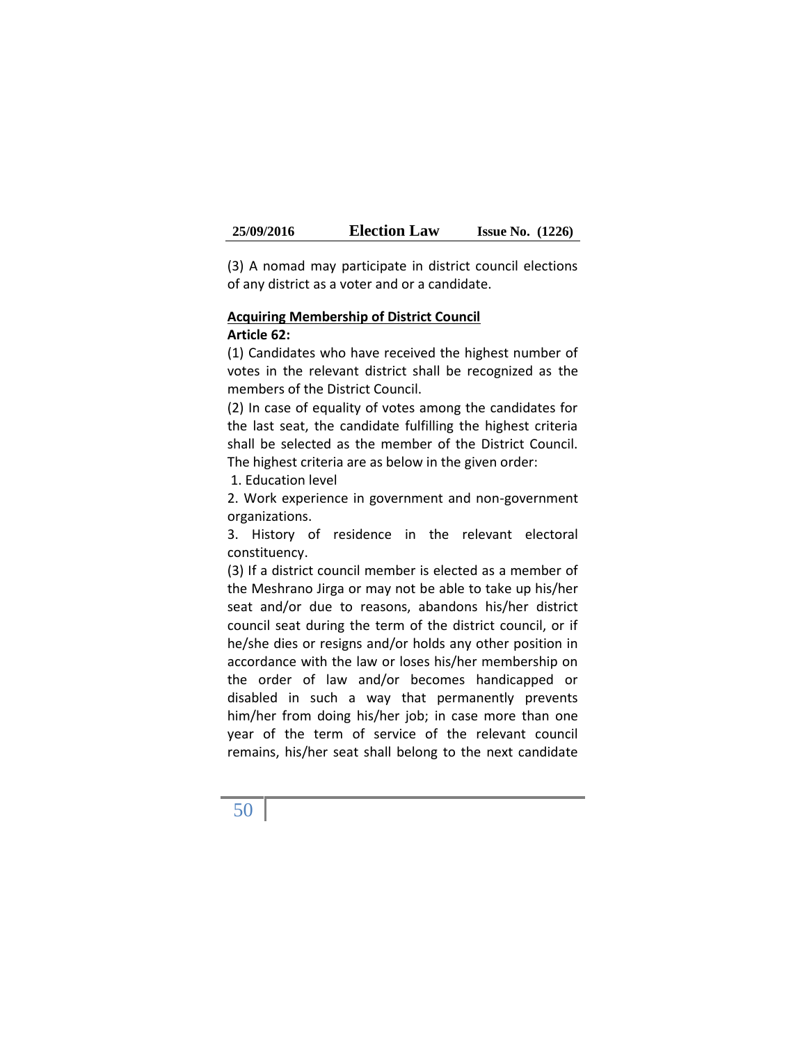(3) A nomad may participate in district council elections of any district as a voter and or a candidate.

**Acquiring Membership of District Council**

**Article 62:**

(1) Candidates who have received the highest number of votes in the relevant district shall be recognized as the members of the District Council.

(2) In case of equality of votes among the candidates for the last seat, the candidate fulfilling the highest criteria shall be selected as the member of the District Council. The highest criteria are as below in the given order:

1. Education level
2. Work experience in government and non-government organizations.
3. History of residence in the relevant electoral constituency.

(3) If a district council member is elected as a member of the Meshrano Jirga or may not be able to take up his/her seat and/or due to reasons, abandons his/her district council seat during the term of the district council, or if he/she dies or resigns and/or holds any other position in accordance with the law or loses his/her membership on the order of law and/or becomes handicapped or disabled in such a way that permanently prevents him/her from doing his/her job; in case more than one year of the term of service of the relevant council remains, his/her seat shall belong to the next candidate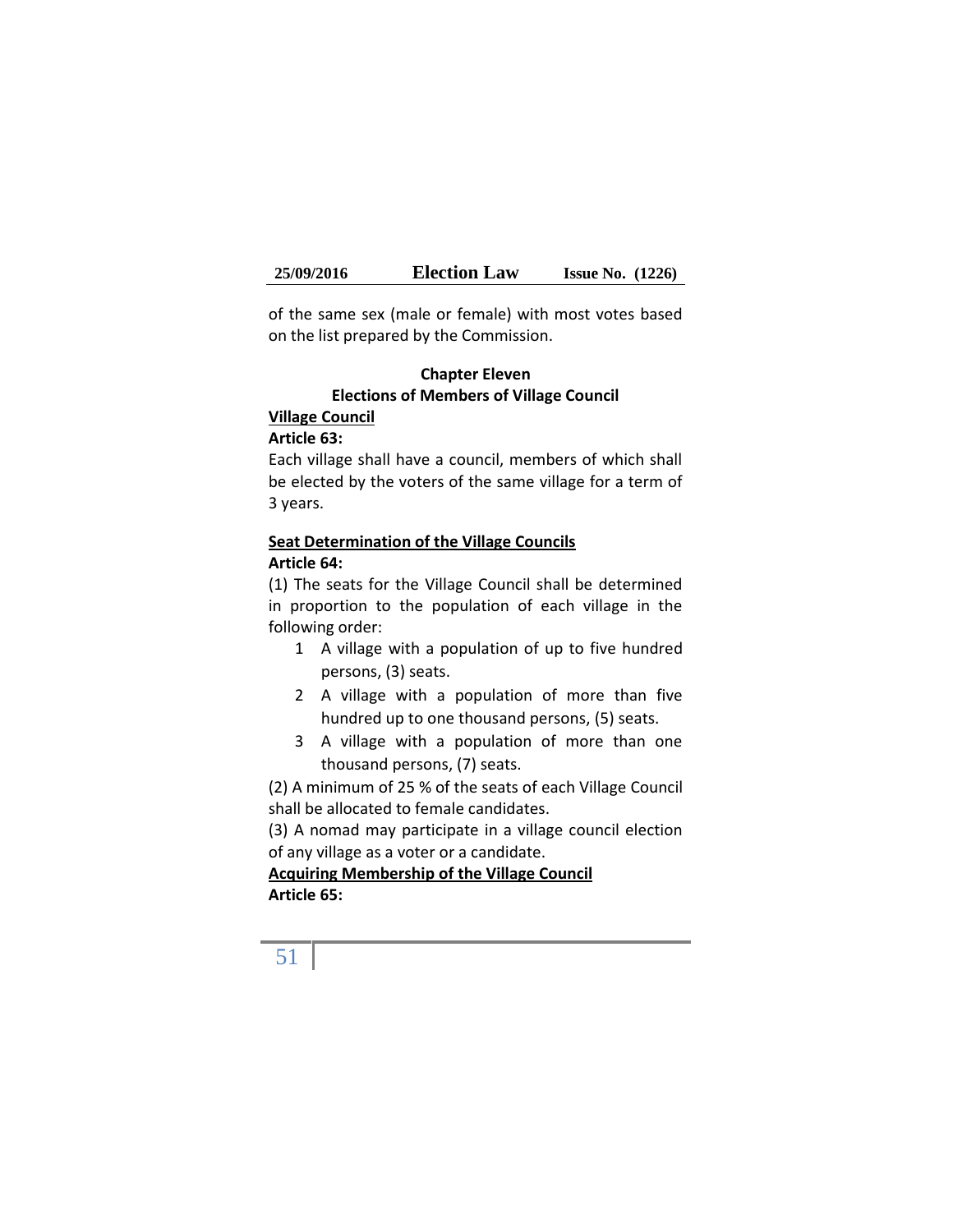of the same sex (male or female) with most votes based on the list prepared by the Commission.

## Chapter Eleven
## Elections of Members of Village Council

**<u>Village Council</u>**

**Article 63:**

Each village shall have a council, members of which shall be elected by the voters of the same village for a term of 3 years.

**<u>Seat Determination of the Village Councils</u>**

**Article 64:**

(1) The seats for the Village Council shall be determined in proportion to the population of each village in the following order:

1. A village with a population of up to five hundred persons, (3) seats.
2. A village with a population of more than five hundred up to one thousand persons, (5) seats.
3. A village with a population of more than one thousand persons, (7) seats.

(2) A minimum of 25 % of the seats of each Village Council shall be allocated to female candidates.

(3) A nomad may participate in a village council election of any village as a voter or a candidate.

**<u>Acquiring Membership of the Village Council</u>**

**Article 65:**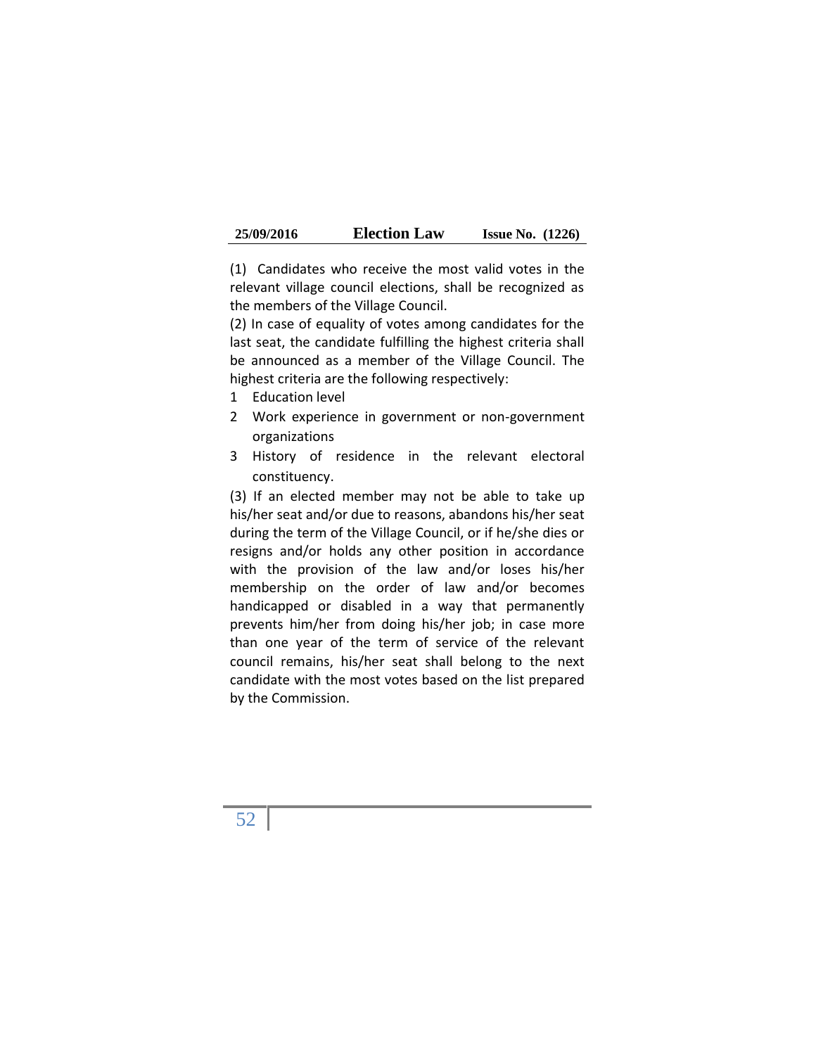(1) Candidates who receive the most valid votes in the relevant village council elections, shall be recognized as the members of the Village Council.

(2) In case of equality of votes among candidates for the last seat, the candidate fulfilling the highest criteria shall be announced as a member of the Village Council. The highest criteria are the following respectively:

1 Education level
2 Work experience in government or non-government organizations
3 History of residence in the relevant electoral constituency.

(3) If an elected member may not be able to take up his/her seat and/or due to reasons, abandons his/her seat during the term of the Village Council, or if he/she dies or resigns and/or holds any other position in accordance with the provision of the law and/or loses his/her membership on the order of law and/or becomes handicapped or disabled in a way that permanently prevents him/her from doing his/her job; in case more than one year of the term of service of the relevant council remains, his/her seat shall belong to the next candidate with the most votes based on the list prepared by the Commission.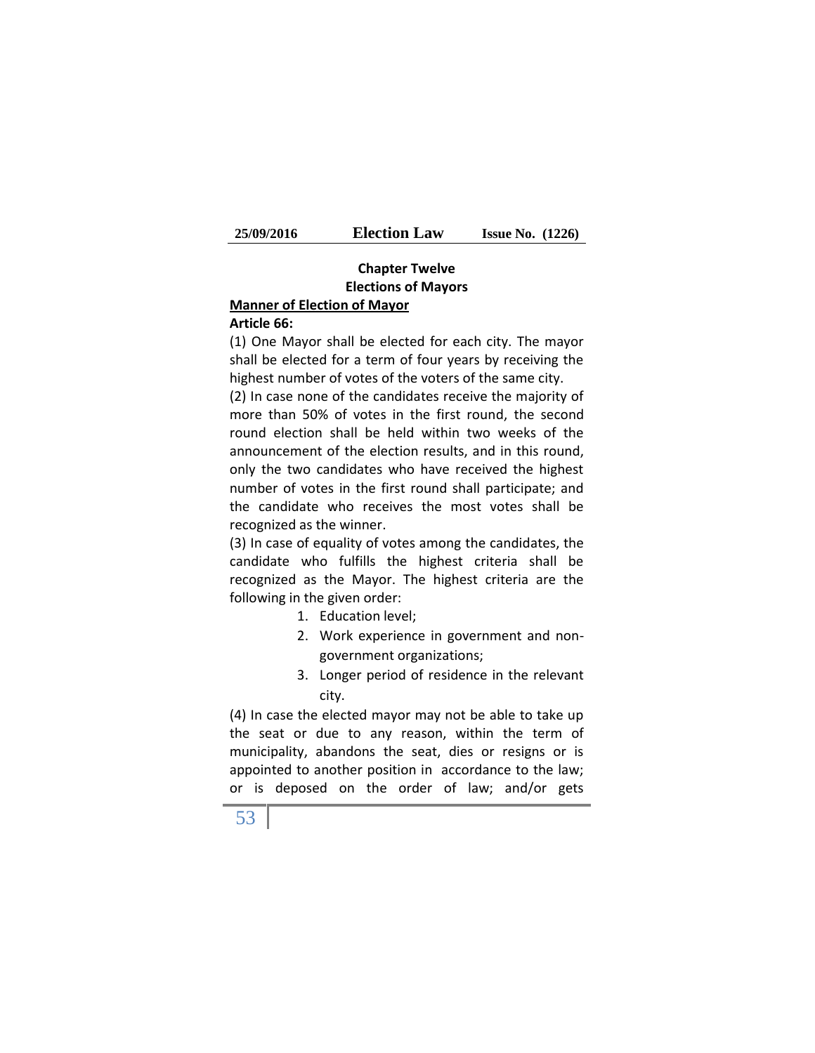## Chapter Twelve
## Elections of Mayors

**Manner of Election of Mayor**

**Article 66:**

(1) One Mayor shall be elected for each city. The mayor shall be elected for a term of four years by receiving the highest number of votes of the voters of the same city.

(2) In case none of the candidates receive the majority of more than 50% of votes in the first round, the second round election shall be held within two weeks of the announcement of the election results, and in this round, only the two candidates who have received the highest number of votes in the first round shall participate; and the candidate who receives the most votes shall be recognized as the winner.

(3) In case of equality of votes among the candidates, the candidate who fulfills the highest criteria shall be recognized as the Mayor. The highest criteria are the following in the given order:

1. Education level;
2. Work experience in government and non-government organizations;
3. Longer period of residence in the relevant city.

(4) In case the elected mayor may not be able to take up the seat or due to any reason, within the term of municipality, abandons the seat, dies or resigns or is appointed to another position in accordance to the law; or is deposed on the order of law; and/or gets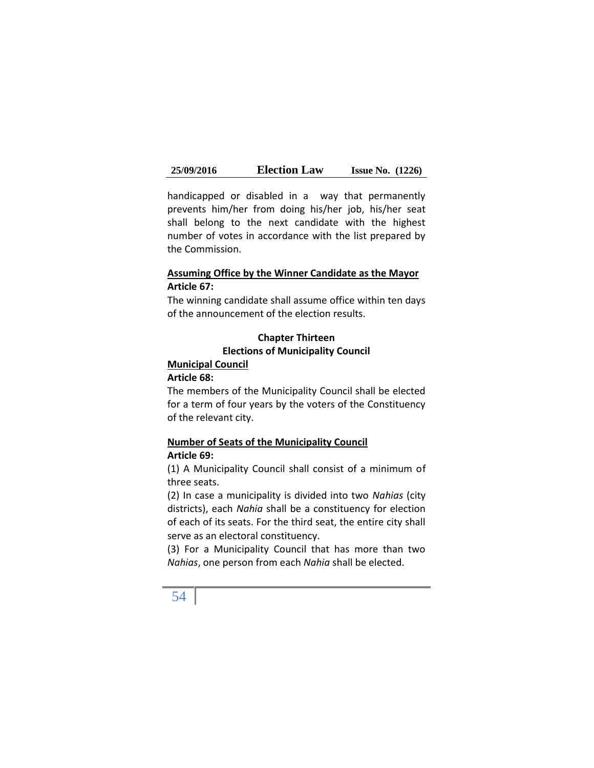handicapped or disabled in a way that permanently prevents him/her from doing his/her job, his/her seat shall belong to the next candidate with the highest number of votes in accordance with the list prepared by the Commission.

**Assuming Office by the Winner Candidate as the Mayor**

**Article 67:**

The winning candidate shall assume office within ten days of the announcement of the election results.

## Chapter Thirteen
## Elections of Municipality Council

**Municipal Council**

**Article 68:**

The members of the Municipality Council shall be elected for a term of four years by the voters of the Constituency of the relevant city.

**Number of Seats of the Municipality Council**

**Article 69:**

(1) A Municipality Council shall consist of a minimum of three seats.

(2) In case a municipality is divided into two *Nahias* (city districts), each *Nahia* shall be a constituency for election of each of its seats. For the third seat, the entire city shall serve as an electoral constituency.

(3) For a Municipality Council that has more than two *Nahias*, one person from each *Nahia* shall be elected.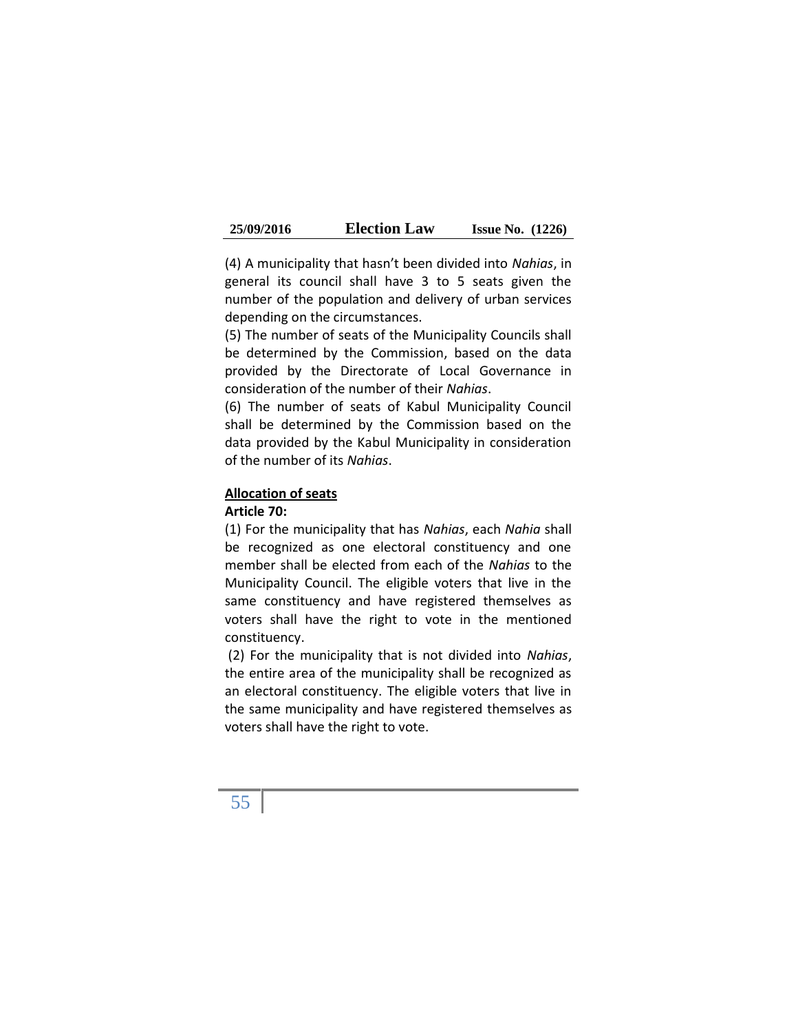(4) A municipality that hasn't been divided into *Nahias*, in general its council shall have 3 to 5 seats given the number of the population and delivery of urban services depending on the circumstances.

(5) The number of seats of the Municipality Councils shall be determined by the Commission, based on the data provided by the Directorate of Local Governance in consideration of the number of their *Nahias*.

(6) The number of seats of Kabul Municipality Council shall be determined by the Commission based on the data provided by the Kabul Municipality in consideration of the number of its *Nahias*.

**<u>Allocation of seats</u>**

**Article 70:**

(1) For the municipality that has *Nahias*, each *Nahia* shall be recognized as one electoral constituency and one member shall be elected from each of the *Nahias* to the Municipality Council. The eligible voters that live in the same constituency and have registered themselves as voters shall have the right to vote in the mentioned constituency.

(2) For the municipality that is not divided into *Nahias*, the entire area of the municipality shall be recognized as an electoral constituency. The eligible voters that live in the same municipality and have registered themselves as voters shall have the right to vote.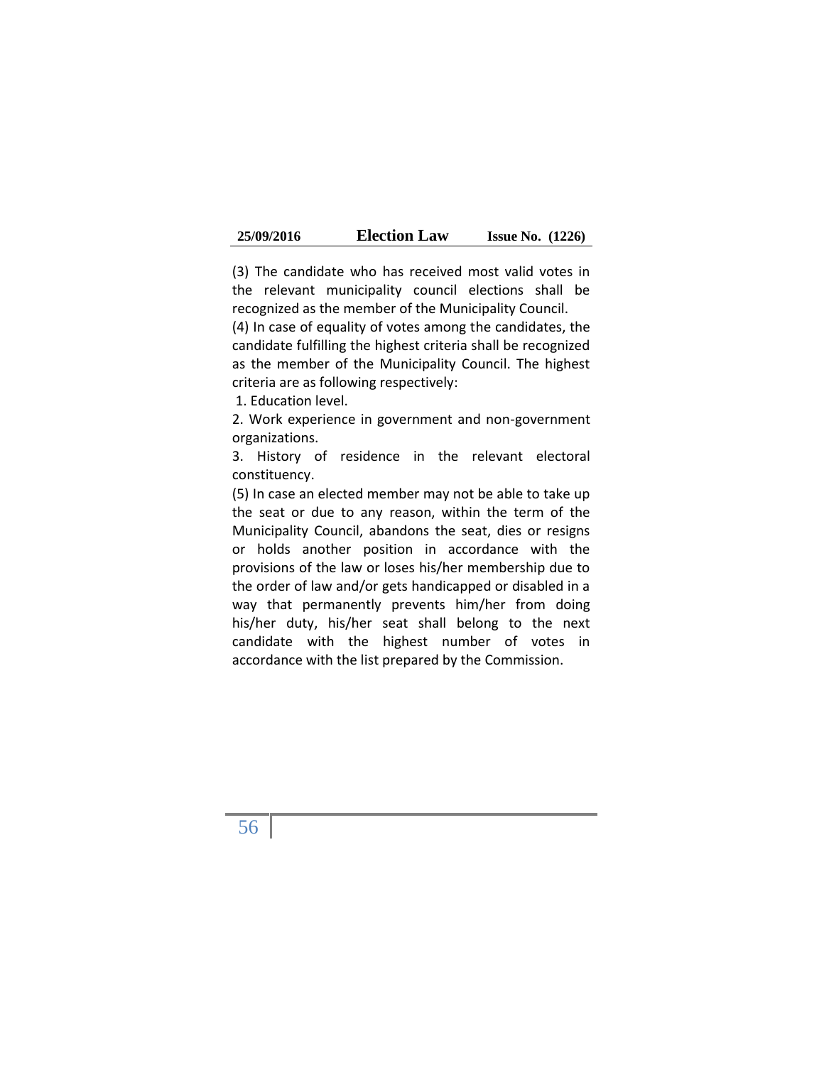(3) The candidate who has received most valid votes in the relevant municipality council elections shall be recognized as the member of the Municipality Council.

(4) In case of equality of votes among the candidates, the candidate fulfilling the highest criteria shall be recognized as the member of the Municipality Council. The highest criteria are as following respectively:

1. Education level.
2. Work experience in government and non-government organizations.
3. History of residence in the relevant electoral constituency.

(5) In case an elected member may not be able to take up the seat or due to any reason, within the term of the Municipality Council, abandons the seat, dies or resigns or holds another position in accordance with the provisions of the law or loses his/her membership due to the order of law and/or gets handicapped or disabled in a way that permanently prevents him/her from doing his/her duty, his/her seat shall belong to the next candidate with the highest number of votes in accordance with the list prepared by the Commission.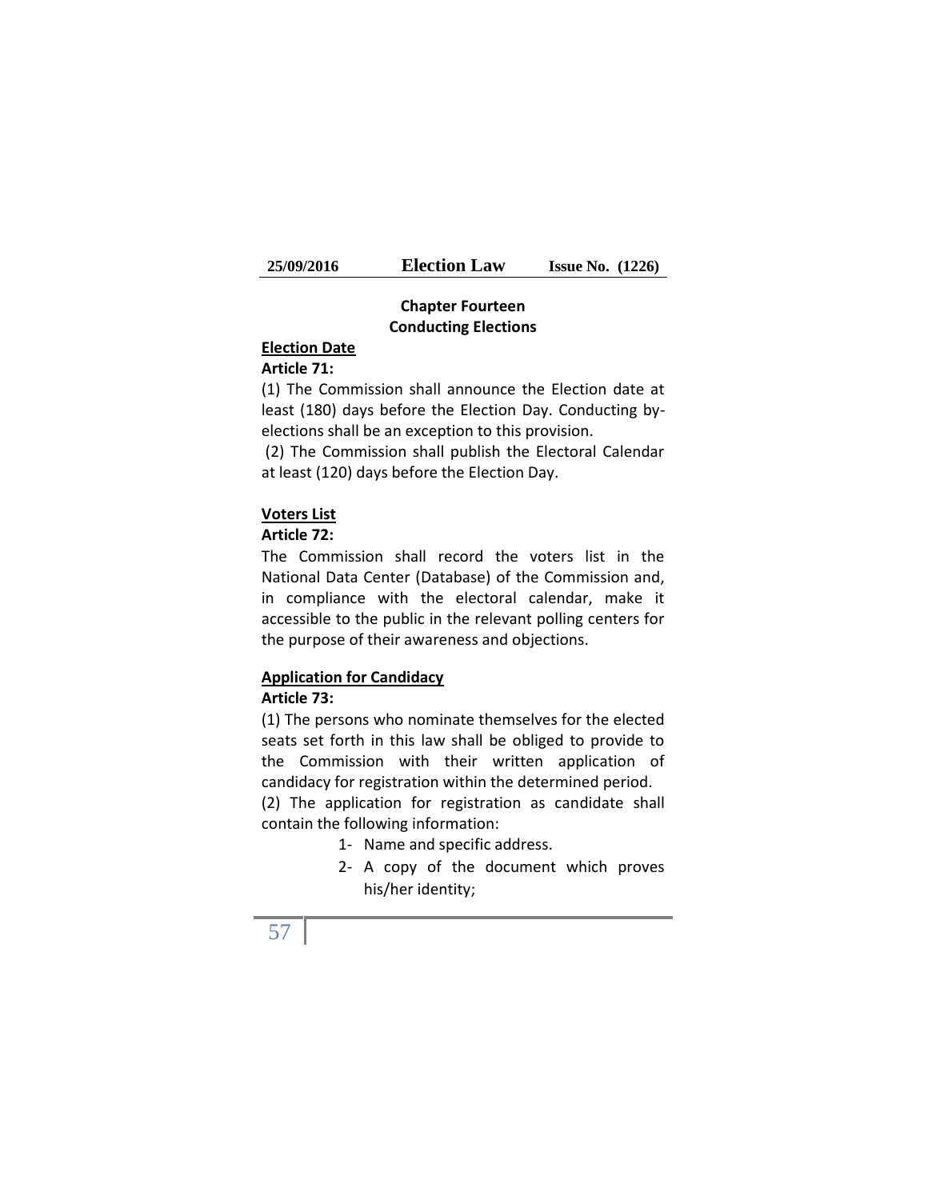## Chapter Fourteen
## Conducting Elections

**Election Date**

**Article 71:**

(1) The Commission shall announce the Election date at least (180) days before the Election Day. Conducting by-elections shall be an exception to this provision.

(2) The Commission shall publish the Electoral Calendar at least (120) days before the Election Day.

**Voters List**

**Article 72:**

The Commission shall record the voters list in the National Data Center (Database) of the Commission and, in compliance with the electoral calendar, make it accessible to the public in the relevant polling centers for the purpose of their awareness and objections.

**Application for Candidacy**

**Article 73:**

(1) The persons who nominate themselves for the elected seats set forth in this law shall be obliged to provide to the Commission with their written application of candidacy for registration within the determined period.

(2) The application for registration as candidate shall contain the following information:

1- Name and specific address.
2- A copy of the document which proves his/her identity;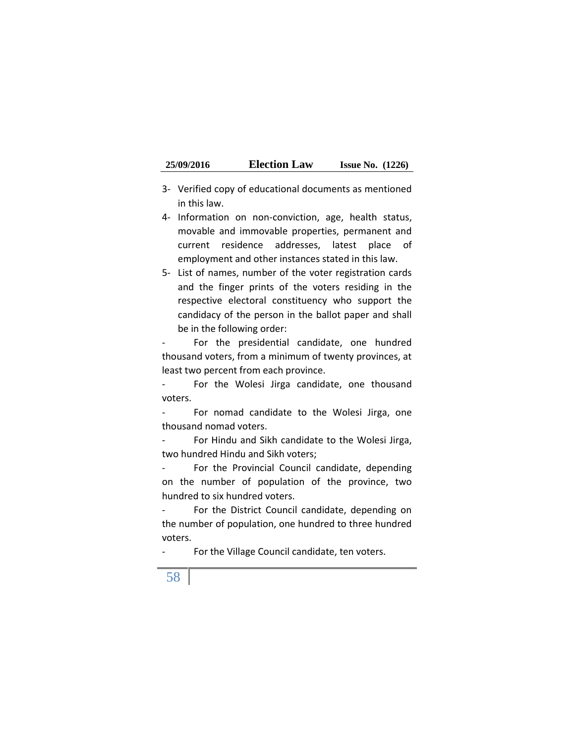3- Verified copy of educational documents as mentioned in this law.

4- Information on non-conviction, age, health status, movable and immovable properties, permanent and current residence addresses, latest place of employment and other instances stated in this law.

5- List of names, number of the voter registration cards and the finger prints of the voters residing in the respective electoral constituency who support the candidacy of the person in the ballot paper and shall be in the following order:

- For the presidential candidate, one hundred thousand voters, from a minimum of twenty provinces, at least two percent from each province.
- For the Wolesi Jirga candidate, one thousand voters.
- For nomad candidate to the Wolesi Jirga, one thousand nomad voters.
- For Hindu and Sikh candidate to the Wolesi Jirga, two hundred Hindu and Sikh voters;
- For the Provincial Council candidate, depending on the number of population of the province, two hundred to six hundred voters.
- For the District Council candidate, depending on the number of population, one hundred to three hundred voters.
- For the Village Council candidate, ten voters.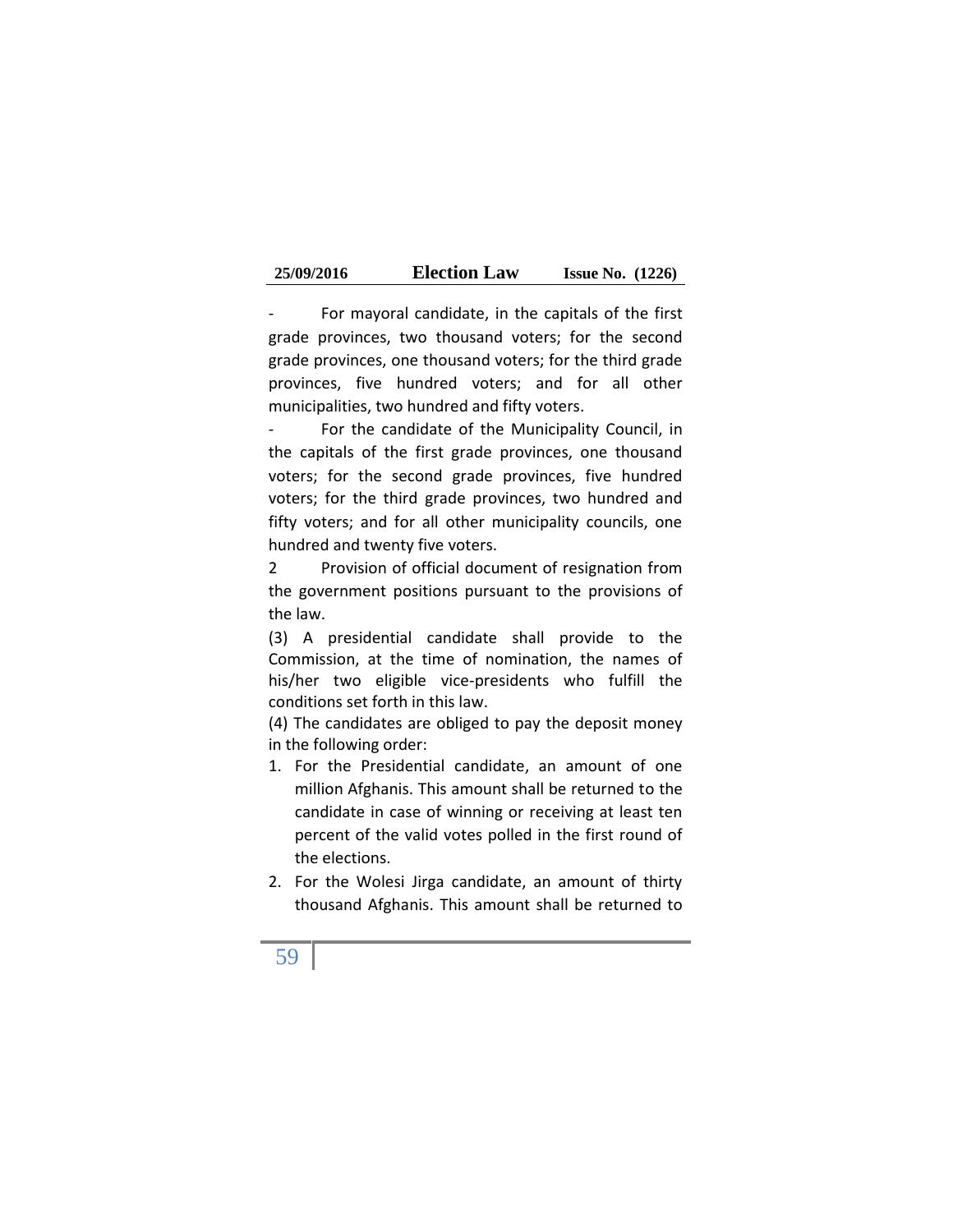- For mayoral candidate, in the capitals of the first grade provinces, two thousand voters; for the second grade provinces, one thousand voters; for the third grade provinces, five hundred voters; and for all other municipalities, two hundred and fifty voters.

- For the candidate of the Municipality Council, in the capitals of the first grade provinces, one thousand voters; for the second grade provinces, five hundred voters; for the third grade provinces, two hundred and fifty voters; and for all other municipality councils, one hundred and twenty five voters.

2 Provision of official document of resignation from the government positions pursuant to the provisions of the law.

(3) A presidential candidate shall provide to the Commission, at the time of nomination, the names of his/her two eligible vice-presidents who fulfill the conditions set forth in this law.

(4) The candidates are obliged to pay the deposit money in the following order:

1. For the Presidential candidate, an amount of one million Afghanis. This amount shall be returned to the candidate in case of winning or receiving at least ten percent of the valid votes polled in the first round of the elections.
2. For the Wolesi Jirga candidate, an amount of thirty thousand Afghanis. This amount shall be returned to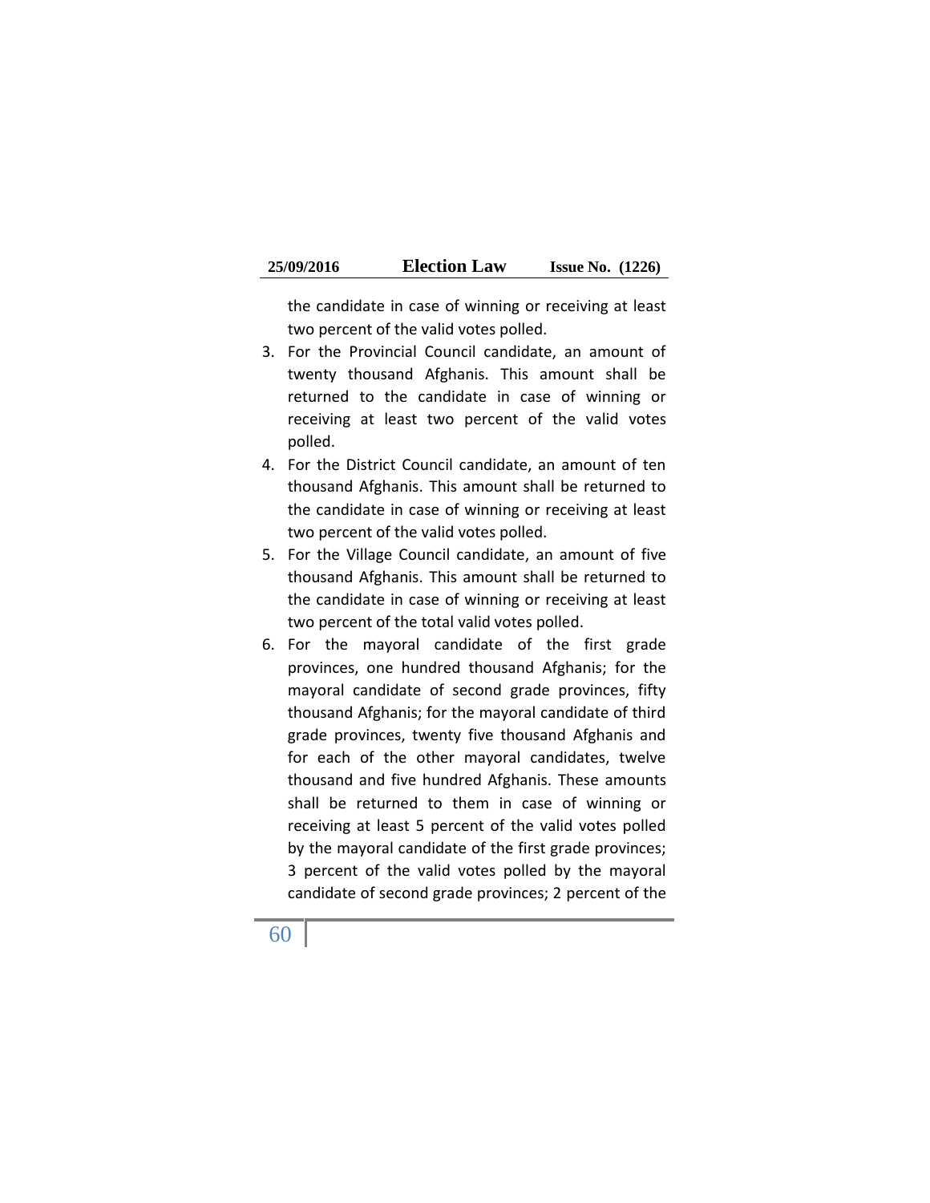the candidate in case of winning or receiving at least two percent of the valid votes polled.

3. For the Provincial Council candidate, an amount of twenty thousand Afghanis. This amount shall be returned to the candidate in case of winning or receiving at least two percent of the valid votes polled.
4. For the District Council candidate, an amount of ten thousand Afghanis. This amount shall be returned to the candidate in case of winning or receiving at least two percent of the valid votes polled.
5. For the Village Council candidate, an amount of five thousand Afghanis. This amount shall be returned to the candidate in case of winning or receiving at least two percent of the total valid votes polled.
6. For the mayoral candidate of the first grade provinces, one hundred thousand Afghanis; for the mayoral candidate of second grade provinces, fifty thousand Afghanis; for the mayoral candidate of third grade provinces, twenty five thousand Afghanis and for each of the other mayoral candidates, twelve thousand and five hundred Afghanis. These amounts shall be returned to them in case of winning or receiving at least 5 percent of the valid votes polled by the mayoral candidate of the first grade provinces; 3 percent of the valid votes polled by the mayoral candidate of second grade provinces; 2 percent of the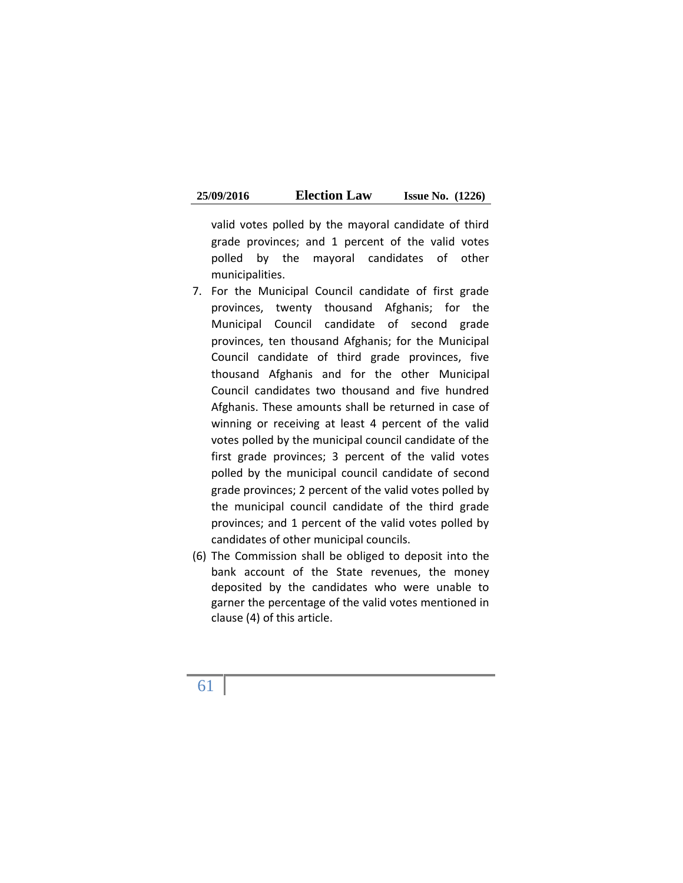valid votes polled by the mayoral candidate of third grade provinces; and 1 percent of the valid votes polled by the mayoral candidates of other municipalities.

7. For the Municipal Council candidate of first grade provinces, twenty thousand Afghanis; for the Municipal Council candidate of second grade provinces, ten thousand Afghanis; for the Municipal Council candidate of third grade provinces, five thousand Afghanis and for the other Municipal Council candidates two thousand and five hundred Afghanis. These amounts shall be returned in case of winning or receiving at least 4 percent of the valid votes polled by the municipal council candidate of the first grade provinces; 3 percent of the valid votes polled by the municipal council candidate of second grade provinces; 2 percent of the valid votes polled by the municipal council candidate of the third grade provinces; and 1 percent of the valid votes polled by candidates of other municipal councils.

(6) The Commission shall be obliged to deposit into the bank account of the State revenues, the money deposited by the candidates who were unable to garner the percentage of the valid votes mentioned in clause (4) of this article.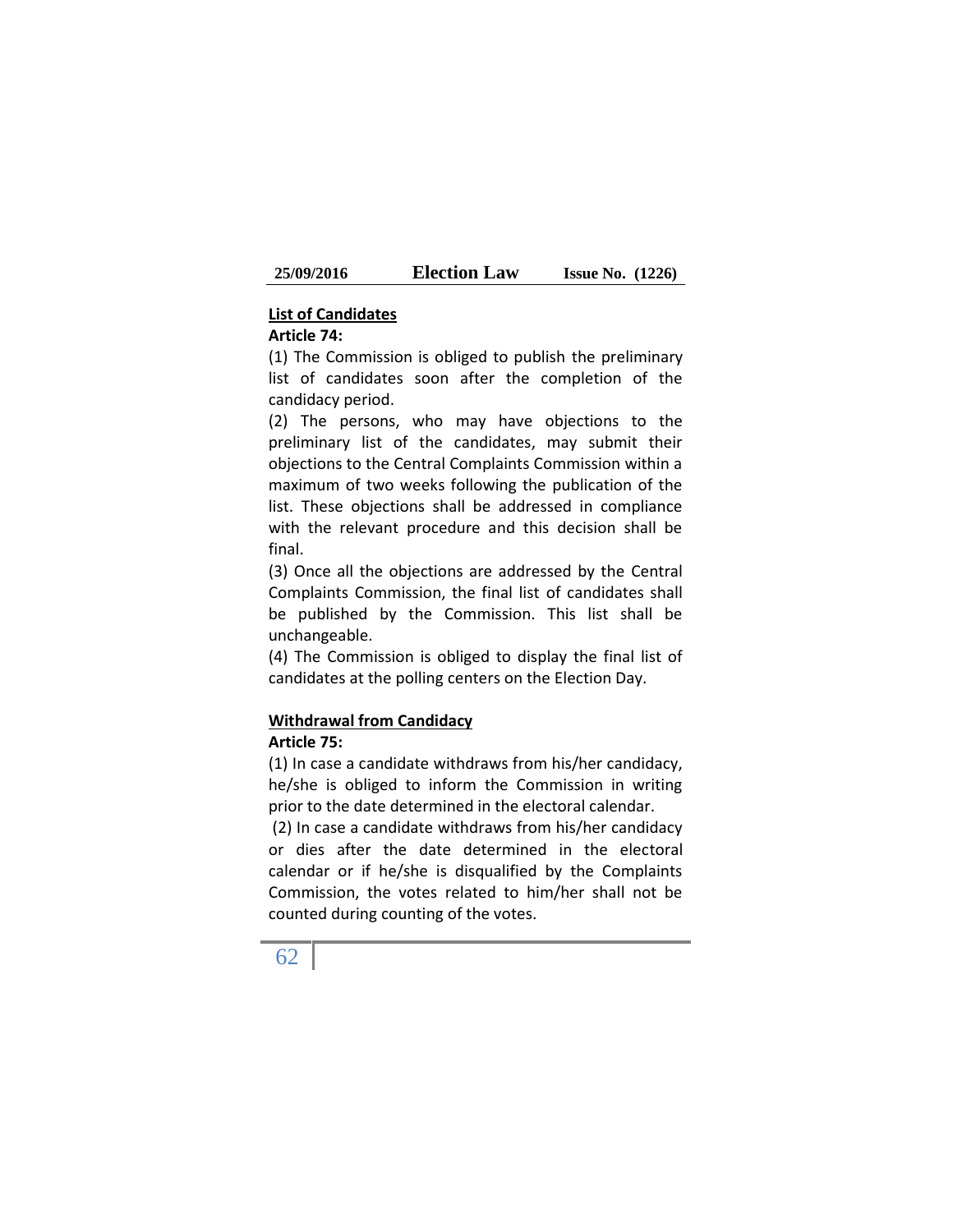**List of Candidates**

**Article 74:**

(1) The Commission is obliged to publish the preliminary list of candidates soon after the completion of the candidacy period.

(2) The persons, who may have objections to the preliminary list of the candidates, may submit their objections to the Central Complaints Commission within a maximum of two weeks following the publication of the list. These objections shall be addressed in compliance with the relevant procedure and this decision shall be final.

(3) Once all the objections are addressed by the Central Complaints Commission, the final list of candidates shall be published by the Commission. This list shall be unchangeable.

(4) The Commission is obliged to display the final list of candidates at the polling centers on the Election Day.

**Withdrawal from Candidacy**

**Article 75:**

(1) In case a candidate withdraws from his/her candidacy, he/she is obliged to inform the Commission in writing prior to the date determined in the electoral calendar.

(2) In case a candidate withdraws from his/her candidacy or dies after the date determined in the electoral calendar or if he/she is disqualified by the Complaints Commission, the votes related to him/her shall not be counted during counting of the votes.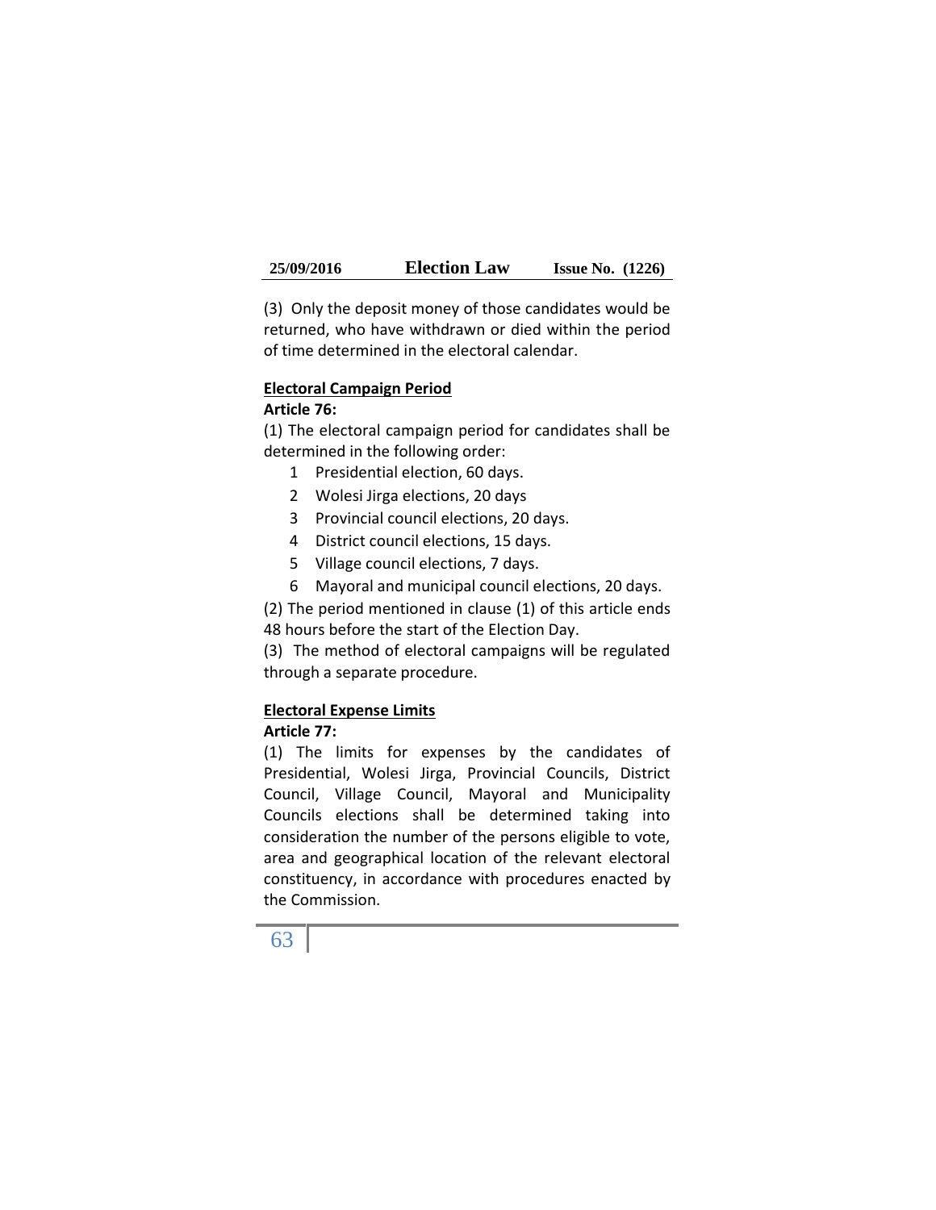(3) Only the deposit money of those candidates would be returned, who have withdrawn or died within the period of time determined in the electoral calendar.

**Electoral Campaign Period**

**Article 76:**

(1) The electoral campaign period for candidates shall be determined in the following order:

1. Presidential election, 60 days.
2. Wolesi Jirga elections, 20 days
3. Provincial council elections, 20 days.
4. District council elections, 15 days.
5. Village council elections, 7 days.
6. Mayoral and municipal council elections, 20 days.

(2) The period mentioned in clause (1) of this article ends 48 hours before the start of the Election Day.

(3) The method of electoral campaigns will be regulated through a separate procedure.

**Electoral Expense Limits**

**Article 77:**

(1) The limits for expenses by the candidates of Presidential, Wolesi Jirga, Provincial Councils, District Council, Village Council, Mayoral and Municipality Councils elections shall be determined taking into consideration the number of the persons eligible to vote, area and geographical location of the relevant electoral constituency, in accordance with procedures enacted by the Commission.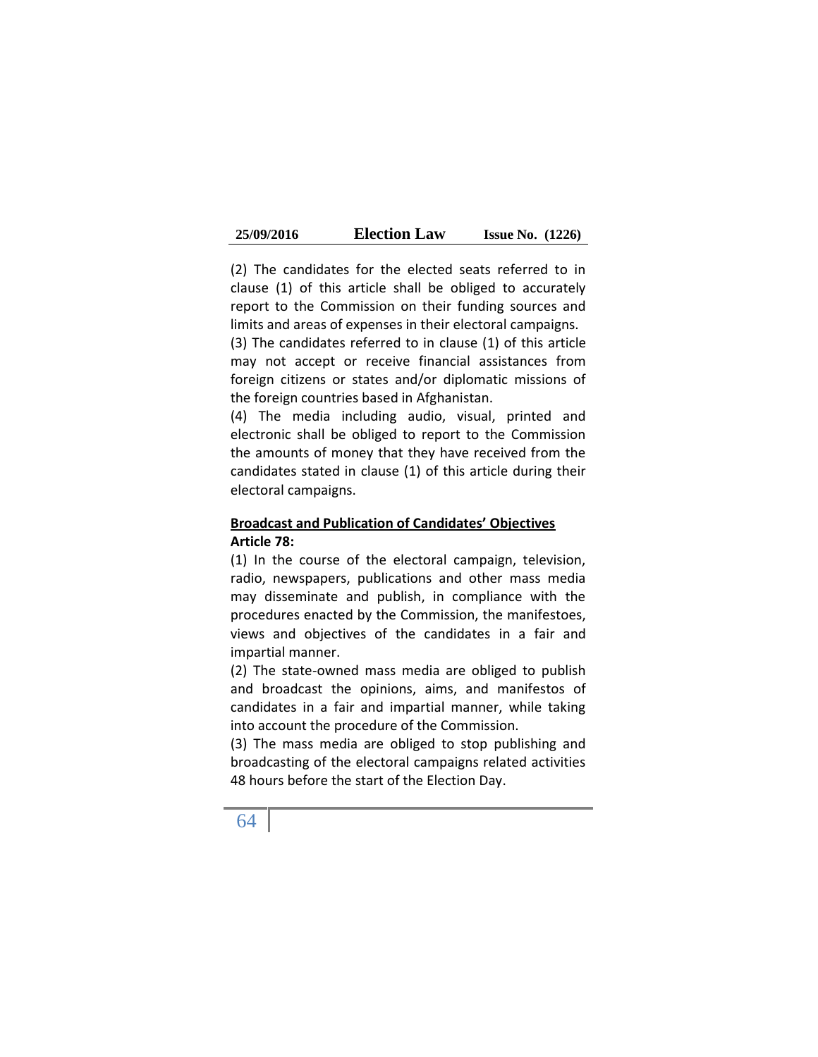(2) The candidates for the elected seats referred to in clause (1) of this article shall be obliged to accurately report to the Commission on their funding sources and limits and areas of expenses in their electoral campaigns.

(3) The candidates referred to in clause (1) of this article may not accept or receive financial assistances from foreign citizens or states and/or diplomatic missions of the foreign countries based in Afghanistan.

(4) The media including audio, visual, printed and electronic shall be obliged to report to the Commission the amounts of money that they have received from the candidates stated in clause (1) of this article during their electoral campaigns.

**<u>Broadcast and Publication of Candidates' Objectives</u>**

**Article 78:**

(1) In the course of the electoral campaign, television, radio, newspapers, publications and other mass media may disseminate and publish, in compliance with the procedures enacted by the Commission, the manifestoes, views and objectives of the candidates in a fair and impartial manner.

(2) The state-owned mass media are obliged to publish and broadcast the opinions, aims, and manifestos of candidates in a fair and impartial manner, while taking into account the procedure of the Commission.

(3) The mass media are obliged to stop publishing and broadcasting of the electoral campaigns related activities 48 hours before the start of the Election Day.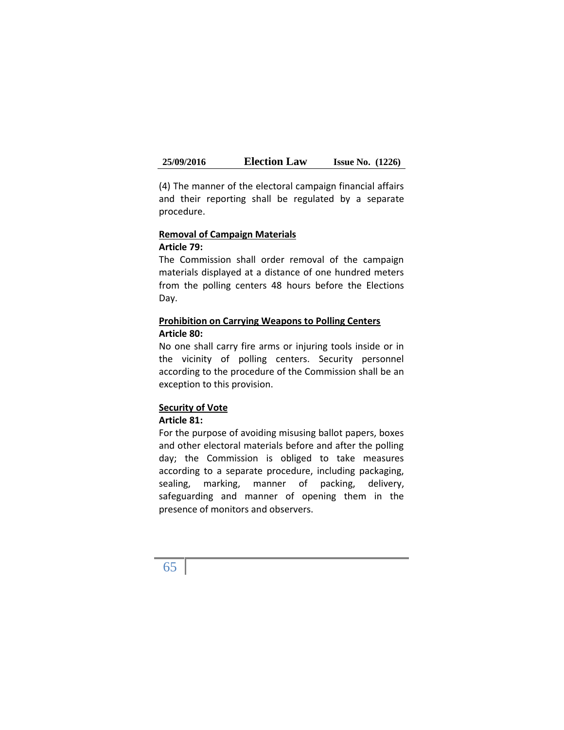(4) The manner of the electoral campaign financial affairs and their reporting shall be regulated by a separate procedure.

**Removal of Campaign Materials**

**Article 79:**

The Commission shall order removal of the campaign materials displayed at a distance of one hundred meters from the polling centers 48 hours before the Elections Day.

**Prohibition on Carrying Weapons to Polling Centers**

**Article 80:**

No one shall carry fire arms or injuring tools inside or in the vicinity of polling centers. Security personnel according to the procedure of the Commission shall be an exception to this provision.

**Security of Vote**

**Article 81:**

For the purpose of avoiding misusing ballot papers, boxes and other electoral materials before and after the polling day; the Commission is obliged to take measures according to a separate procedure, including packaging, sealing, marking, manner of packing, delivery, safeguarding and manner of opening them in the presence of monitors and observers.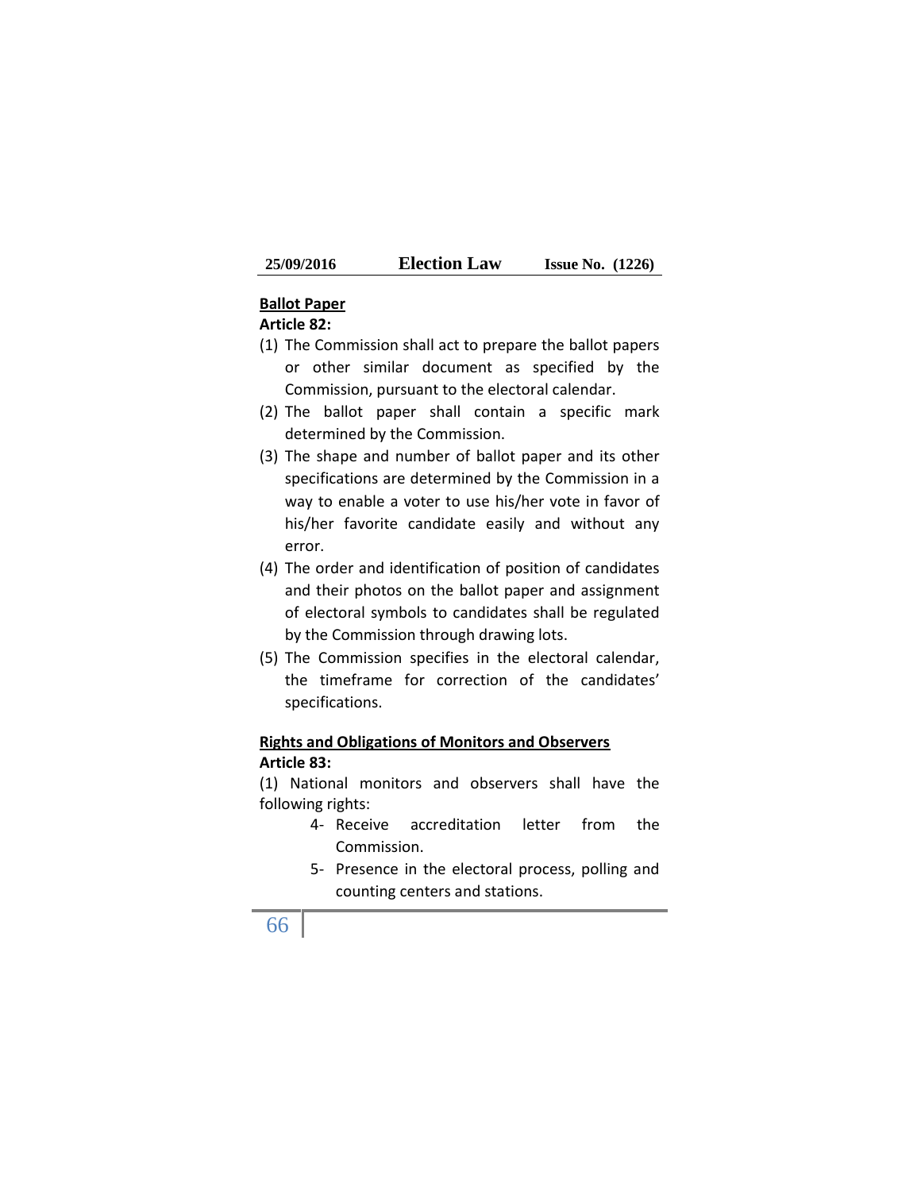**Ballot Paper**

**Article 82:**

(1) The Commission shall act to prepare the ballot papers or other similar document as specified by the Commission, pursuant to the electoral calendar.

(2) The ballot paper shall contain a specific mark determined by the Commission.

(3) The shape and number of ballot paper and its other specifications are determined by the Commission in a way to enable a voter to use his/her vote in favor of his/her favorite candidate easily and without any error.

(4) The order and identification of position of candidates and their photos on the ballot paper and assignment of electoral symbols to candidates shall be regulated by the Commission through drawing lots.

(5) The Commission specifies in the electoral calendar, the timeframe for correction of the candidates' specifications.

**Rights and Obligations of Monitors and Observers**

**Article 83:**

(1) National monitors and observers shall have the following rights:

4- Receive accreditation letter from the Commission.

5- Presence in the electoral process, polling and counting centers and stations.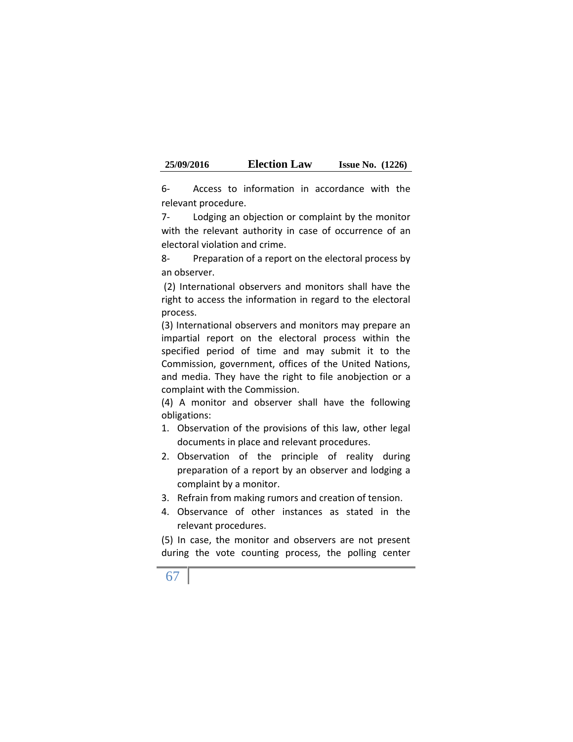6- Access to information in accordance with the relevant procedure.

7- Lodging an objection or complaint by the monitor with the relevant authority in case of occurrence of an electoral violation and crime.

8- Preparation of a report on the electoral process by an observer.

(2) International observers and monitors shall have the right to access the information in regard to the electoral process.

(3) International observers and monitors may prepare an impartial report on the electoral process within the specified period of time and may submit it to the Commission, government, offices of the United Nations, and media. They have the right to file anobjection or a complaint with the Commission.

(4) A monitor and observer shall have the following obligations:

1. Observation of the provisions of this law, other legal documents in place and relevant procedures.
2. Observation of the principle of reality during preparation of a report by an observer and lodging a complaint by a monitor.
3. Refrain from making rumors and creation of tension.
4. Observance of other instances as stated in the relevant procedures.

(5) In case, the monitor and observers are not present during the vote counting process, the polling center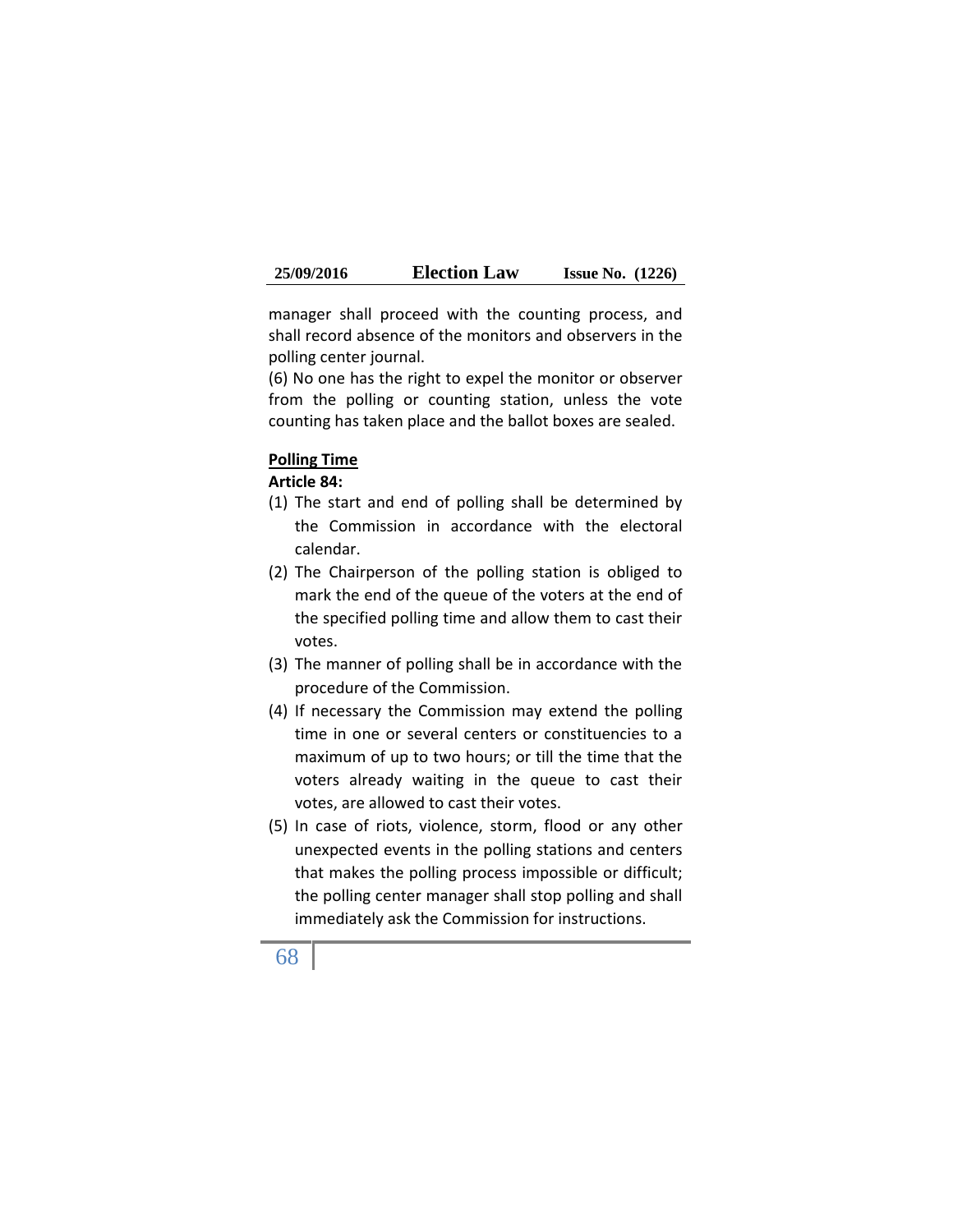manager shall proceed with the counting process, and shall record absence of the monitors and observers in the polling center journal.

(6) No one has the right to expel the monitor or observer from the polling or counting station, unless the vote counting has taken place and the ballot boxes are sealed.

**Polling Time**

**Article 84:**

(1) The start and end of polling shall be determined by the Commission in accordance with the electoral calendar.

(2) The Chairperson of the polling station is obliged to mark the end of the queue of the voters at the end of the specified polling time and allow them to cast their votes.

(3) The manner of polling shall be in accordance with the procedure of the Commission.

(4) If necessary the Commission may extend the polling time in one or several centers or constituencies to a maximum of up to two hours; or till the time that the voters already waiting in the queue to cast their votes, are allowed to cast their votes.

(5) In case of riots, violence, storm, flood or any other unexpected events in the polling stations and centers that makes the polling process impossible or difficult; the polling center manager shall stop polling and shall immediately ask the Commission for instructions.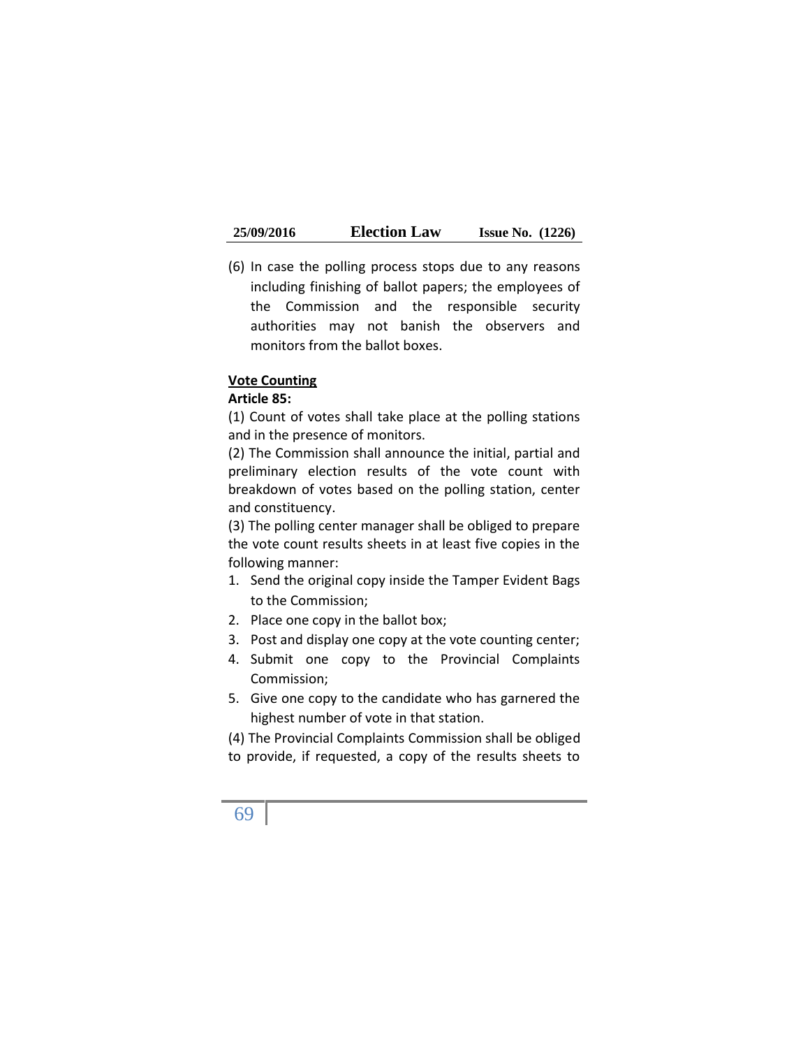(6) In case the polling process stops due to any reasons including finishing of ballot papers; the employees of the Commission and the responsible security authorities may not banish the observers and monitors from the ballot boxes.

**Vote Counting**

**Article 85:**

(1) Count of votes shall take place at the polling stations and in the presence of monitors.

(2) The Commission shall announce the initial, partial and preliminary election results of the vote count with breakdown of votes based on the polling station, center and constituency.

(3) The polling center manager shall be obliged to prepare the vote count results sheets in at least five copies in the following manner:

1. Send the original copy inside the Tamper Evident Bags to the Commission;
2. Place one copy in the ballot box;
3. Post and display one copy at the vote counting center;
4. Submit one copy to the Provincial Complaints Commission;
5. Give one copy to the candidate who has garnered the highest number of vote in that station.

(4) The Provincial Complaints Commission shall be obliged to provide, if requested, a copy of the results sheets to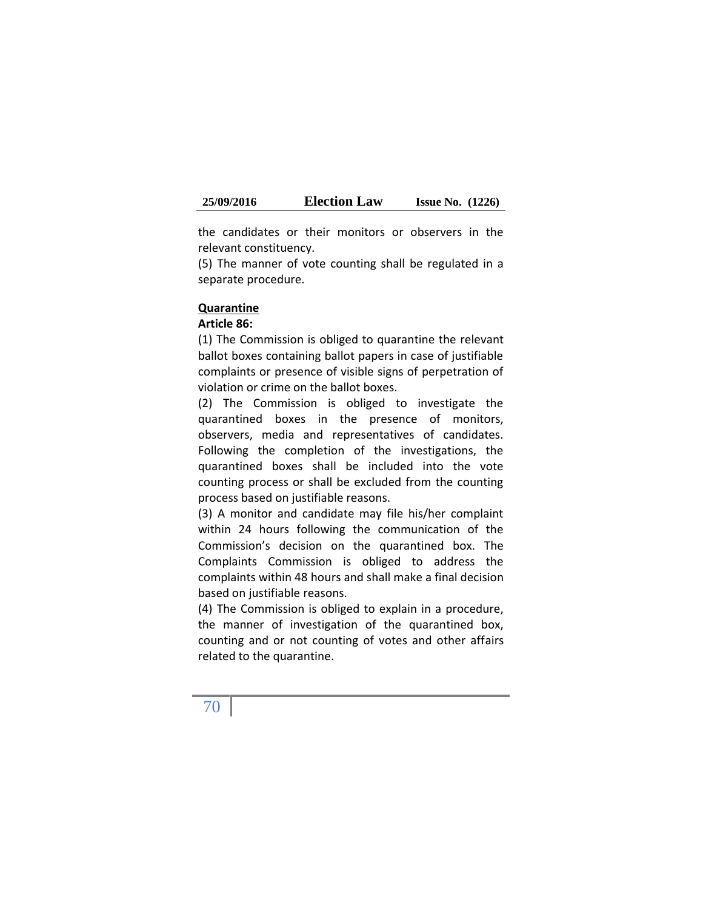the candidates or their monitors or observers in the relevant constituency.

(5) The manner of vote counting shall be regulated in a separate procedure.

**Quarantine**

**Article 86:**

(1) The Commission is obliged to quarantine the relevant ballot boxes containing ballot papers in case of justifiable complaints or presence of visible signs of perpetration of violation or crime on the ballot boxes.

(2) The Commission is obliged to investigate the quarantined boxes in the presence of monitors, observers, media and representatives of candidates. Following the completion of the investigations, the quarantined boxes shall be included into the vote counting process or shall be excluded from the counting process based on justifiable reasons.

(3) A monitor and candidate may file his/her complaint within 24 hours following the communication of the Commission's decision on the quarantined box. The Complaints Commission is obliged to address the complaints within 48 hours and shall make a final decision based on justifiable reasons.

(4) The Commission is obliged to explain in a procedure, the manner of investigation of the quarantined box, counting and or not counting of votes and other affairs related to the quarantine.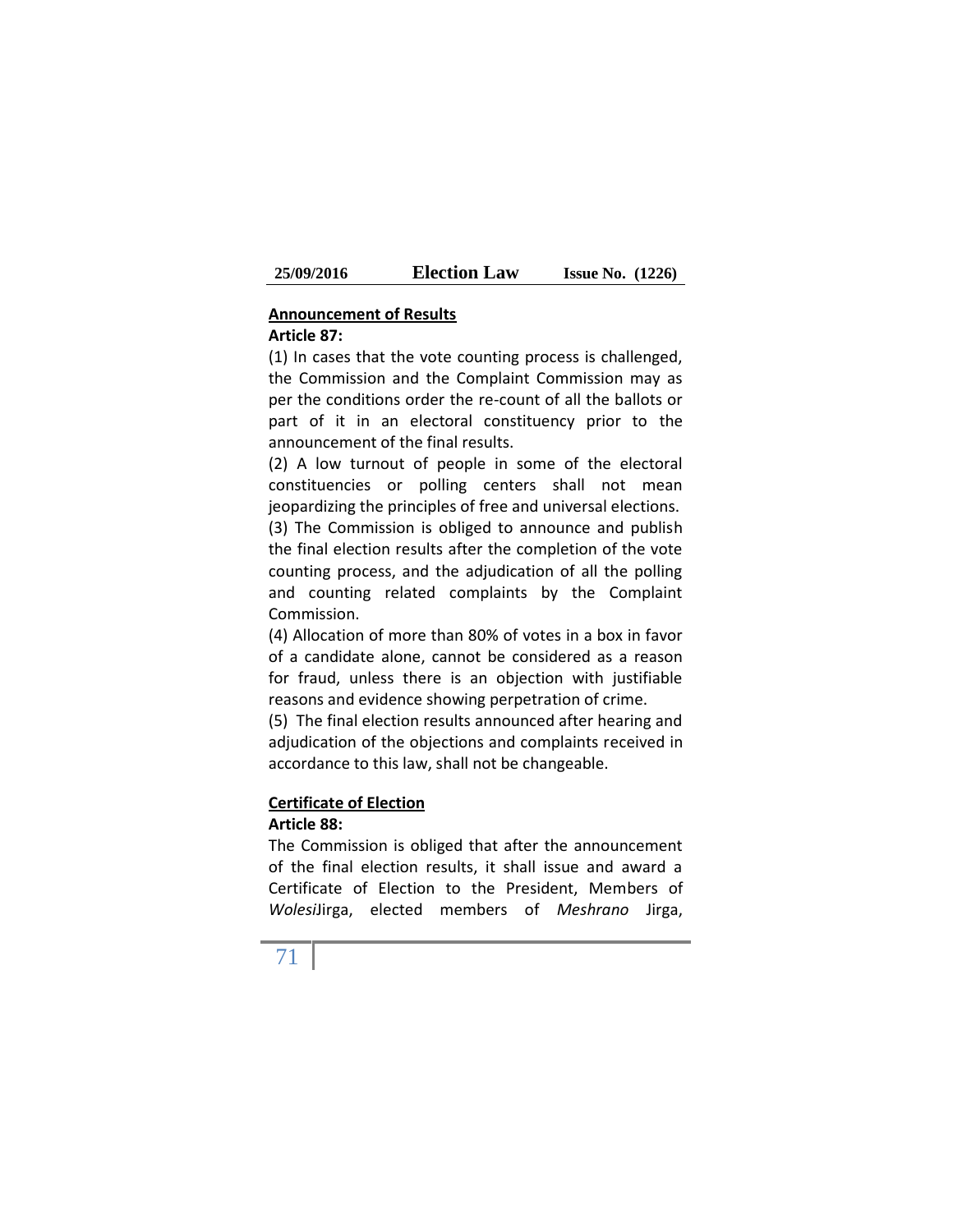**Announcement of Results**

**Article 87:**

(1) In cases that the vote counting process is challenged, the Commission and the Complaint Commission may as per the conditions order the re-count of all the ballots or part of it in an electoral constituency prior to the announcement of the final results.

(2) A low turnout of people in some of the electoral constituencies or polling centers shall not mean jeopardizing the principles of free and universal elections.

(3) The Commission is obliged to announce and publish the final election results after the completion of the vote counting process, and the adjudication of all the polling and counting related complaints by the Complaint Commission.

(4) Allocation of more than 80% of votes in a box in favor of a candidate alone, cannot be considered as a reason for fraud, unless there is an objection with justifiable reasons and evidence showing perpetration of crime.

(5) The final election results announced after hearing and adjudication of the objections and complaints received in accordance to this law, shall not be changeable.

**Certificate of Election**

**Article 88:**

The Commission is obliged that after the announcement of the final election results, it shall issue and award a Certificate of Election to the President, Members of *Wolesi*Jirga, elected members of *Meshrano* Jirga,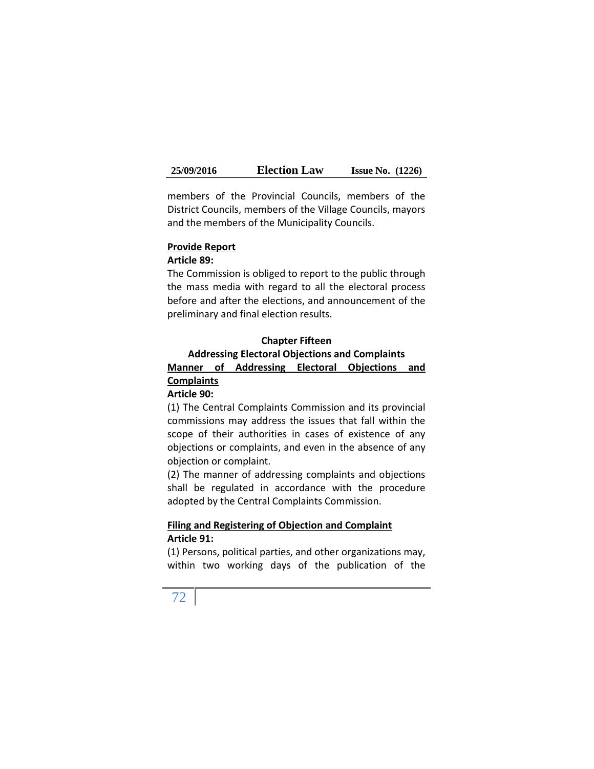members of the Provincial Councils, members of the District Councils, members of the Village Councils, mayors and the members of the Municipality Councils.

**Provide Report**

**Article 89:**

The Commission is obliged to report to the public through the mass media with regard to all the electoral process before and after the elections, and announcement of the preliminary and final election results.

## Chapter Fifteen

## Addressing Electoral Objections and Complaints

**Manner of Addressing Electoral Objections and Complaints**

**Article 90:**

(1) The Central Complaints Commission and its provincial commissions may address the issues that fall within the scope of their authorities in cases of existence of any objections or complaints, and even in the absence of any objection or complaint.

(2) The manner of addressing complaints and objections shall be regulated in accordance with the procedure adopted by the Central Complaints Commission.

**Filing and Registering of Objection and Complaint**

**Article 91:**

(1) Persons, political parties, and other organizations may, within two working days of the publication of the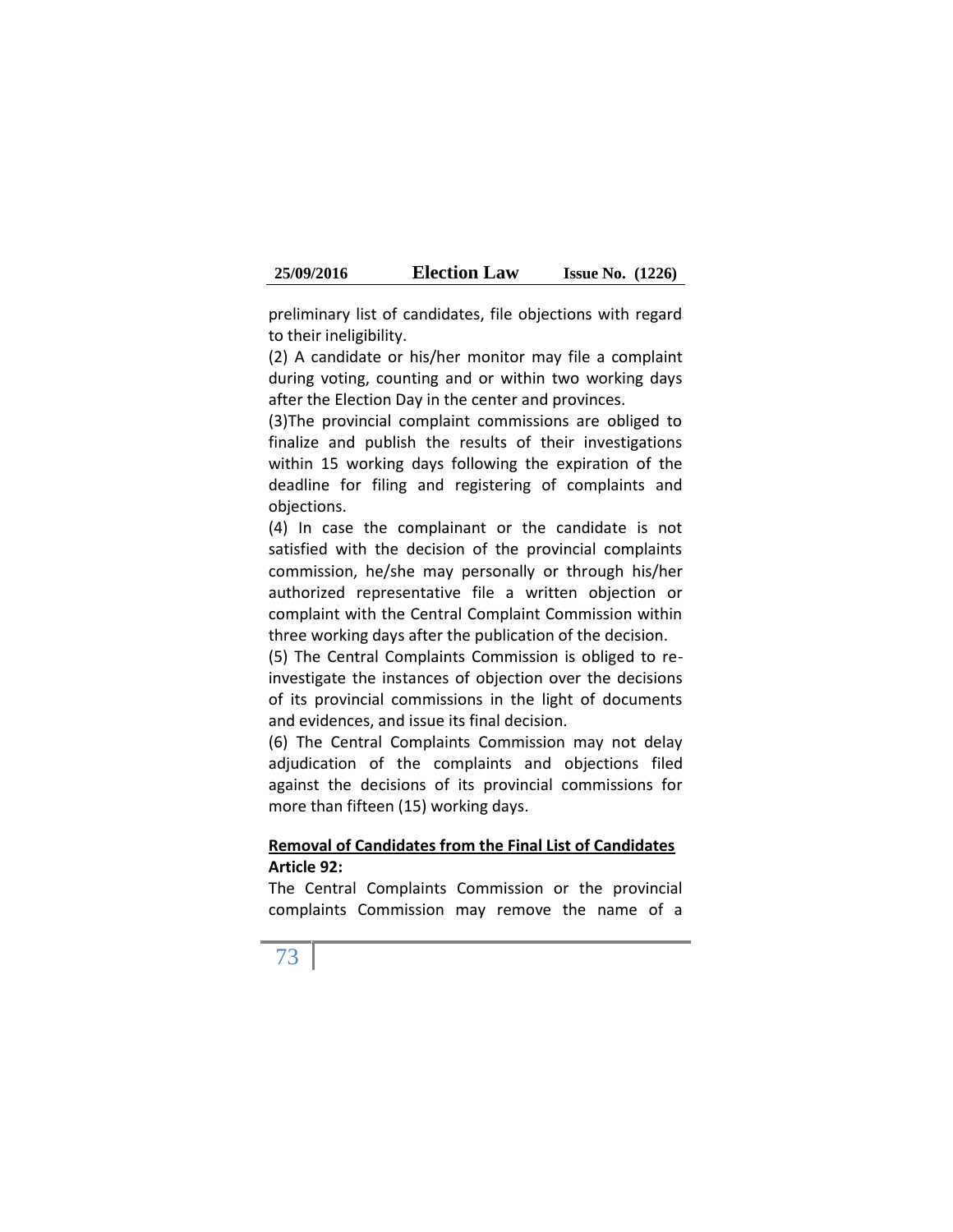preliminary list of candidates, file objections with regard to their ineligibility.

(2) A candidate or his/her monitor may file a complaint during voting, counting and or within two working days after the Election Day in the center and provinces.

(3)The provincial complaint commissions are obliged to finalize and publish the results of their investigations within 15 working days following the expiration of the deadline for filing and registering of complaints and objections.

(4) In case the complainant or the candidate is not satisfied with the decision of the provincial complaints commission, he/she may personally or through his/her authorized representative file a written objection or complaint with the Central Complaint Commission within three working days after the publication of the decision.

(5) The Central Complaints Commission is obliged to re-investigate the instances of objection over the decisions of its provincial commissions in the light of documents and evidences, and issue its final decision.

(6) The Central Complaints Commission may not delay adjudication of the complaints and objections filed against the decisions of its provincial commissions for more than fifteen (15) working days.

**Removal of Candidates from the Final List of Candidates**

**Article 92:**

The Central Complaints Commission or the provincial complaints Commission may remove the name of a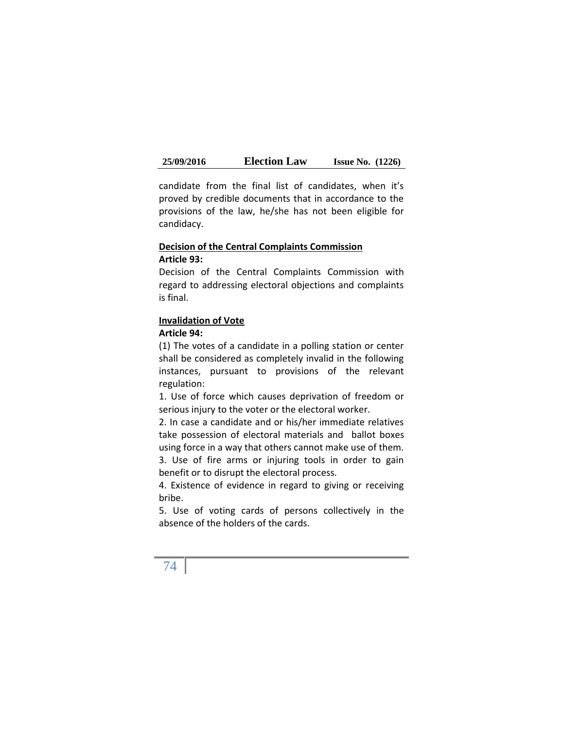candidate from the final list of candidates, when it's proved by credible documents that in accordance to the provisions of the law, he/she has not been eligible for candidacy.

**Decision of the Central Complaints Commission**

**Article 93:**

Decision of the Central Complaints Commission with regard to addressing electoral objections and complaints is final.

**Invalidation of Vote**

**Article 94:**

(1) The votes of a candidate in a polling station or center shall be considered as completely invalid in the following instances, pursuant to provisions of the relevant regulation:

1. Use of force which causes deprivation of freedom or serious injury to the voter or the electoral worker.
2. In case a candidate and or his/her immediate relatives take possession of electoral materials and ballot boxes using force in a way that others cannot make use of them.
3. Use of fire arms or injuring tools in order to gain benefit or to disrupt the electoral process.
4. Existence of evidence in regard to giving or receiving bribe.
5. Use of voting cards of persons collectively in the absence of the holders of the cards.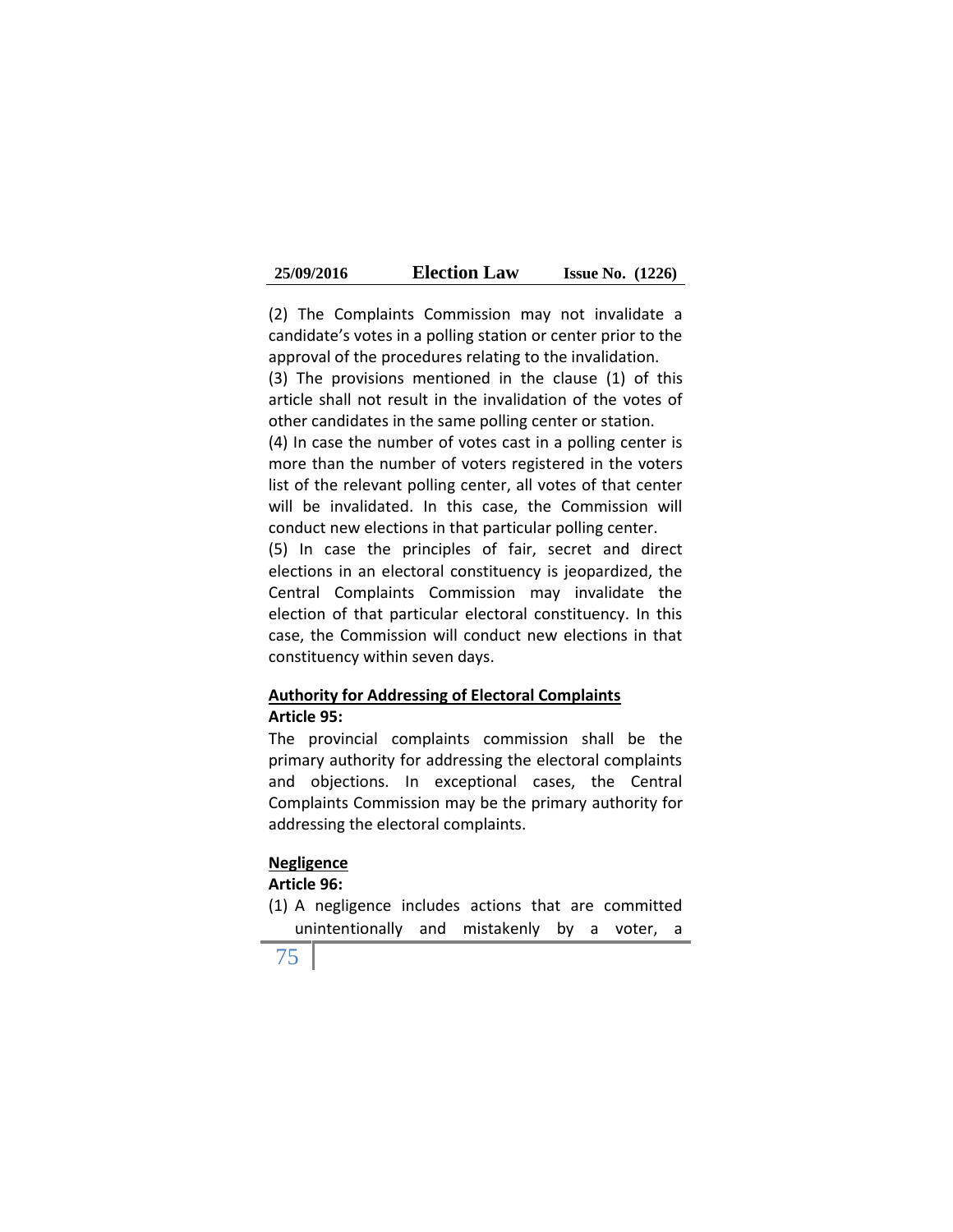(2) The Complaints Commission may not invalidate a candidate's votes in a polling station or center prior to the approval of the procedures relating to the invalidation.

(3) The provisions mentioned in the clause (1) of this article shall not result in the invalidation of the votes of other candidates in the same polling center or station.

(4) In case the number of votes cast in a polling center is more than the number of voters registered in the voters list of the relevant polling center, all votes of that center will be invalidated. In this case, the Commission will conduct new elections in that particular polling center.

(5) In case the principles of fair, secret and direct elections in an electoral constituency is jeopardized, the Central Complaints Commission may invalidate the election of that particular electoral constituency. In this case, the Commission will conduct new elections in that constituency within seven days.

**<u>Authority for Addressing of Electoral Complaints</u>**

**Article 95:**

The provincial complaints commission shall be the primary authority for addressing the electoral complaints and objections. In exceptional cases, the Central Complaints Commission may be the primary authority for addressing the electoral complaints.

**<u>Negligence</u>**

**Article 96:**

(1) A negligence includes actions that are committed unintentionally and mistakenly by a voter, a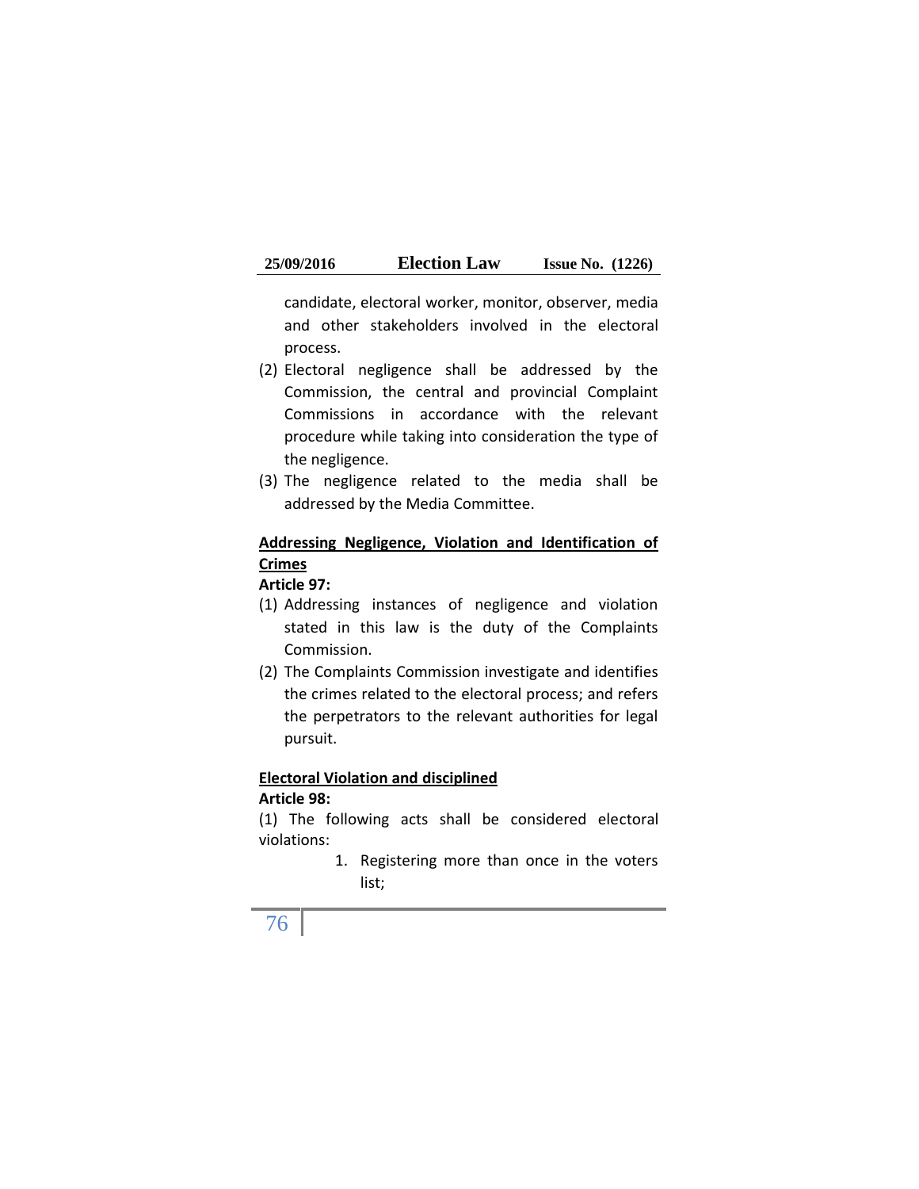candidate, electoral worker, monitor, observer, media and other stakeholders involved in the electoral process.

(2) Electoral negligence shall be addressed by the Commission, the central and provincial Complaint Commissions in accordance with the relevant procedure while taking into consideration the type of the negligence.

(3) The negligence related to the media shall be addressed by the Media Committee.

**Addressing Negligence, Violation and Identification of Crimes**

**Article 97:**

(1) Addressing instances of negligence and violation stated in this law is the duty of the Complaints Commission.

(2) The Complaints Commission investigate and identifies the crimes related to the electoral process; and refers the perpetrators to the relevant authorities for legal pursuit.

**Electoral Violation and disciplined**

**Article 98:**

(1) The following acts shall be considered electoral violations:

1. Registering more than once in the voters list;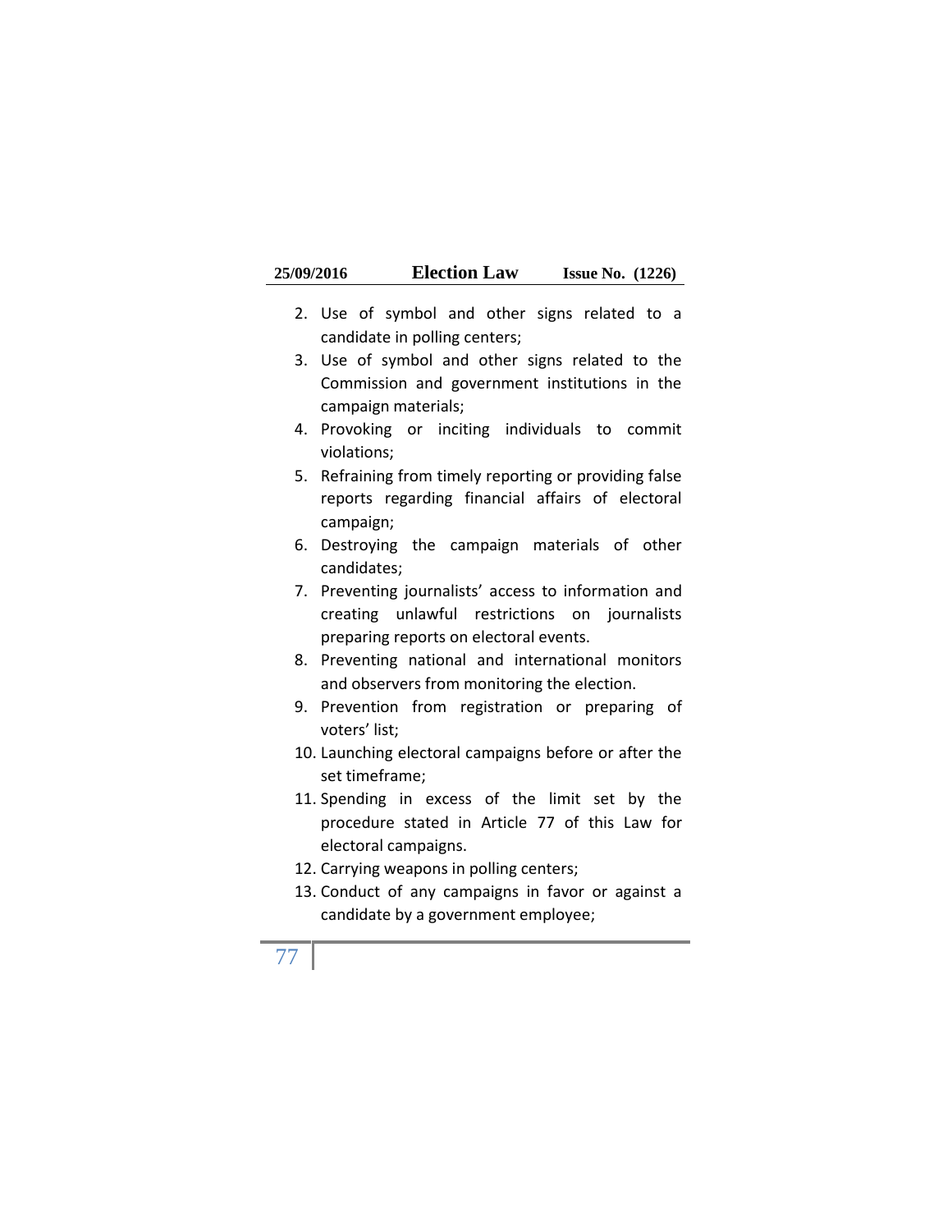2. Use of symbol and other signs related to a candidate in polling centers;
3. Use of symbol and other signs related to the Commission and government institutions in the campaign materials;
4. Provoking or inciting individuals to commit violations;
5. Refraining from timely reporting or providing false reports regarding financial affairs of electoral campaign;
6. Destroying the campaign materials of other candidates;
7. Preventing journalists' access to information and creating unlawful restrictions on journalists preparing reports on electoral events.
8. Preventing national and international monitors and observers from monitoring the election.
9. Prevention from registration or preparing of voters' list;
10. Launching electoral campaigns before or after the set timeframe;
11. Spending in excess of the limit set by the procedure stated in Article 77 of this Law for electoral campaigns.
12. Carrying weapons in polling centers;
13. Conduct of any campaigns in favor or against a candidate by a government employee;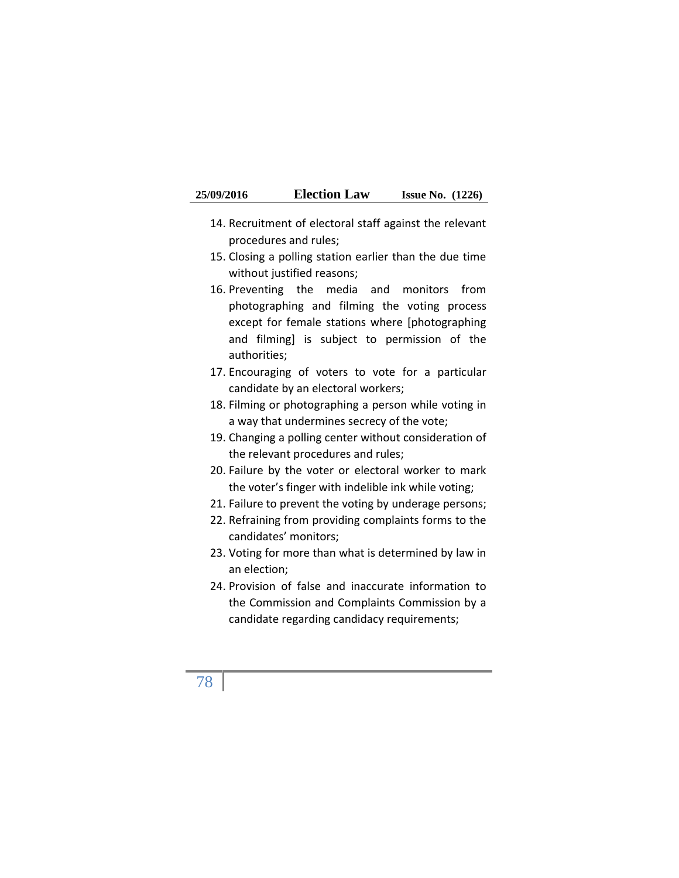14. Recruitment of electoral staff against the relevant procedures and rules;
15. Closing a polling station earlier than the due time without justified reasons;
16. Preventing the media and monitors from photographing and filming the voting process except for female stations where [photographing and filming] is subject to permission of the authorities;
17. Encouraging of voters to vote for a particular candidate by an electoral workers;
18. Filming or photographing a person while voting in a way that undermines secrecy of the vote;
19. Changing a polling center without consideration of the relevant procedures and rules;
20. Failure by the voter or electoral worker to mark the voter's finger with indelible ink while voting;
21. Failure to prevent the voting by underage persons;
22. Refraining from providing complaints forms to the candidates' monitors;
23. Voting for more than what is determined by law in an election;
24. Provision of false and inaccurate information to the Commission and Complaints Commission by a candidate regarding candidacy requirements;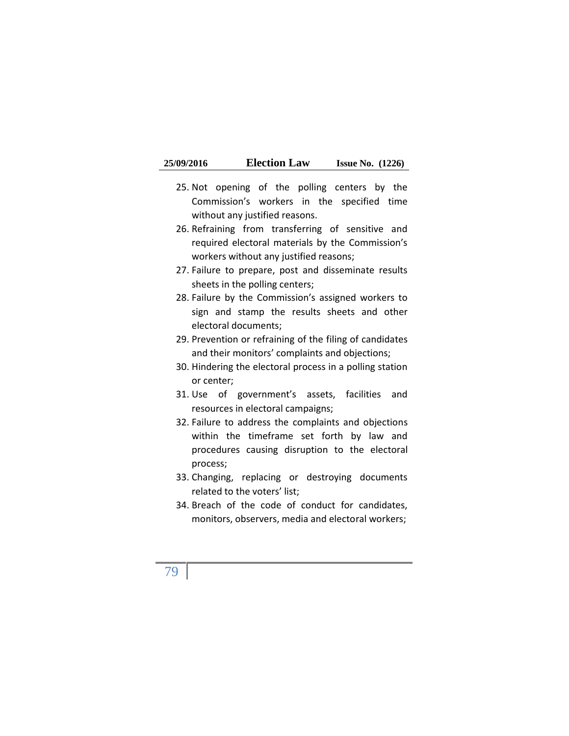25. Not opening of the polling centers by the Commission's workers in the specified time without any justified reasons.
26. Refraining from transferring of sensitive and required electoral materials by the Commission's workers without any justified reasons;
27. Failure to prepare, post and disseminate results sheets in the polling centers;
28. Failure by the Commission's assigned workers to sign and stamp the results sheets and other electoral documents;
29. Prevention or refraining of the filing of candidates and their monitors' complaints and objections;
30. Hindering the electoral process in a polling station or center;
31. Use of government's assets, facilities and resources in electoral campaigns;
32. Failure to address the complaints and objections within the timeframe set forth by law and procedures causing disruption to the electoral process;
33. Changing, replacing or destroying documents related to the voters' list;
34. Breach of the code of conduct for candidates, monitors, observers, media and electoral workers;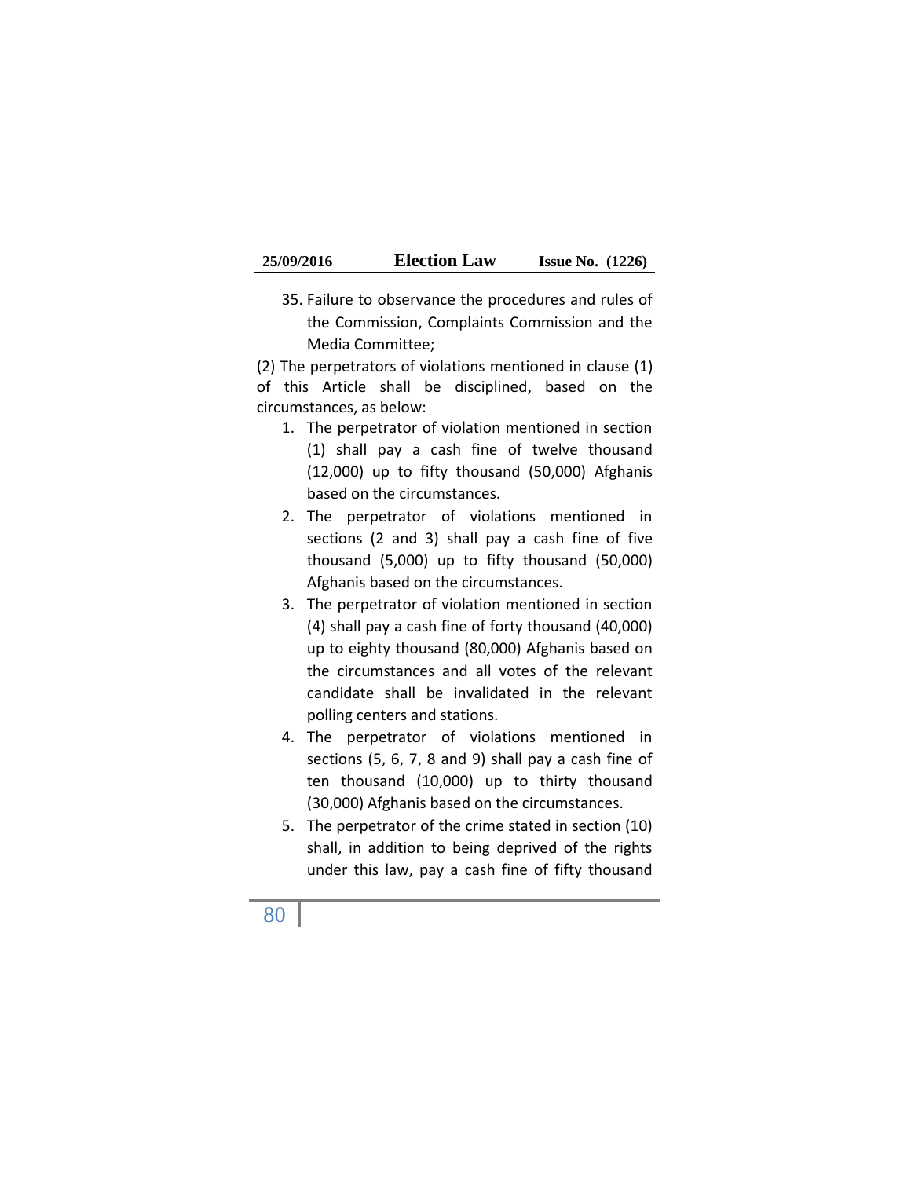35. Failure to observance the procedures and rules of the Commission, Complaints Commission and the Media Committee;

(2) The perpetrators of violations mentioned in clause (1) of this Article shall be disciplined, based on the circumstances, as below:

1. The perpetrator of violation mentioned in section (1) shall pay a cash fine of twelve thousand (12,000) up to fifty thousand (50,000) Afghanis based on the circumstances.
2. The perpetrator of violations mentioned in sections (2 and 3) shall pay a cash fine of five thousand (5,000) up to fifty thousand (50,000) Afghanis based on the circumstances.
3. The perpetrator of violation mentioned in section (4) shall pay a cash fine of forty thousand (40,000) up to eighty thousand (80,000) Afghanis based on the circumstances and all votes of the relevant candidate shall be invalidated in the relevant polling centers and stations.
4. The perpetrator of violations mentioned in sections (5, 6, 7, 8 and 9) shall pay a cash fine of ten thousand (10,000) up to thirty thousand (30,000) Afghanis based on the circumstances.
5. The perpetrator of the crime stated in section (10) shall, in addition to being deprived of the rights under this law, pay a cash fine of fifty thousand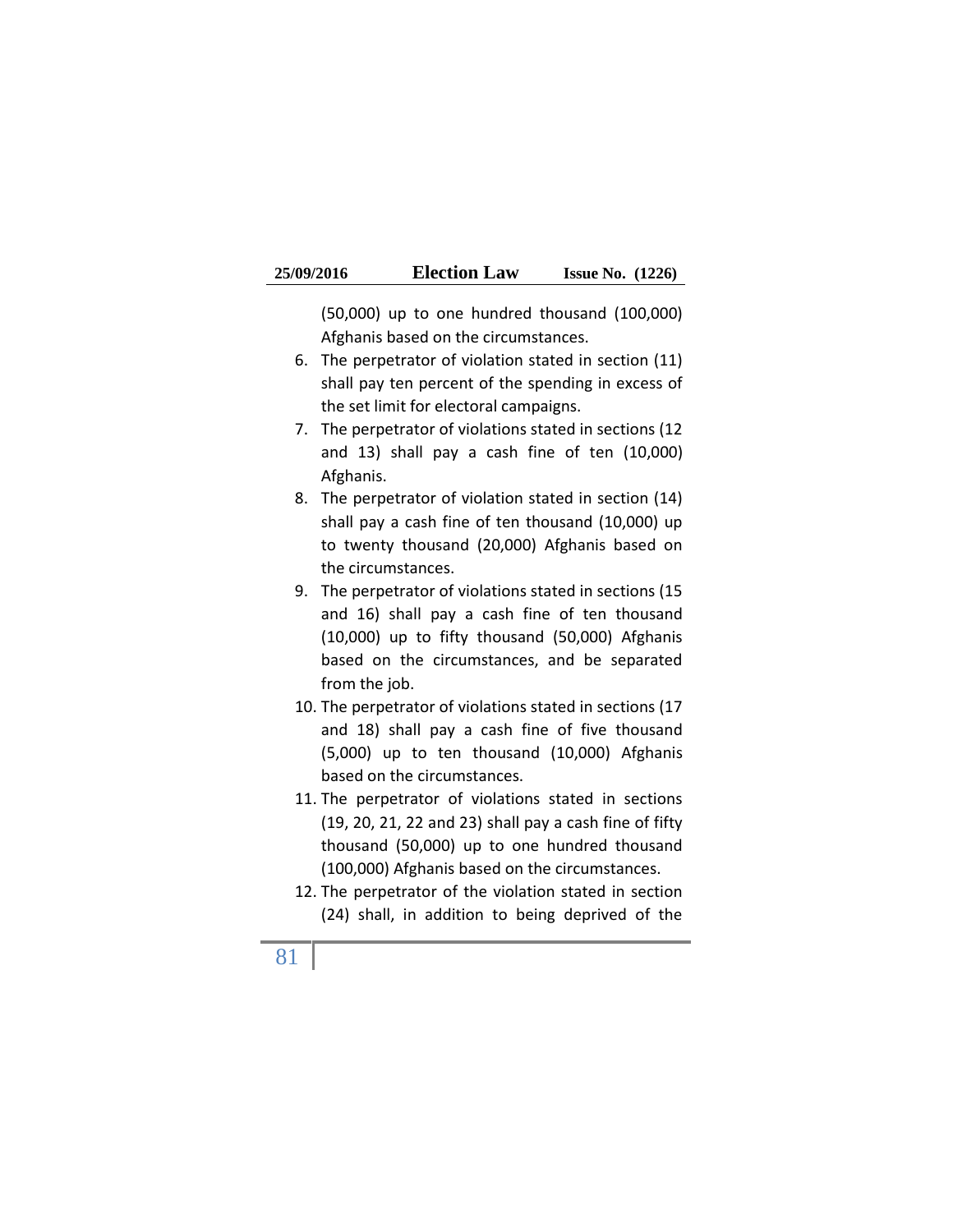(50,000) up to one hundred thousand (100,000) Afghanis based on the circumstances.

6. The perpetrator of violation stated in section (11) shall pay ten percent of the spending in excess of the set limit for electoral campaigns.
7. The perpetrator of violations stated in sections (12 and 13) shall pay a cash fine of ten (10,000) Afghanis.
8. The perpetrator of violation stated in section (14) shall pay a cash fine of ten thousand (10,000) up to twenty thousand (20,000) Afghanis based on the circumstances.
9. The perpetrator of violations stated in sections (15 and 16) shall pay a cash fine of ten thousand (10,000) up to fifty thousand (50,000) Afghanis based on the circumstances, and be separated from the job.
10. The perpetrator of violations stated in sections (17 and 18) shall pay a cash fine of five thousand (5,000) up to ten thousand (10,000) Afghanis based on the circumstances.
11. The perpetrator of violations stated in sections (19, 20, 21, 22 and 23) shall pay a cash fine of fifty thousand (50,000) up to one hundred thousand (100,000) Afghanis based on the circumstances.
12. The perpetrator of the violation stated in section (24) shall, in addition to being deprived of the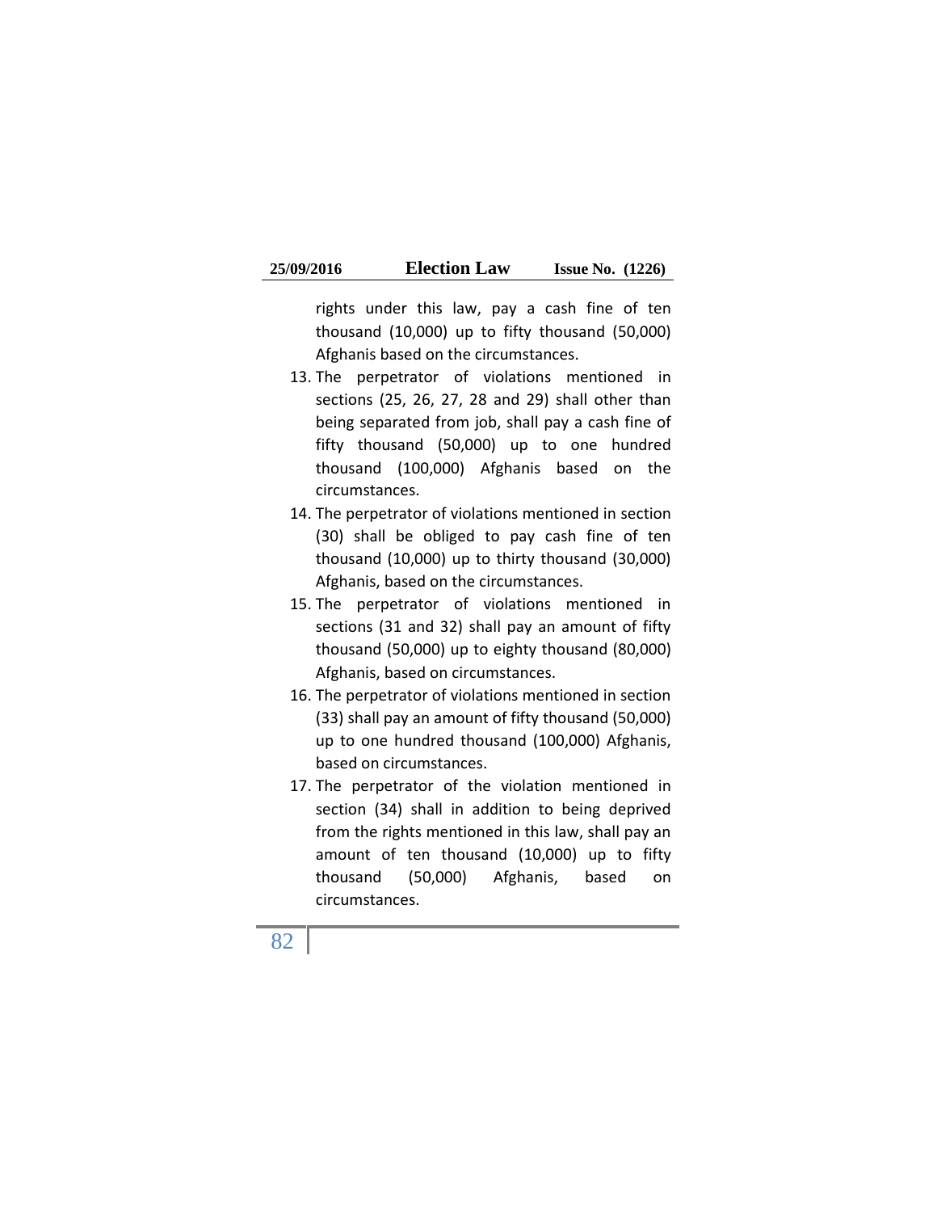rights under this law, pay a cash fine of ten thousand (10,000) up to fifty thousand (50,000) Afghanis based on the circumstances.

13. The perpetrator of violations mentioned in sections (25, 26, 27, 28 and 29) shall other than being separated from job, shall pay a cash fine of fifty thousand (50,000) up to one hundred thousand (100,000) Afghanis based on the circumstances.
14. The perpetrator of violations mentioned in section (30) shall be obliged to pay cash fine of ten thousand (10,000) up to thirty thousand (30,000) Afghanis, based on the circumstances.
15. The perpetrator of violations mentioned in sections (31 and 32) shall pay an amount of fifty thousand (50,000) up to eighty thousand (80,000) Afghanis, based on circumstances.
16. The perpetrator of violations mentioned in section (33) shall pay an amount of fifty thousand (50,000) up to one hundred thousand (100,000) Afghanis, based on circumstances.
17. The perpetrator of the violation mentioned in section (34) shall in addition to being deprived from the rights mentioned in this law, shall pay an amount of ten thousand (10,000) up to fifty thousand (50,000) Afghanis, based on circumstances.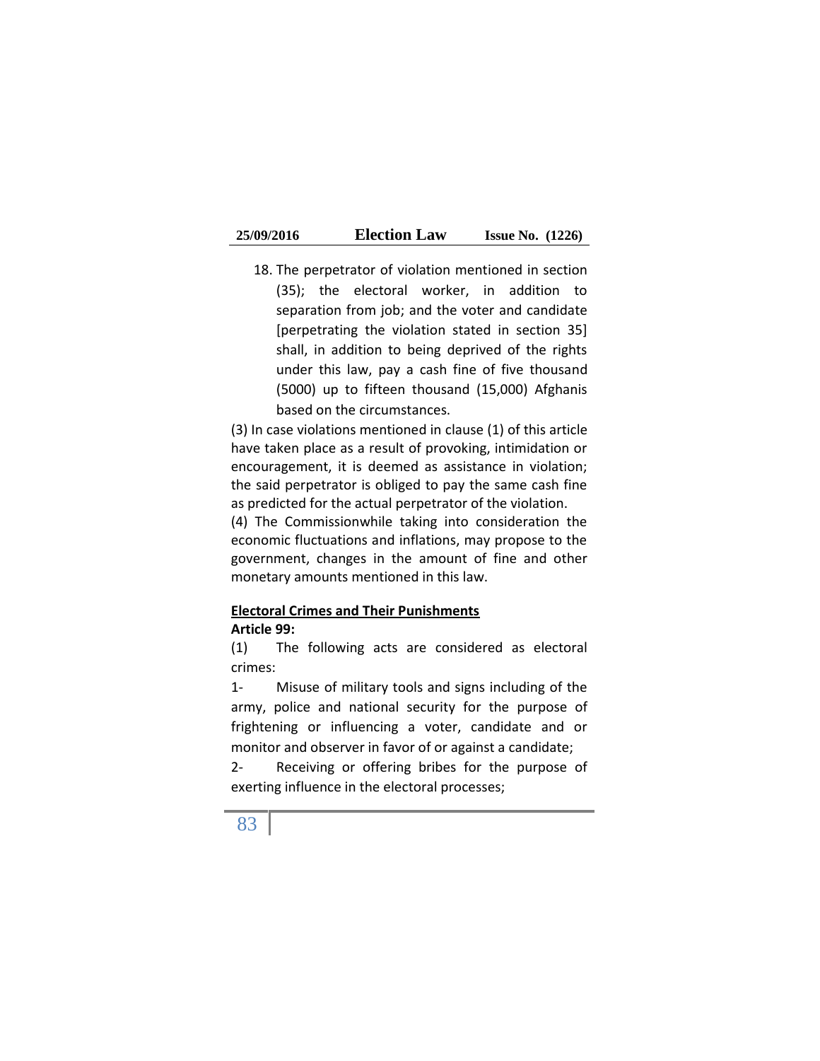18. The perpetrator of violation mentioned in section (35); the electoral worker, in addition to separation from job; and the voter and candidate [perpetrating the violation stated in section 35] shall, in addition to being deprived of the rights under this law, pay a cash fine of five thousand (5000) up to fifteen thousand (15,000) Afghanis based on the circumstances.

(3) In case violations mentioned in clause (1) of this article have taken place as a result of provoking, intimidation or encouragement, it is deemed as assistance in violation; the said perpetrator is obliged to pay the same cash fine as predicted for the actual perpetrator of the violation.

(4) The Commissionwhile taking into consideration the economic fluctuations and inflations, may propose to the government, changes in the amount of fine and other monetary amounts mentioned in this law.

**Electoral Crimes and Their Punishments**

**Article 99:**

(1) The following acts are considered as electoral crimes:

1- Misuse of military tools and signs including of the army, police and national security for the purpose of frightening or influencing a voter, candidate and or monitor and observer in favor of or against a candidate;

2- Receiving or offering bribes for the purpose of exerting influence in the electoral processes;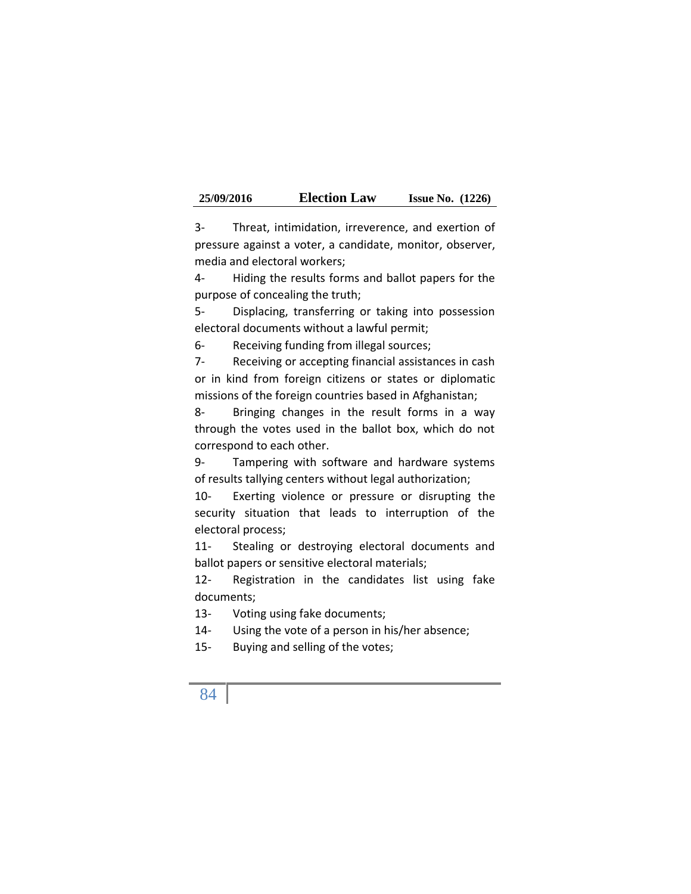3- Threat, intimidation, irreverence, and exertion of pressure against a voter, a candidate, monitor, observer, media and electoral workers;

4- Hiding the results forms and ballot papers for the purpose of concealing the truth;

5- Displacing, transferring or taking into possession electoral documents without a lawful permit;

6- Receiving funding from illegal sources;

7- Receiving or accepting financial assistances in cash or in kind from foreign citizens or states or diplomatic missions of the foreign countries based in Afghanistan;

8- Bringing changes in the result forms in a way through the votes used in the ballot box, which do not correspond to each other.

9- Tampering with software and hardware systems of results tallying centers without legal authorization;

10- Exerting violence or pressure or disrupting the security situation that leads to interruption of the electoral process;

11- Stealing or destroying electoral documents and ballot papers or sensitive electoral materials;

12- Registration in the candidates list using fake documents;

13- Voting using fake documents;

14- Using the vote of a person in his/her absence;

15- Buying and selling of the votes;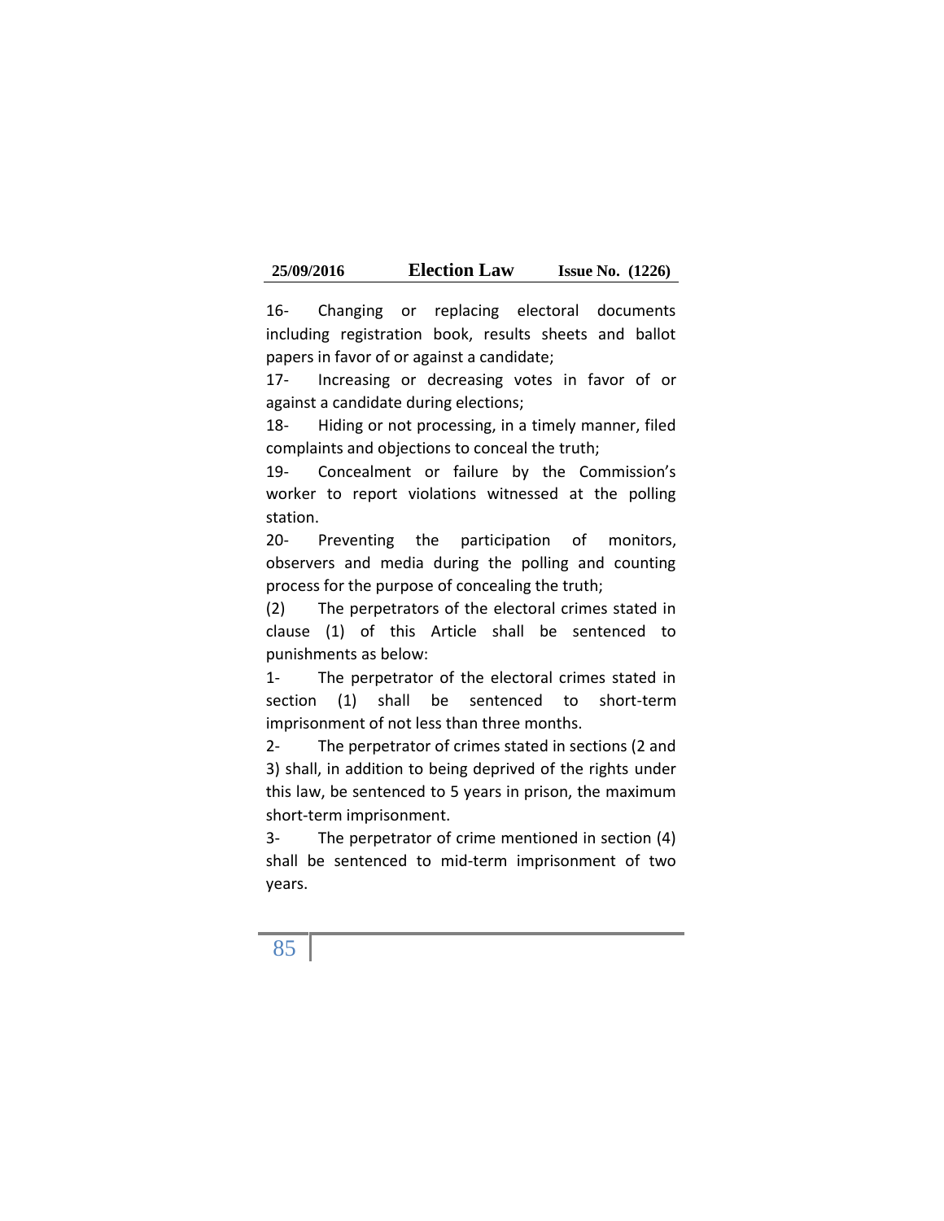16- Changing or replacing electoral documents including registration book, results sheets and ballot papers in favor of or against a candidate;

17- Increasing or decreasing votes in favor of or against a candidate during elections;

18- Hiding or not processing, in a timely manner, filed complaints and objections to conceal the truth;

19- Concealment or failure by the Commission's worker to report violations witnessed at the polling station.

20- Preventing the participation of monitors, observers and media during the polling and counting process for the purpose of concealing the truth;

(2) The perpetrators of the electoral crimes stated in clause (1) of this Article shall be sentenced to punishments as below:

1- The perpetrator of the electoral crimes stated in section (1) shall be sentenced to short-term imprisonment of not less than three months.

2- The perpetrator of crimes stated in sections (2 and 3) shall, in addition to being deprived of the rights under this law, be sentenced to 5 years in prison, the maximum short-term imprisonment.

3- The perpetrator of crime mentioned in section (4) shall be sentenced to mid-term imprisonment of two years.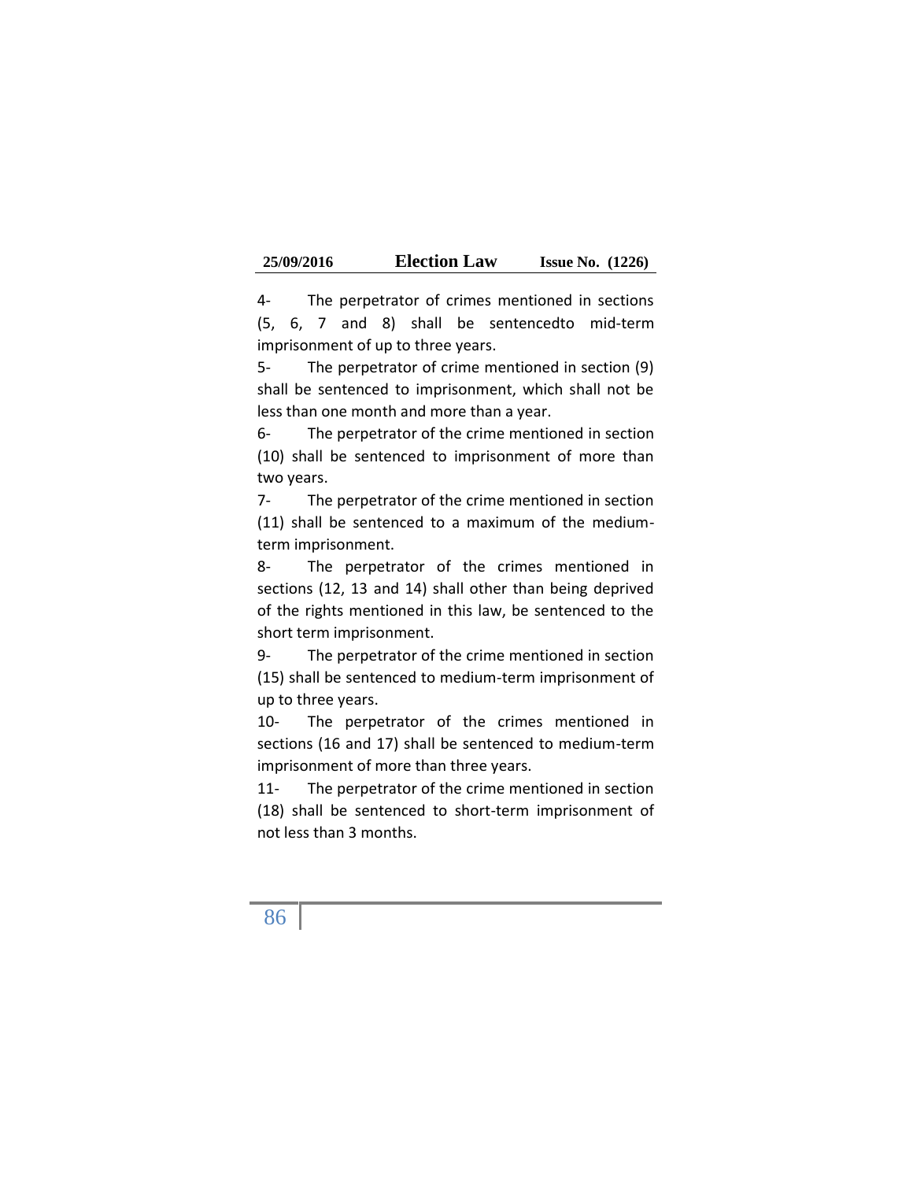4- The perpetrator of crimes mentioned in sections (5, 6, 7 and 8) shall be sentencedto mid-term imprisonment of up to three years.

5- The perpetrator of crime mentioned in section (9) shall be sentenced to imprisonment, which shall not be less than one month and more than a year.

6- The perpetrator of the crime mentioned in section (10) shall be sentenced to imprisonment of more than two years.

7- The perpetrator of the crime mentioned in section (11) shall be sentenced to a maximum of the medium-term imprisonment.

8- The perpetrator of the crimes mentioned in sections (12, 13 and 14) shall other than being deprived of the rights mentioned in this law, be sentenced to the short term imprisonment.

9- The perpetrator of the crime mentioned in section (15) shall be sentenced to medium-term imprisonment of up to three years.

10- The perpetrator of the crimes mentioned in sections (16 and 17) shall be sentenced to medium-term imprisonment of more than three years.

11- The perpetrator of the crime mentioned in section (18) shall be sentenced to short-term imprisonment of not less than 3 months.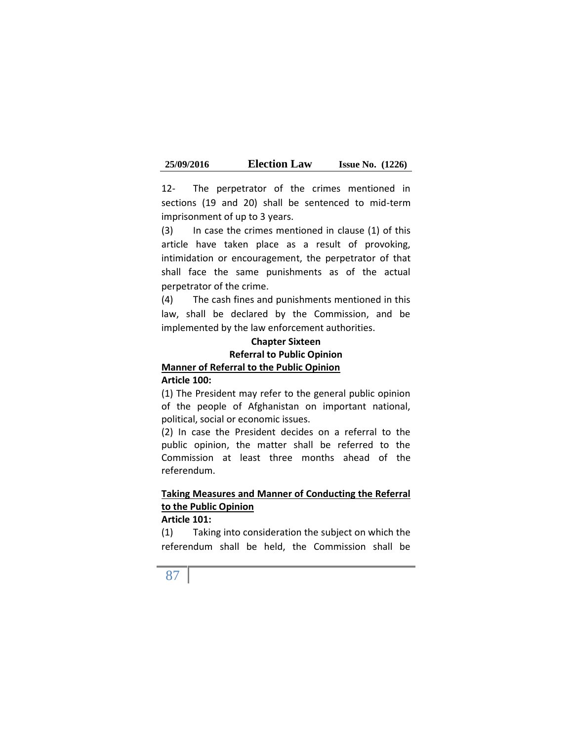12- The perpetrator of the crimes mentioned in sections (19 and 20) shall be sentenced to mid-term imprisonment of up to 3 years.

(3) In case the crimes mentioned in clause (1) of this article have taken place as a result of provoking, intimidation or encouragement, the perpetrator of that shall face the same punishments as of the actual perpetrator of the crime.

(4) The cash fines and punishments mentioned in this law, shall be declared by the Commission, and be implemented by the law enforcement authorities.

## Chapter Sixteen

## Referral to Public Opinion

**<u>Manner of Referral to the Public Opinion</u>**

**Article 100:**

(1) The President may refer to the general public opinion of the people of Afghanistan on important national, political, social or economic issues.

(2) In case the President decides on a referral to the public opinion, the matter shall be referred to the Commission at least three months ahead of the referendum.

**<u>Taking Measures and Manner of Conducting the Referral to the Public Opinion</u>**

**Article 101:**

(1) Taking into consideration the subject on which the referendum shall be held, the Commission shall be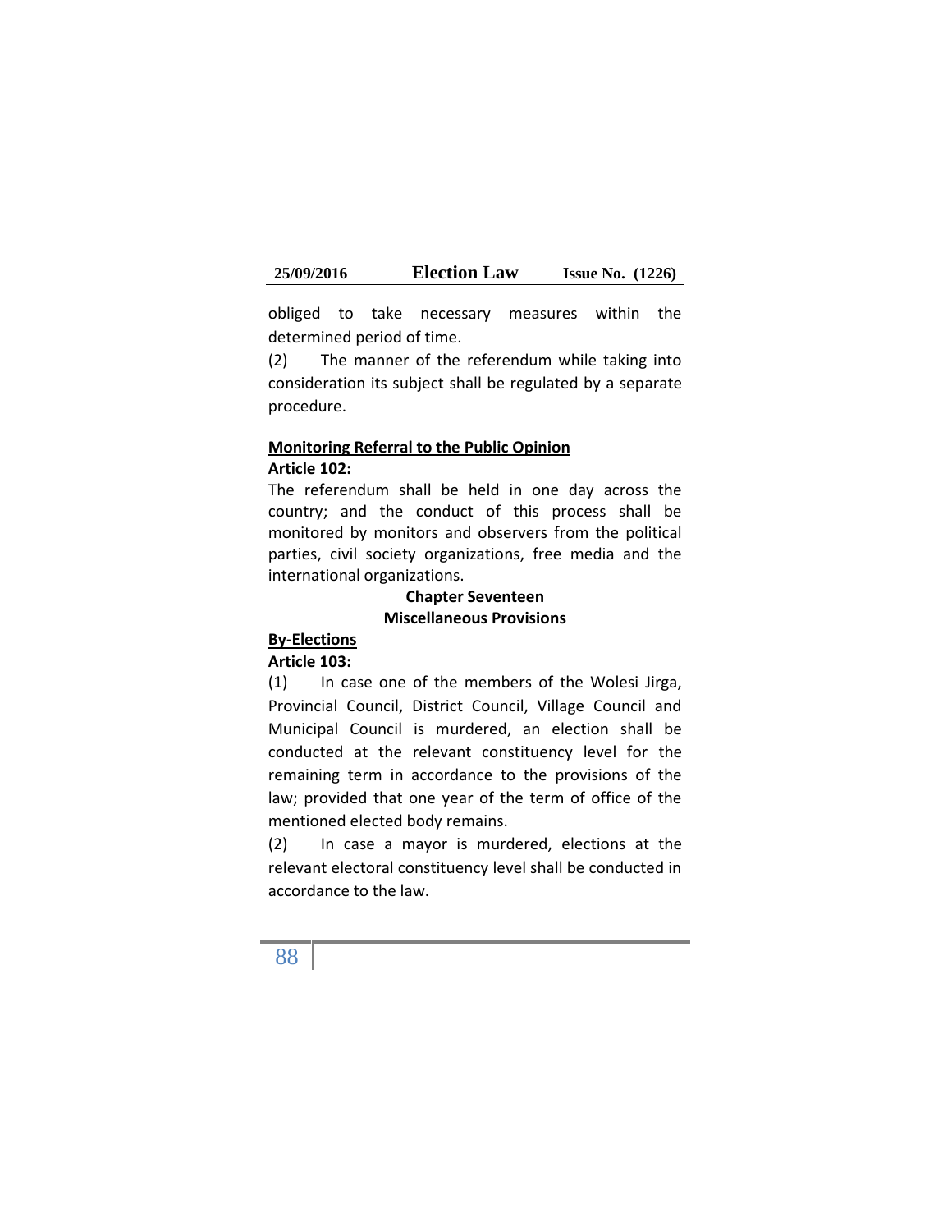obliged to take necessary measures within the determined period of time.

(2) The manner of the referendum while taking into consideration its subject shall be regulated by a separate procedure.

**Monitoring Referral to the Public Opinion**

**Article 102:**

The referendum shall be held in one day across the country; and the conduct of this process shall be monitored by monitors and observers from the political parties, civil society organizations, free media and the international organizations.

## Chapter Seventeen
## Miscellaneous Provisions

**By-Elections**

**Article 103:**

(1) In case one of the members of the Wolesi Jirga, Provincial Council, District Council, Village Council and Municipal Council is murdered, an election shall be conducted at the relevant constituency level for the remaining term in accordance to the provisions of the law; provided that one year of the term of office of the mentioned elected body remains.

(2) In case a mayor is murdered, elections at the relevant electoral constituency level shall be conducted in accordance to the law.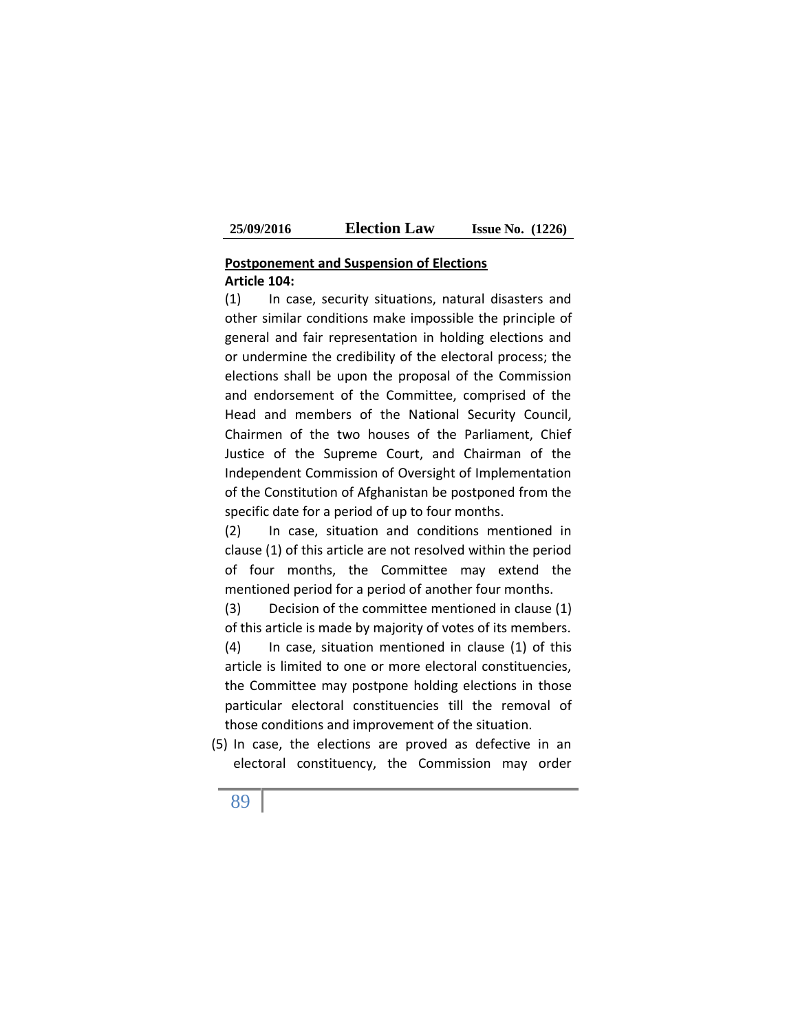**Postponement and Suspension of Elections**

**Article 104:**

(1) In case, security situations, natural disasters and other similar conditions make impossible the principle of general and fair representation in holding elections and or undermine the credibility of the electoral process; the elections shall be upon the proposal of the Commission and endorsement of the Committee, comprised of the Head and members of the National Security Council, Chairmen of the two houses of the Parliament, Chief Justice of the Supreme Court, and Chairman of the Independent Commission of Oversight of Implementation of the Constitution of Afghanistan be postponed from the specific date for a period of up to four months.

(2) In case, situation and conditions mentioned in clause (1) of this article are not resolved within the period of four months, the Committee may extend the mentioned period for a period of another four months.

(3) Decision of the committee mentioned in clause (1) of this article is made by majority of votes of its members.

(4) In case, situation mentioned in clause (1) of this article is limited to one or more electoral constituencies, the Committee may postpone holding elections in those particular electoral constituencies till the removal of those conditions and improvement of the situation.

(5) In case, the elections are proved as defective in an electoral constituency, the Commission may order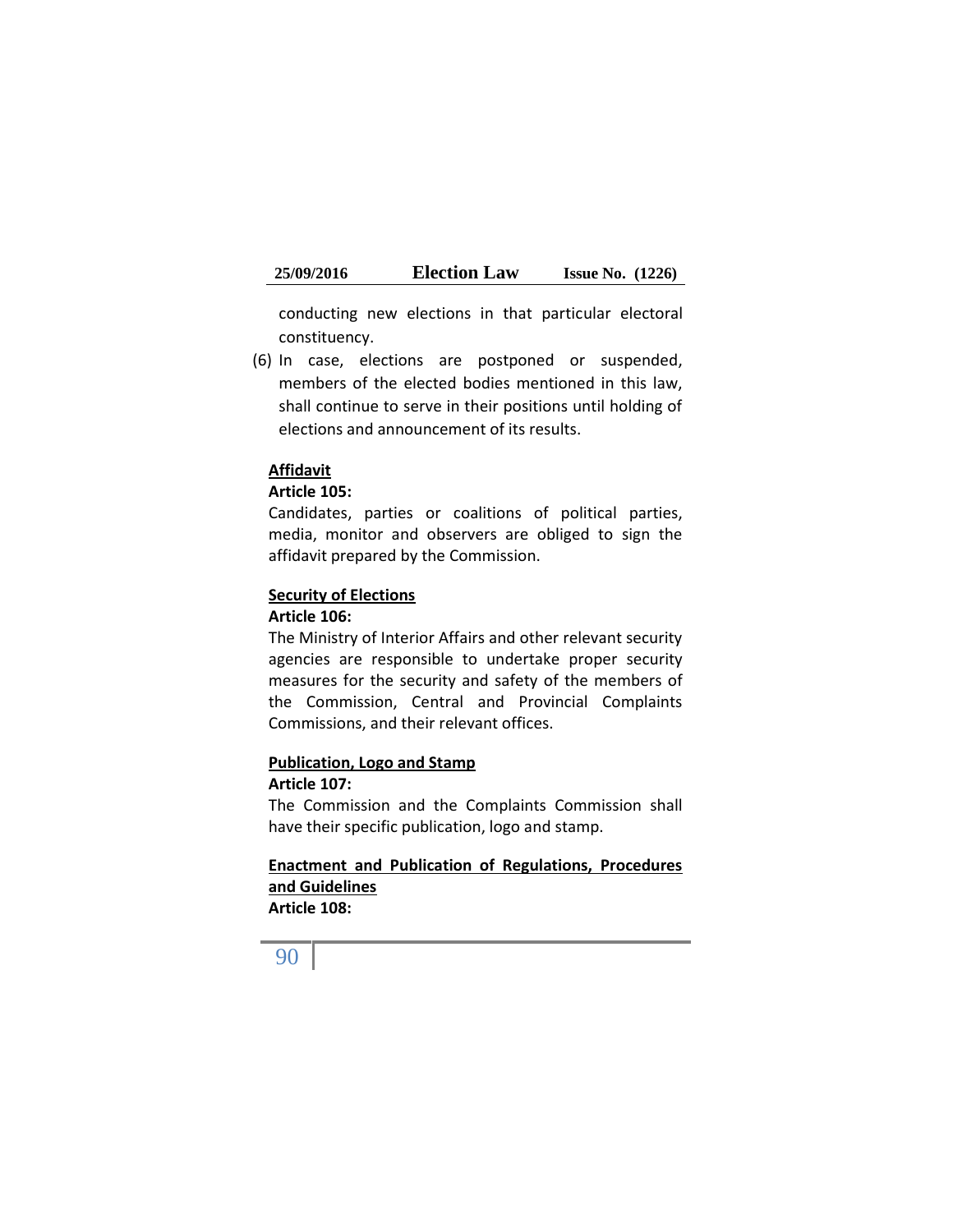conducting new elections in that particular electoral constituency.

(6) In case, elections are postponed or suspended, members of the elected bodies mentioned in this law, shall continue to serve in their positions until holding of elections and announcement of its results.

**Affidavit**

**Article 105:**

Candidates, parties or coalitions of political parties, media, monitor and observers are obliged to sign the affidavit prepared by the Commission.

**Security of Elections**

**Article 106:**

The Ministry of Interior Affairs and other relevant security agencies are responsible to undertake proper security measures for the security and safety of the members of the Commission, Central and Provincial Complaints Commissions, and their relevant offices.

**Publication, Logo and Stamp**

**Article 107:**

The Commission and the Complaints Commission shall have their specific publication, logo and stamp.

**Enactment and Publication of Regulations, Procedures and Guidelines**

**Article 108:**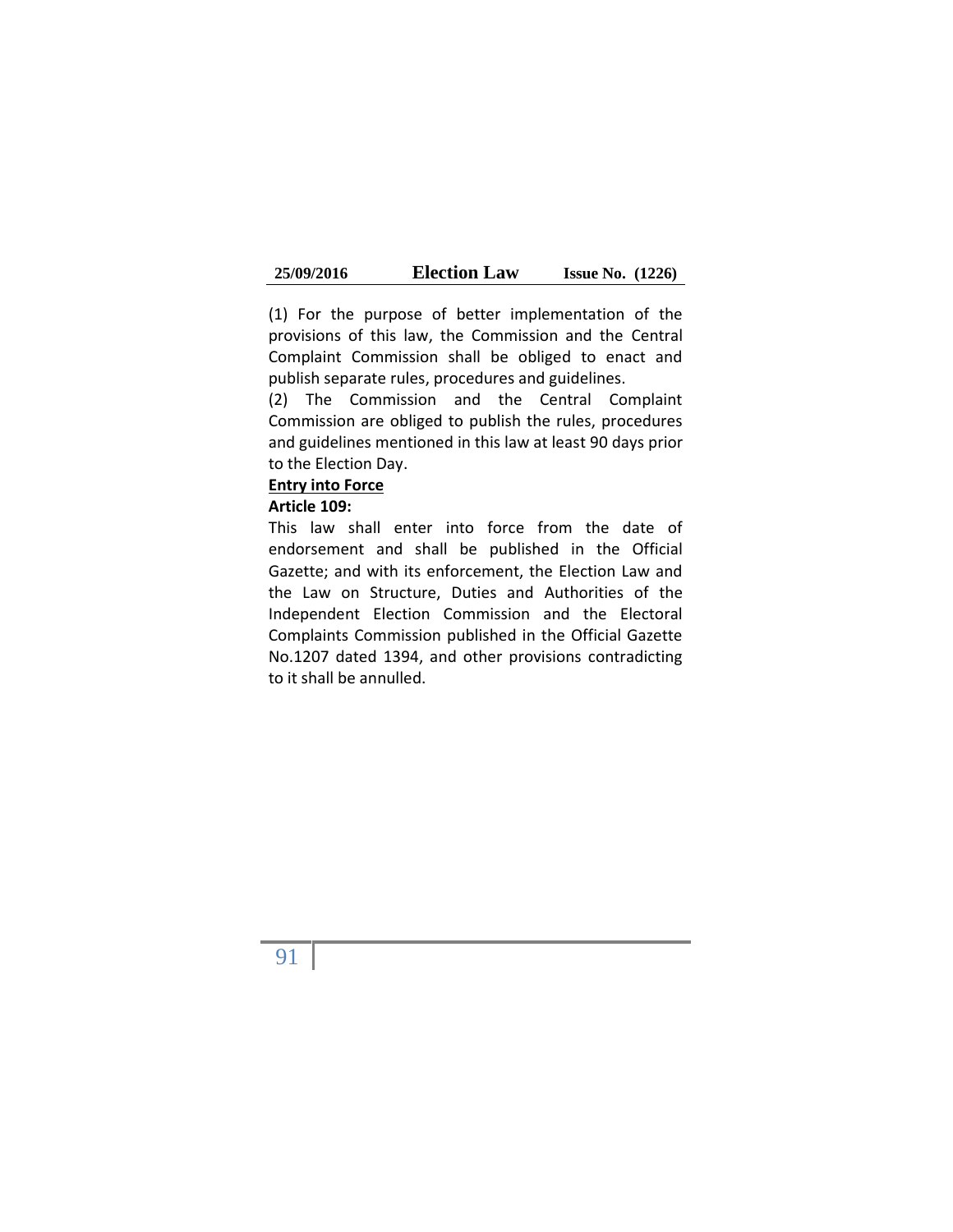(1) For the purpose of better implementation of the provisions of this law, the Commission and the Central Complaint Commission shall be obliged to enact and publish separate rules, procedures and guidelines.

(2) The Commission and the Central Complaint Commission are obliged to publish the rules, procedures and guidelines mentioned in this law at least 90 days prior to the Election Day.

**Entry into Force**

**Article 109:**

This law shall enter into force from the date of endorsement and shall be published in the Official Gazette; and with its enforcement, the Election Law and the Law on Structure, Duties and Authorities of the Independent Election Commission and the Electoral Complaints Commission published in the Official Gazette No.1207 dated 1394, and other provisions contradicting to it shall be annulled.